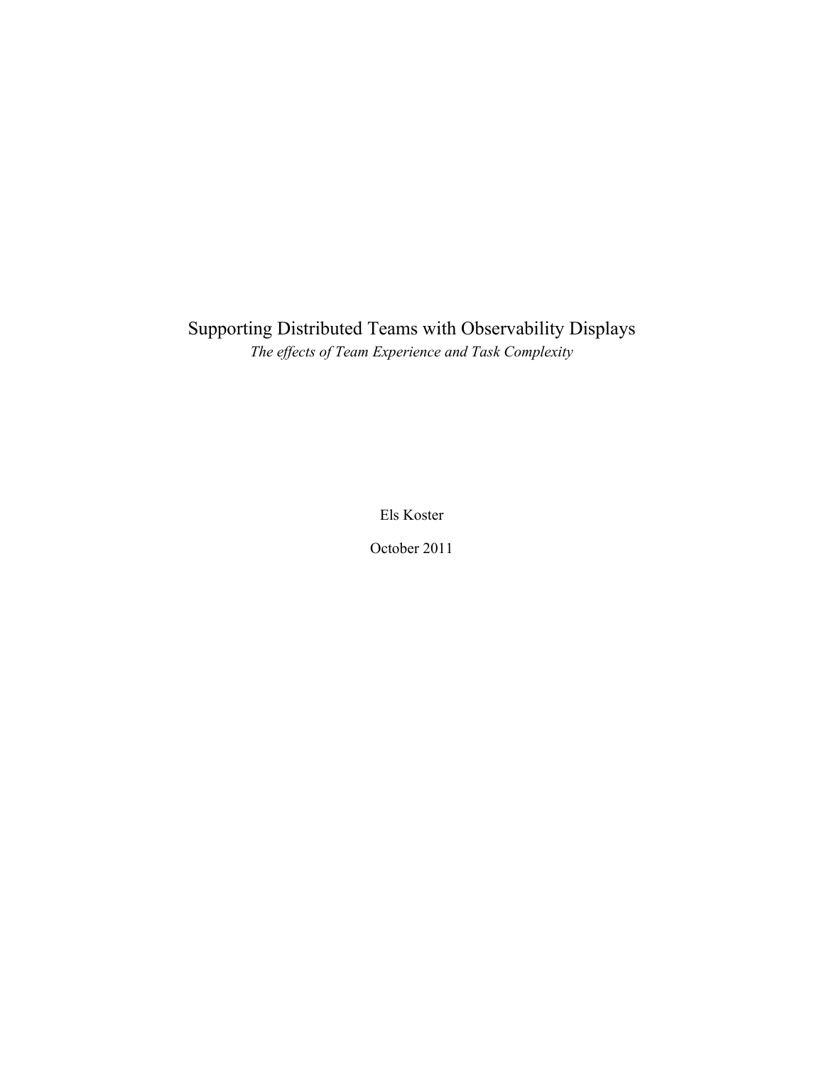# Supporting Distributed Teams with Observability Displays

*The effects of Team Experience and Task Complexity*

Els Koster

October 2011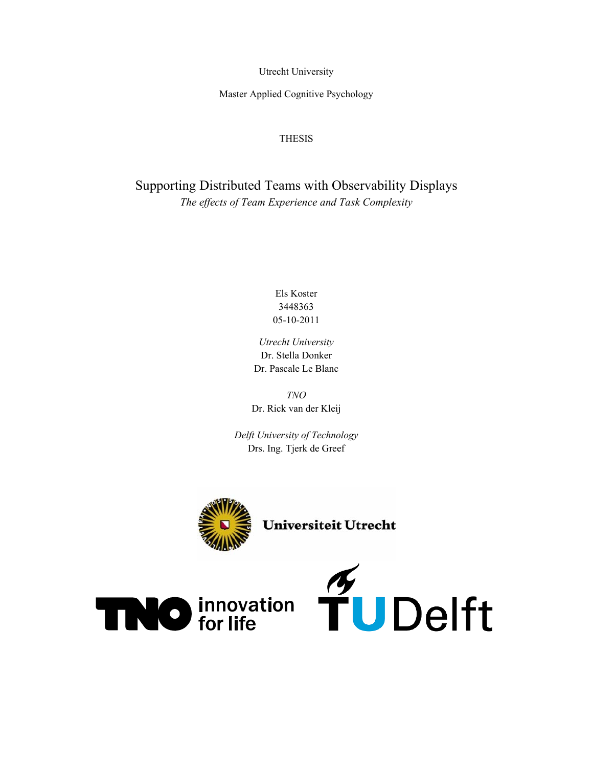Utrecht University

Master Applied Cognitive Psychology

THESIS

# Supporting Distributed Teams with Observability Displays

*The effects of Team Experience and Task Complexity*

Els Koster
3448363
05-10-2011

*Utrecht University*
Dr. Stella Donker
Dr. Pascale Le Blanc

*TNO*
Dr. Rick van der Kleij

*Delft University of Technology*
Drs. Ing. Tjerk de Greef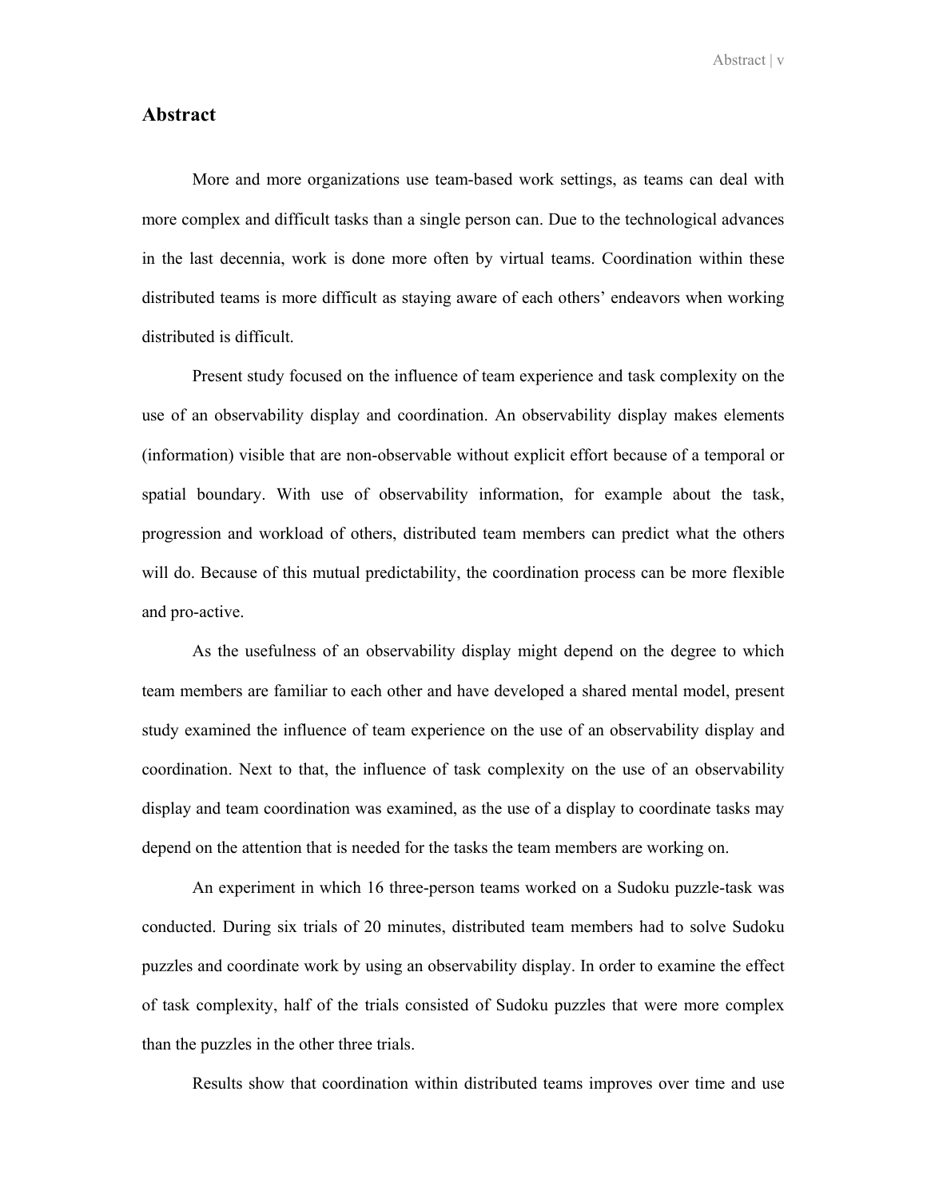## Abstract

More and more organizations use team-based work settings, as teams can deal with more complex and difficult tasks than a single person can. Due to the technological advances in the last decennia, work is done more often by virtual teams. Coordination within these distributed teams is more difficult as staying aware of each others' endeavors when working distributed is difficult.

Present study focused on the influence of team experience and task complexity on the use of an observability display and coordination. An observability display makes elements (information) visible that are non-observable without explicit effort because of a temporal or spatial boundary. With use of observability information, for example about the task, progression and workload of others, distributed team members can predict what the others will do. Because of this mutual predictability, the coordination process can be more flexible and pro-active.

As the usefulness of an observability display might depend on the degree to which team members are familiar to each other and have developed a shared mental model, present study examined the influence of team experience on the use of an observability display and coordination. Next to that, the influence of task complexity on the use of an observability display and team coordination was examined, as the use of a display to coordinate tasks may depend on the attention that is needed for the tasks the team members are working on.

An experiment in which 16 three-person teams worked on a Sudoku puzzle-task was conducted. During six trials of 20 minutes, distributed team members had to solve Sudoku puzzles and coordinate work by using an observability display. In order to examine the effect of task complexity, half of the trials consisted of Sudoku puzzles that were more complex than the puzzles in the other three trials.

Results show that coordination within distributed teams improves over time and use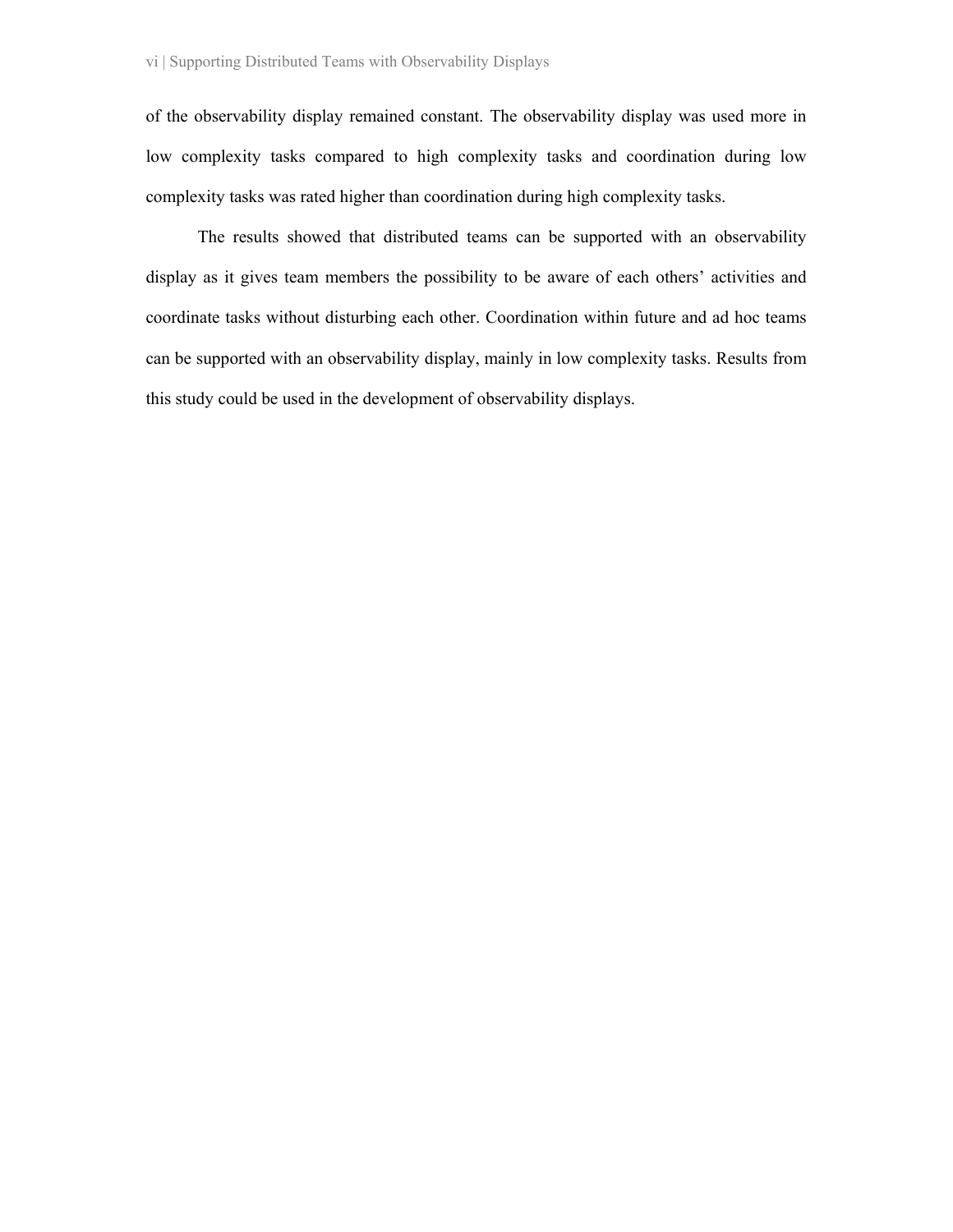of the observability display remained constant. The observability display was used more in low complexity tasks compared to high complexity tasks and coordination during low complexity tasks was rated higher than coordination during high complexity tasks.

The results showed that distributed teams can be supported with an observability display as it gives team members the possibility to be aware of each others' activities and coordinate tasks without disturbing each other. Coordination within future and ad hoc teams can be supported with an observability display, mainly in low complexity tasks. Results from this study could be used in the development of observability displays.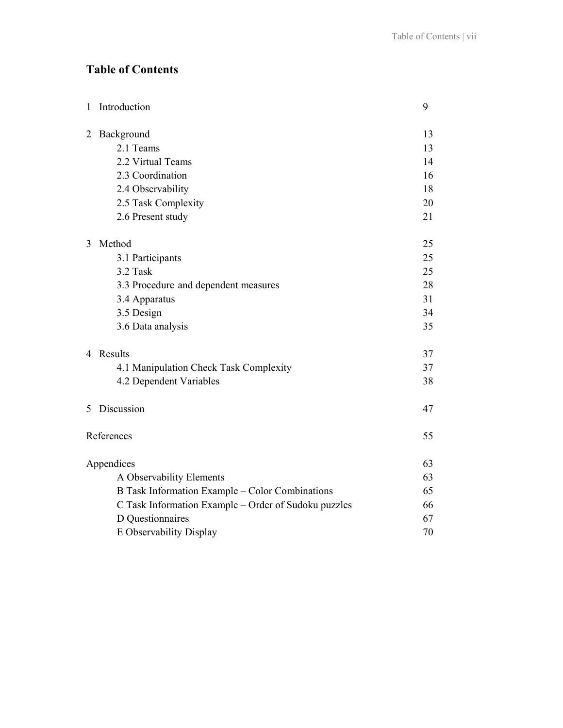# Table of Contents

| | |
|---|---|
| 1 Introduction | 9 |
| 2 Background | 13 |
| 2.1 Teams | 13 |
| 2.2 Virtual Teams | 14 |
| 2.3 Coordination | 16 |
| 2.4 Observability | 18 |
| 2.5 Task Complexity | 20 |
| 2.6 Present study | 21 |
| 3 Method | 25 |
| 3.1 Participants | 25 |
| 3.2 Task | 25 |
| 3.3 Procedure and dependent measures | 28 |
| 3.4 Apparatus | 31 |
| 3.5 Design | 34 |
| 3.6 Data analysis | 35 |
| 4 Results | 37 |
| 4.1 Manipulation Check Task Complexity | 37 |
| 4.2 Dependent Variables | 38 |
| 5 Discussion | 47 |
| References | 55 |
| Appendices | 63 |
| A Observability Elements | 63 |
| B Task Information Example – Color Combinations | 65 |
| C Task Information Example – Order of Sudoku puzzles | 66 |
| D Questionnaires | 67 |
| E Observability Display | 70 |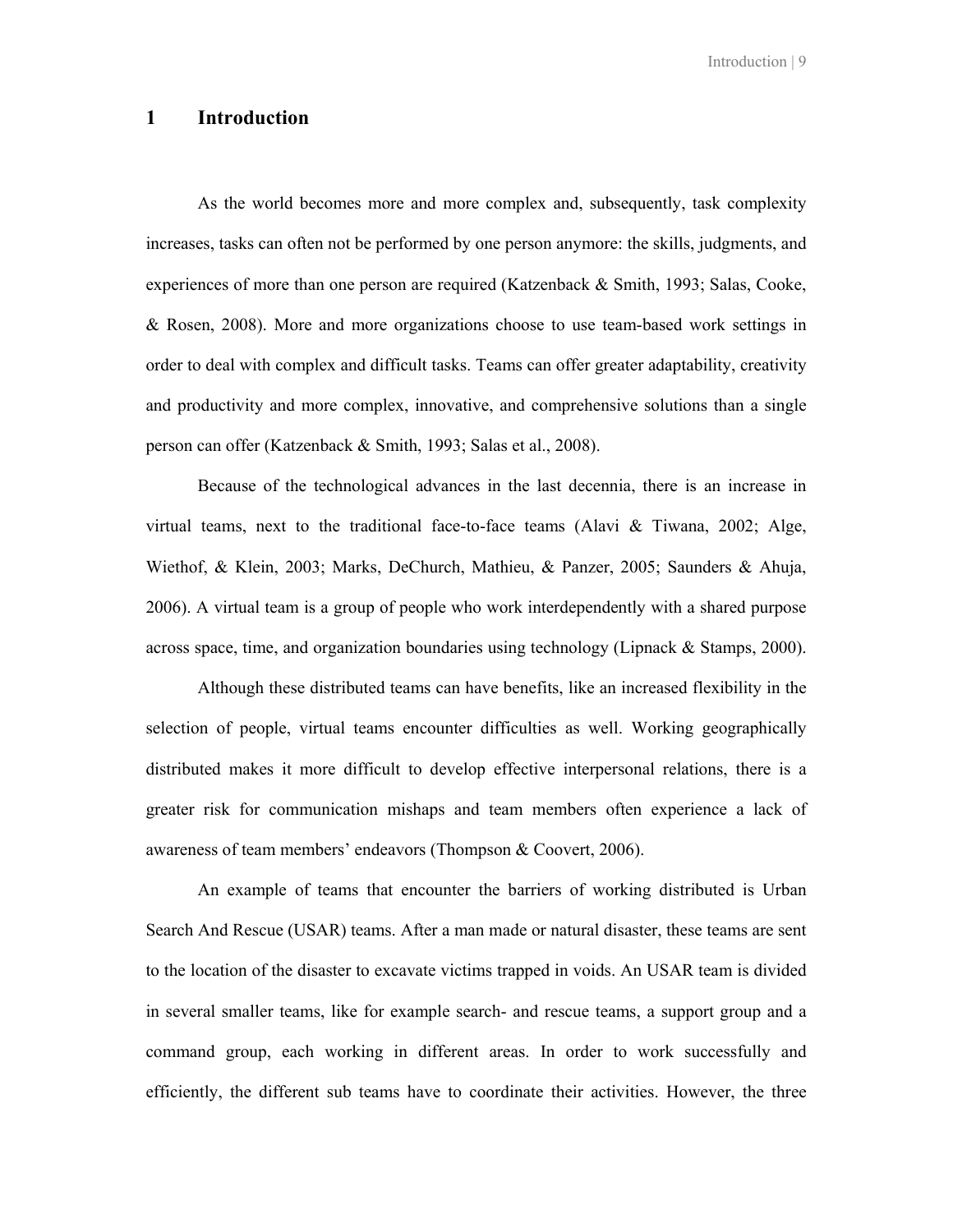# 1 Introduction

As the world becomes more and more complex and, subsequently, task complexity increases, tasks can often not be performed by one person anymore: the skills, judgments, and experiences of more than one person are required (Katzenback & Smith, 1993; Salas, Cooke, & Rosen, 2008). More and more organizations choose to use team-based work settings in order to deal with complex and difficult tasks. Teams can offer greater adaptability, creativity and productivity and more complex, innovative, and comprehensive solutions than a single person can offer (Katzenback & Smith, 1993; Salas et al., 2008).

Because of the technological advances in the last decennia, there is an increase in virtual teams, next to the traditional face-to-face teams (Alavi & Tiwana, 2002; Alge, Wiethof, & Klein, 2003; Marks, DeChurch, Mathieu, & Panzer, 2005; Saunders & Ahuja, 2006). A virtual team is a group of people who work interdependently with a shared purpose across space, time, and organization boundaries using technology (Lipnack & Stamps, 2000).

Although these distributed teams can have benefits, like an increased flexibility in the selection of people, virtual teams encounter difficulties as well. Working geographically distributed makes it more difficult to develop effective interpersonal relations, there is a greater risk for communication mishaps and team members often experience a lack of awareness of team members' endeavors (Thompson & Coovert, 2006).

An example of teams that encounter the barriers of working distributed is Urban Search And Rescue (USAR) teams. After a man made or natural disaster, these teams are sent to the location of the disaster to excavate victims trapped in voids. An USAR team is divided in several smaller teams, like for example search- and rescue teams, a support group and a command group, each working in different areas. In order to work successfully and efficiently, the different sub teams have to coordinate their activities. However, the three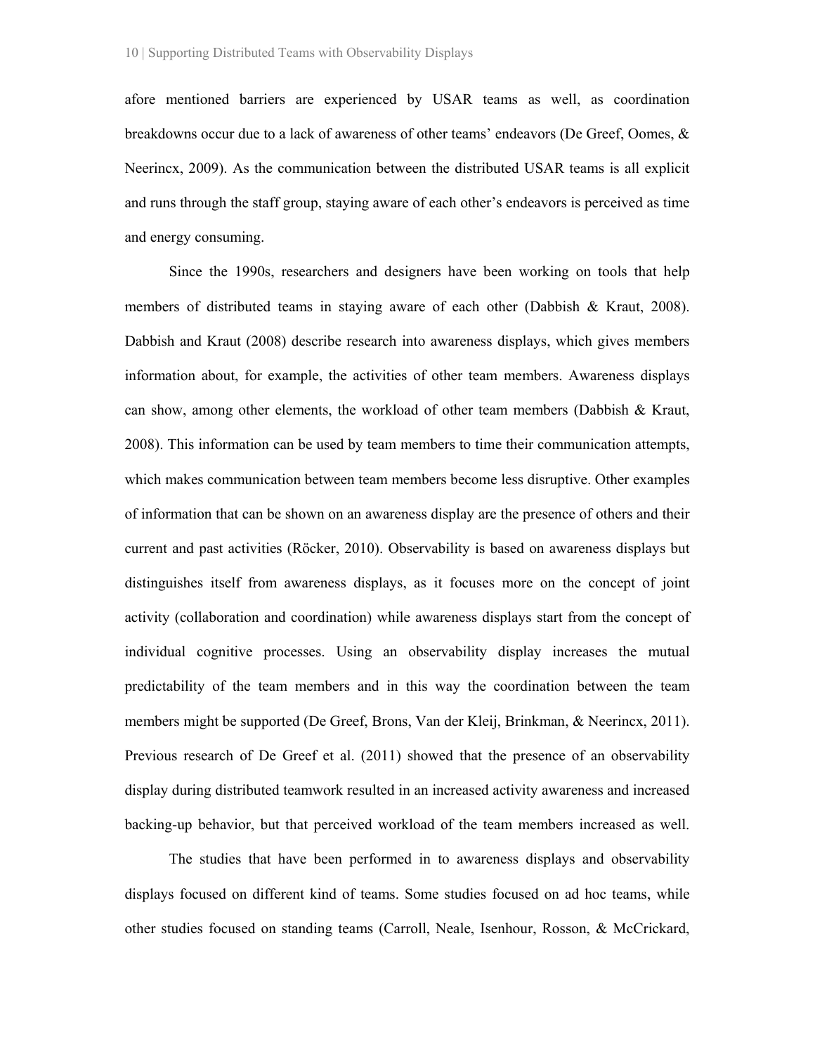afore mentioned barriers are experienced by USAR teams as well, as coordination breakdowns occur due to a lack of awareness of other teams' endeavors (De Greef, Oomes, & Neerincx, 2009). As the communication between the distributed USAR teams is all explicit and runs through the staff group, staying aware of each other's endeavors is perceived as time and energy consuming.

Since the 1990s, researchers and designers have been working on tools that help members of distributed teams in staying aware of each other (Dabbish & Kraut, 2008). Dabbish and Kraut (2008) describe research into awareness displays, which gives members information about, for example, the activities of other team members. Awareness displays can show, among other elements, the workload of other team members (Dabbish & Kraut, 2008). This information can be used by team members to time their communication attempts, which makes communication between team members become less disruptive. Other examples of information that can be shown on an awareness display are the presence of others and their current and past activities (Röcker, 2010). Observability is based on awareness displays but distinguishes itself from awareness displays, as it focuses more on the concept of joint activity (collaboration and coordination) while awareness displays start from the concept of individual cognitive processes. Using an observability display increases the mutual predictability of the team members and in this way the coordination between the team members might be supported (De Greef, Brons, Van der Kleij, Brinkman, & Neerincx, 2011). Previous research of De Greef et al. (2011) showed that the presence of an observability display during distributed teamwork resulted in an increased activity awareness and increased backing-up behavior, but that perceived workload of the team members increased as well.

The studies that have been performed in to awareness displays and observability displays focused on different kind of teams. Some studies focused on ad hoc teams, while other studies focused on standing teams (Carroll, Neale, Isenhour, Rosson, & McCrickard,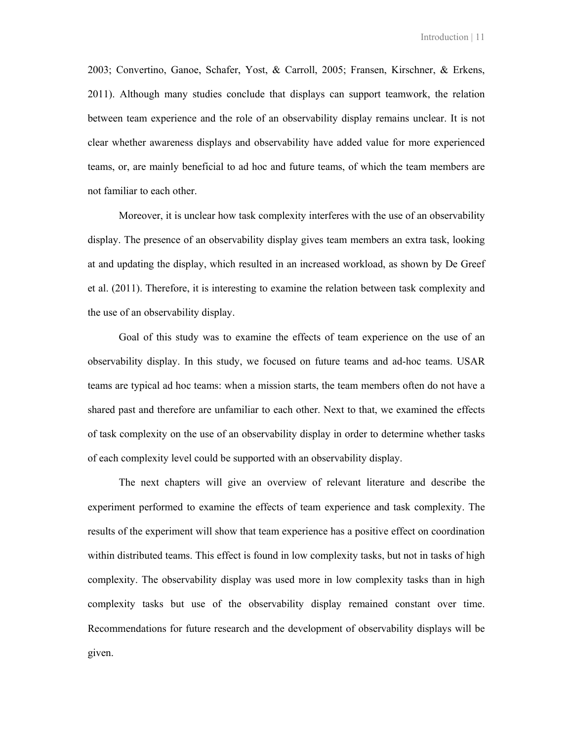2003; Convertino, Ganoe, Schafer, Yost, & Carroll, 2005; Fransen, Kirschner, & Erkens, 2011). Although many studies conclude that displays can support teamwork, the relation between team experience and the role of an observability display remains unclear. It is not clear whether awareness displays and observability have added value for more experienced teams, or, are mainly beneficial to ad hoc and future teams, of which the team members are not familiar to each other.

Moreover, it is unclear how task complexity interferes with the use of an observability display. The presence of an observability display gives team members an extra task, looking at and updating the display, which resulted in an increased workload, as shown by De Greef et al. (2011). Therefore, it is interesting to examine the relation between task complexity and the use of an observability display.

Goal of this study was to examine the effects of team experience on the use of an observability display. In this study, we focused on future teams and ad-hoc teams. USAR teams are typical ad hoc teams: when a mission starts, the team members often do not have a shared past and therefore are unfamiliar to each other. Next to that, we examined the effects of task complexity on the use of an observability display in order to determine whether tasks of each complexity level could be supported with an observability display.

The next chapters will give an overview of relevant literature and describe the experiment performed to examine the effects of team experience and task complexity. The results of the experiment will show that team experience has a positive effect on coordination within distributed teams. This effect is found in low complexity tasks, but not in tasks of high complexity. The observability display was used more in low complexity tasks than in high complexity tasks but use of the observability display remained constant over time. Recommendations for future research and the development of observability displays will be given.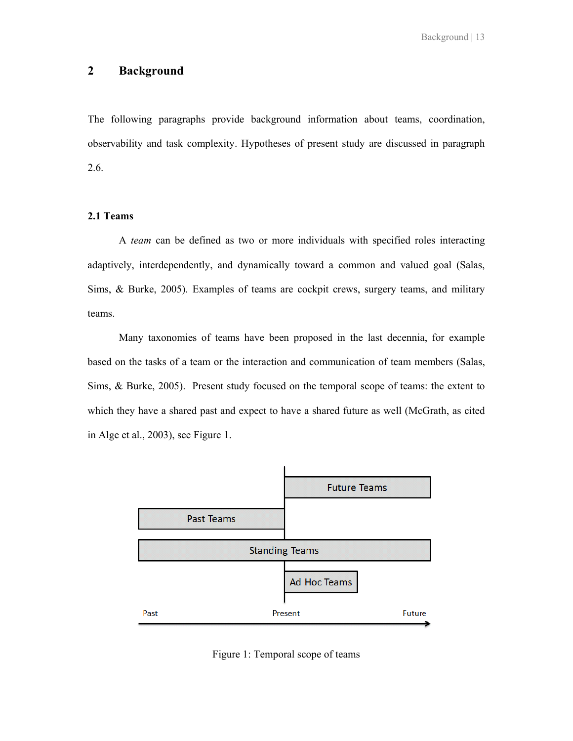# 2 Background

The following paragraphs provide background information about teams, coordination, observability and task complexity. Hypotheses of present study are discussed in paragraph 2.6.

## 2.1 Teams

A *team* can be defined as two or more individuals with specified roles interacting adaptively, interdependently, and dynamically toward a common and valued goal (Salas, Sims, & Burke, 2005). Examples of teams are cockpit crews, surgery teams, and military teams.

Many taxonomies of teams have been proposed in the last decennia, for example based on the tasks of a team or the interaction and communication of team members (Salas, Sims, & Burke, 2005). Present study focused on the temporal scope of teams: the extent to which they have a shared past and expect to have a shared future as well (McGrath, as cited in Alge et al., 2003), see Figure 1.

Future Teams

Past Teams

Standing Teams

Ad Hoc Teams

Past Present Future

Figure 1: Temporal scope of teams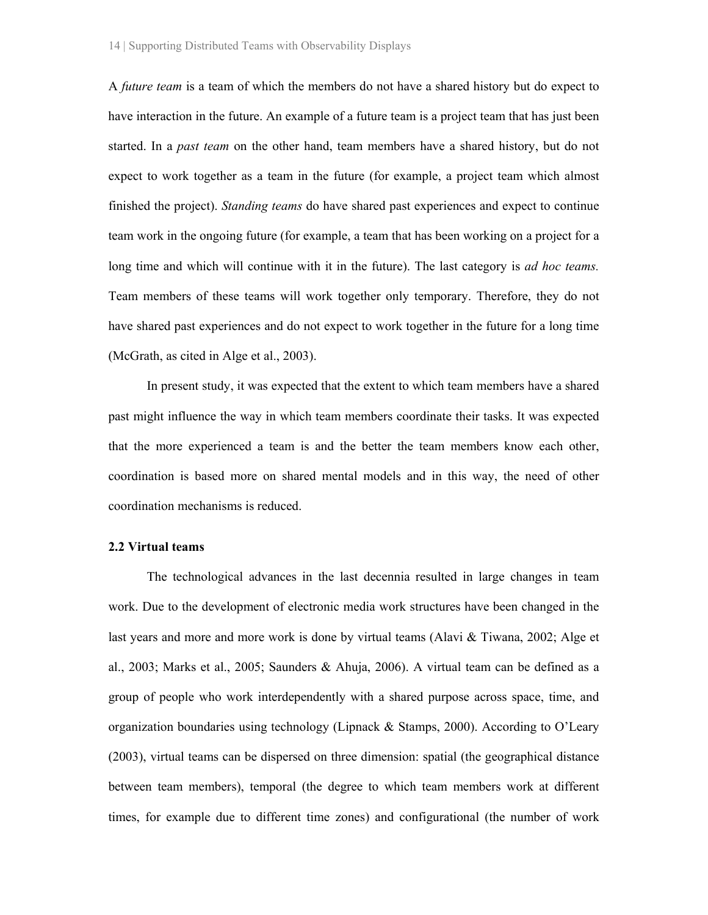A *future team* is a team of which the members do not have a shared history but do expect to have interaction in the future. An example of a future team is a project team that has just been started. In a *past team* on the other hand, team members have a shared history, but do not expect to work together as a team in the future (for example, a project team which almost finished the project). *Standing teams* do have shared past experiences and expect to continue team work in the ongoing future (for example, a team that has been working on a project for a long time and which will continue with it in the future). The last category is *ad hoc teams.* Team members of these teams will work together only temporary. Therefore, they do not have shared past experiences and do not expect to work together in the future for a long time (McGrath, as cited in Alge et al., 2003).

In present study, it was expected that the extent to which team members have a shared past might influence the way in which team members coordinate their tasks. It was expected that the more experienced a team is and the better the team members know each other, coordination is based more on shared mental models and in this way, the need of other coordination mechanisms is reduced.

## 2.2 Virtual teams

The technological advances in the last decennia resulted in large changes in team work. Due to the development of electronic media work structures have been changed in the last years and more and more work is done by virtual teams (Alavi & Tiwana, 2002; Alge et al., 2003; Marks et al., 2005; Saunders & Ahuja, 2006). A virtual team can be defined as a group of people who work interdependently with a shared purpose across space, time, and organization boundaries using technology (Lipnack & Stamps, 2000). According to O'Leary (2003), virtual teams can be dispersed on three dimension: spatial (the geographical distance between team members), temporal (the degree to which team members work at different times, for example due to different time zones) and configurational (the number of work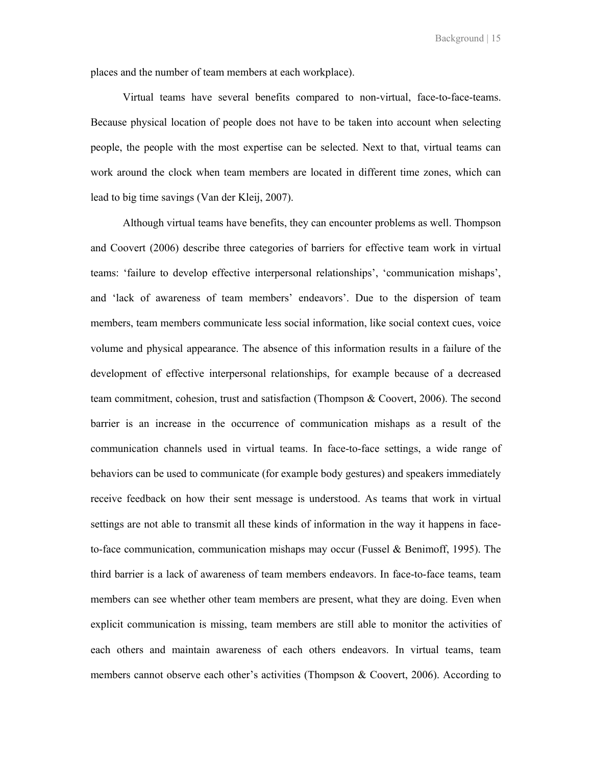places and the number of team members at each workplace).

Virtual teams have several benefits compared to non-virtual, face-to-face-teams. Because physical location of people does not have to be taken into account when selecting people, the people with the most expertise can be selected. Next to that, virtual teams can work around the clock when team members are located in different time zones, which can lead to big time savings (Van der Kleij, 2007).

Although virtual teams have benefits, they can encounter problems as well. Thompson and Coovert (2006) describe three categories of barriers for effective team work in virtual teams: 'failure to develop effective interpersonal relationships', 'communication mishaps', and 'lack of awareness of team members' endeavors'. Due to the dispersion of team members, team members communicate less social information, like social context cues, voice volume and physical appearance. The absence of this information results in a failure of the development of effective interpersonal relationships, for example because of a decreased team commitment, cohesion, trust and satisfaction (Thompson & Coovert, 2006). The second barrier is an increase in the occurrence of communication mishaps as a result of the communication channels used in virtual teams. In face-to-face settings, a wide range of behaviors can be used to communicate (for example body gestures) and speakers immediately receive feedback on how their sent message is understood. As teams that work in virtual settings are not able to transmit all these kinds of information in the way it happens in face-to-face communication, communication mishaps may occur (Fussel & Benimoff, 1995). The third barrier is a lack of awareness of team members endeavors. In face-to-face teams, team members can see whether other team members are present, what they are doing. Even when explicit communication is missing, team members are still able to monitor the activities of each others and maintain awareness of each others endeavors. In virtual teams, team members cannot observe each other's activities (Thompson & Coovert, 2006). According to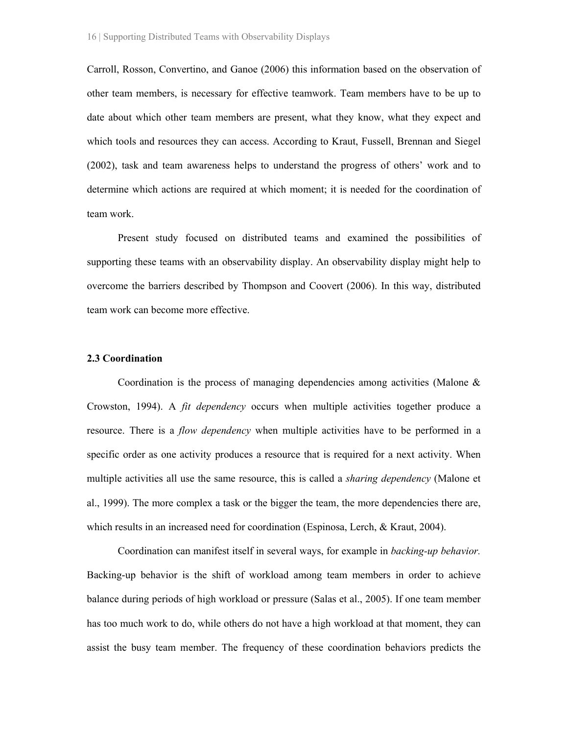Carroll, Rosson, Convertino, and Ganoe (2006) this information based on the observation of other team members, is necessary for effective teamwork. Team members have to be up to date about which other team members are present, what they know, what they expect and which tools and resources they can access. According to Kraut, Fussell, Brennan and Siegel (2002), task and team awareness helps to understand the progress of others' work and to determine which actions are required at which moment; it is needed for the coordination of team work.

Present study focused on distributed teams and examined the possibilities of supporting these teams with an observability display. An observability display might help to overcome the barriers described by Thompson and Coovert (2006). In this way, distributed team work can become more effective.

### 2.3 Coordination

Coordination is the process of managing dependencies among activities (Malone & Crowston, 1994). A *fit dependency* occurs when multiple activities together produce a resource. There is a *flow dependency* when multiple activities have to be performed in a specific order as one activity produces a resource that is required for a next activity. When multiple activities all use the same resource, this is called a *sharing dependency* (Malone et al., 1999). The more complex a task or the bigger the team, the more dependencies there are, which results in an increased need for coordination (Espinosa, Lerch, & Kraut, 2004).

Coordination can manifest itself in several ways, for example in *backing-up behavior.* Backing-up behavior is the shift of workload among team members in order to achieve balance during periods of high workload or pressure (Salas et al., 2005). If one team member has too much work to do, while others do not have a high workload at that moment, they can assist the busy team member. The frequency of these coordination behaviors predicts the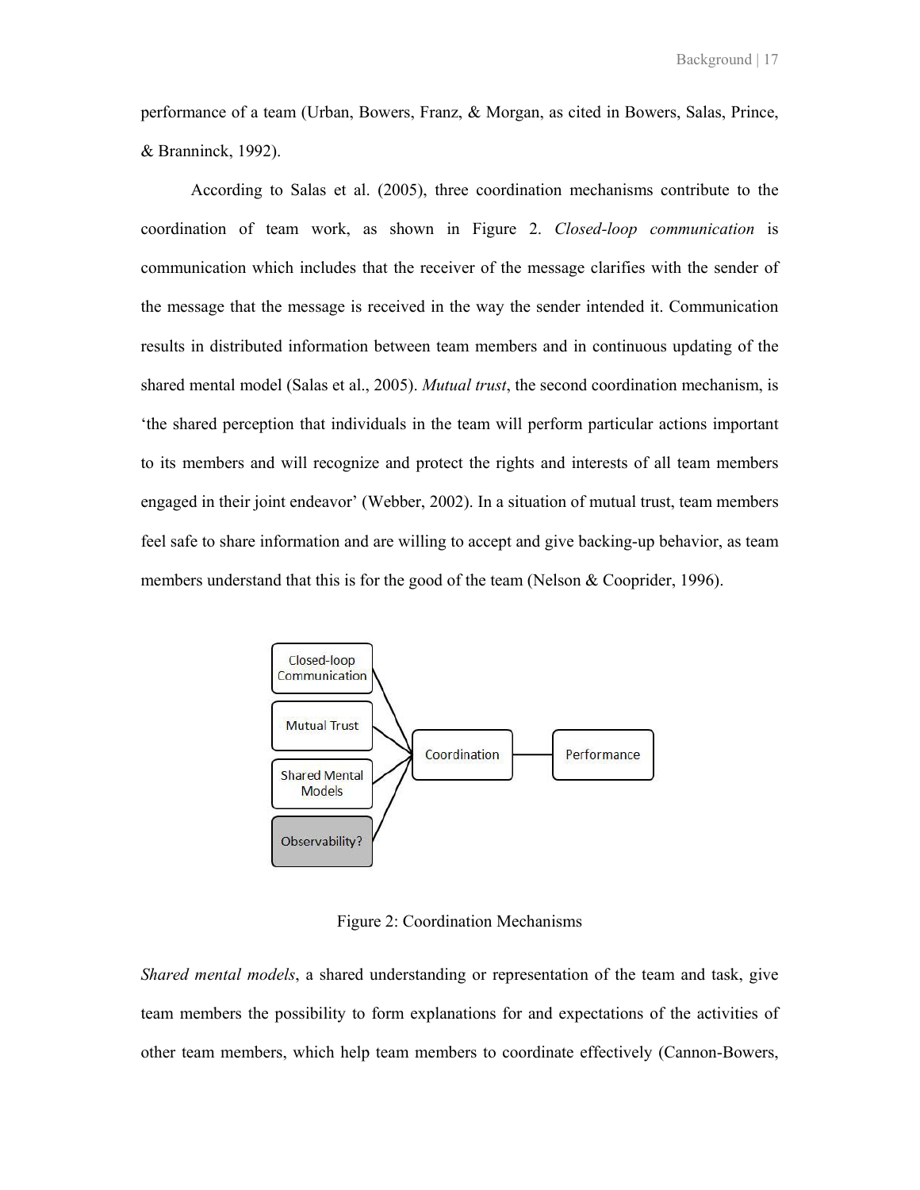performance of a team (Urban, Bowers, Franz, & Morgan, as cited in Bowers, Salas, Prince, & Branninck, 1992).

According to Salas et al. (2005), three coordination mechanisms contribute to the coordination of team work, as shown in Figure 2. *Closed-loop communication* is communication which includes that the receiver of the message clarifies with the sender of the message that the message is received in the way the sender intended it. Communication results in distributed information between team members and in continuous updating of the shared mental model (Salas et al., 2005). *Mutual trust*, the second coordination mechanism, is 'the shared perception that individuals in the team will perform particular actions important to its members and will recognize and protect the rights and interests of all team members engaged in their joint endeavor' (Webber, 2002). In a situation of mutual trust, team members feel safe to share information and are willing to accept and give backing-up behavior, as team members understand that this is for the good of the team (Nelson & Cooprider, 1996).

Figure 2: Coordination Mechanisms

*Shared mental models*, a shared understanding or representation of the team and task, give team members the possibility to form explanations for and expectations of the activities of other team members, which help team members to coordinate effectively (Cannon-Bowers,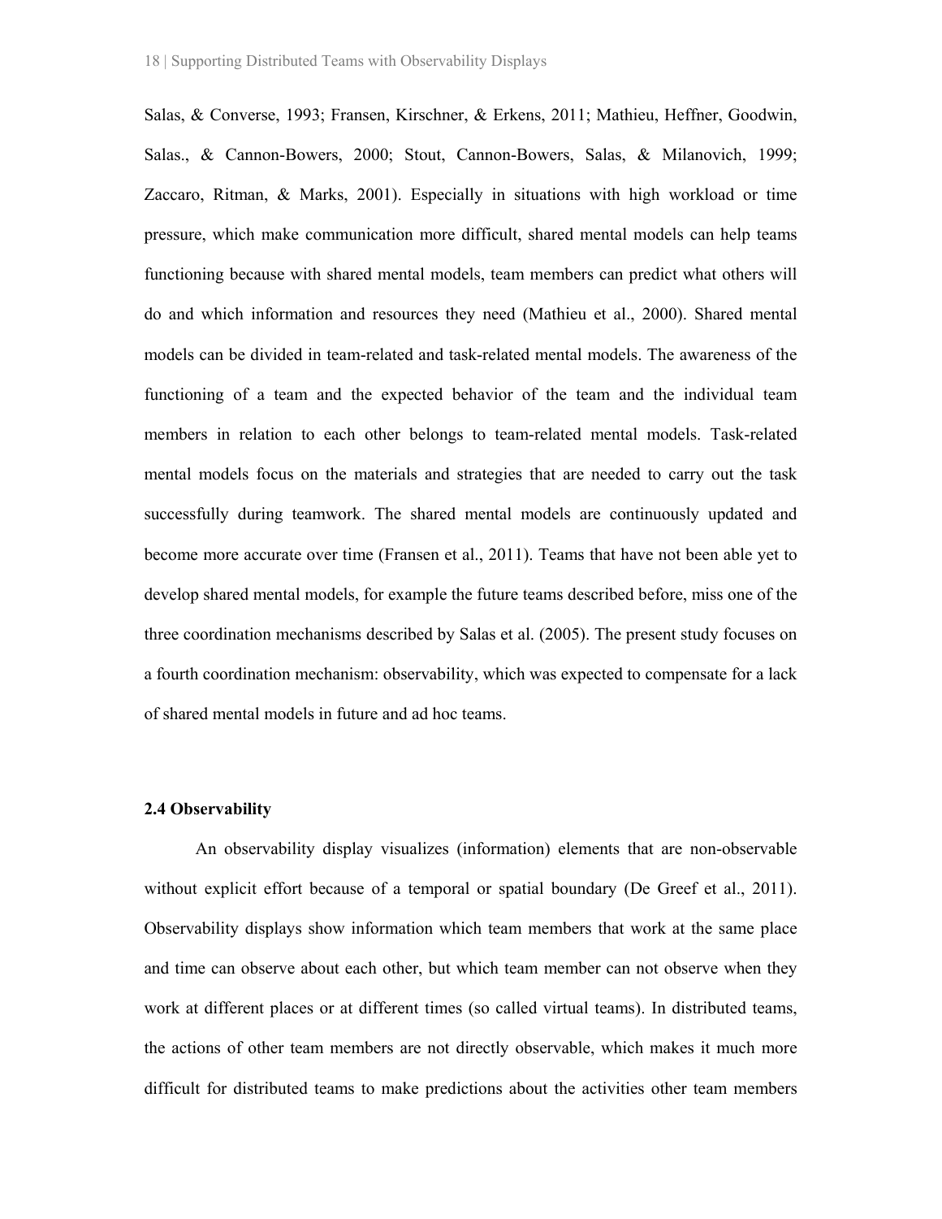Salas, & Converse, 1993; Fransen, Kirschner, & Erkens, 2011; Mathieu, Heffner, Goodwin, Salas., & Cannon-Bowers, 2000; Stout, Cannon-Bowers, Salas, & Milanovich, 1999; Zaccaro, Ritman, & Marks, 2001). Especially in situations with high workload or time pressure, which make communication more difficult, shared mental models can help teams functioning because with shared mental models, team members can predict what others will do and which information and resources they need (Mathieu et al., 2000). Shared mental models can be divided in team-related and task-related mental models. The awareness of the functioning of a team and the expected behavior of the team and the individual team members in relation to each other belongs to team-related mental models. Task-related mental models focus on the materials and strategies that are needed to carry out the task successfully during teamwork. The shared mental models are continuously updated and become more accurate over time (Fransen et al., 2011). Teams that have not been able yet to develop shared mental models, for example the future teams described before, miss one of the three coordination mechanisms described by Salas et al. (2005). The present study focuses on a fourth coordination mechanism: observability, which was expected to compensate for a lack of shared mental models in future and ad hoc teams.

### 2.4 Observability

An observability display visualizes (information) elements that are non-observable without explicit effort because of a temporal or spatial boundary (De Greef et al., 2011). Observability displays show information which team members that work at the same place and time can observe about each other, but which team member can not observe when they work at different places or at different times (so called virtual teams). In distributed teams, the actions of other team members are not directly observable, which makes it much more difficult for distributed teams to make predictions about the activities other team members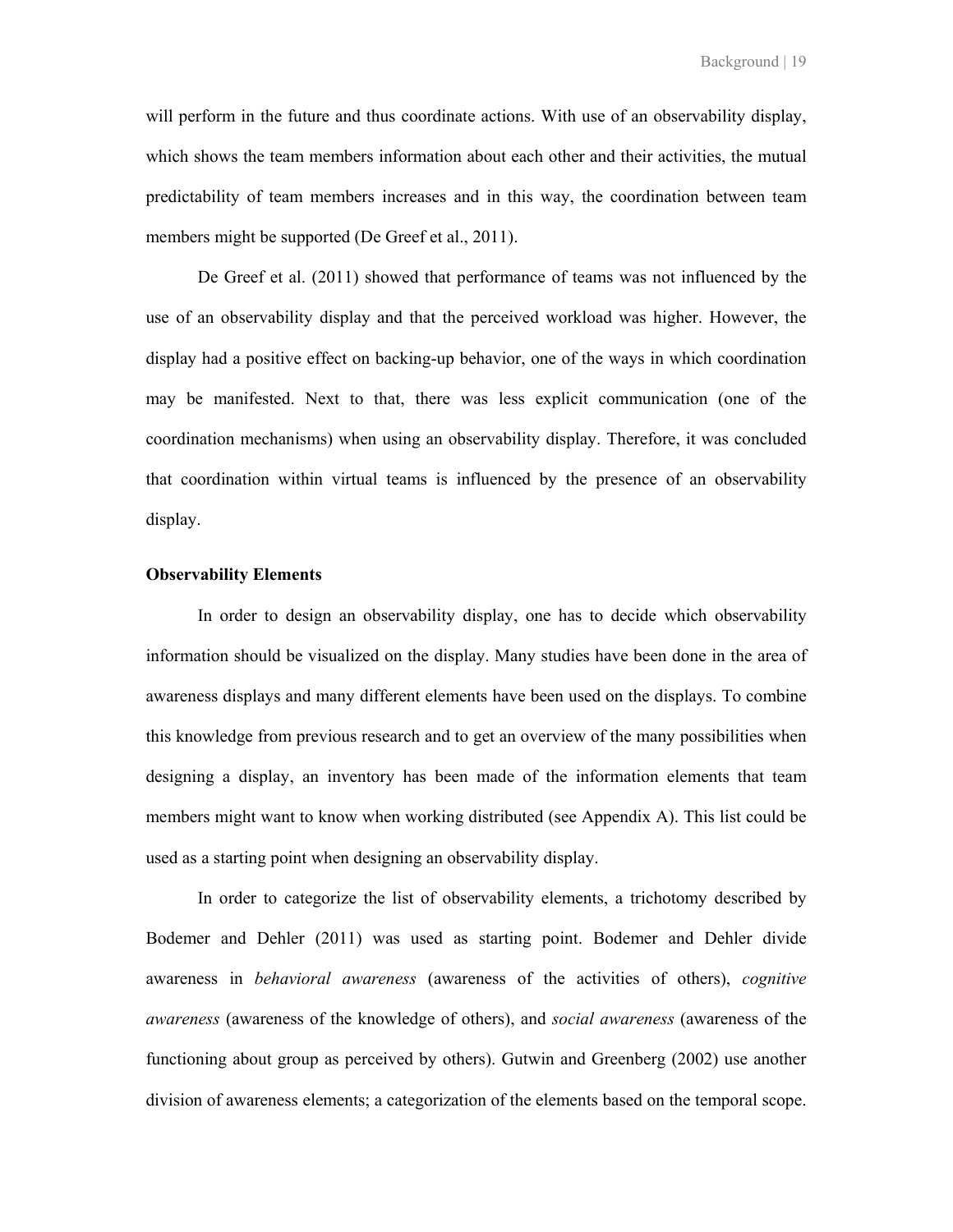will perform in the future and thus coordinate actions. With use of an observability display, which shows the team members information about each other and their activities, the mutual predictability of team members increases and in this way, the coordination between team members might be supported (De Greef et al., 2011).

De Greef et al. (2011) showed that performance of teams was not influenced by the use of an observability display and that the perceived workload was higher. However, the display had a positive effect on backing-up behavior, one of the ways in which coordination may be manifested. Next to that, there was less explicit communication (one of the coordination mechanisms) when using an observability display. Therefore, it was concluded that coordination within virtual teams is influenced by the presence of an observability display.

### Observability Elements

In order to design an observability display, one has to decide which observability information should be visualized on the display. Many studies have been done in the area of awareness displays and many different elements have been used on the displays. To combine this knowledge from previous research and to get an overview of the many possibilities when designing a display, an inventory has been made of the information elements that team members might want to know when working distributed (see Appendix A). This list could be used as a starting point when designing an observability display.

In order to categorize the list of observability elements, a trichotomy described by Bodemer and Dehler (2011) was used as starting point. Bodemer and Dehler divide awareness in *behavioral awareness* (awareness of the activities of others), *cognitive awareness* (awareness of the knowledge of others), and *social awareness* (awareness of the functioning about group as perceived by others). Gutwin and Greenberg (2002) use another division of awareness elements; a categorization of the elements based on the temporal scope.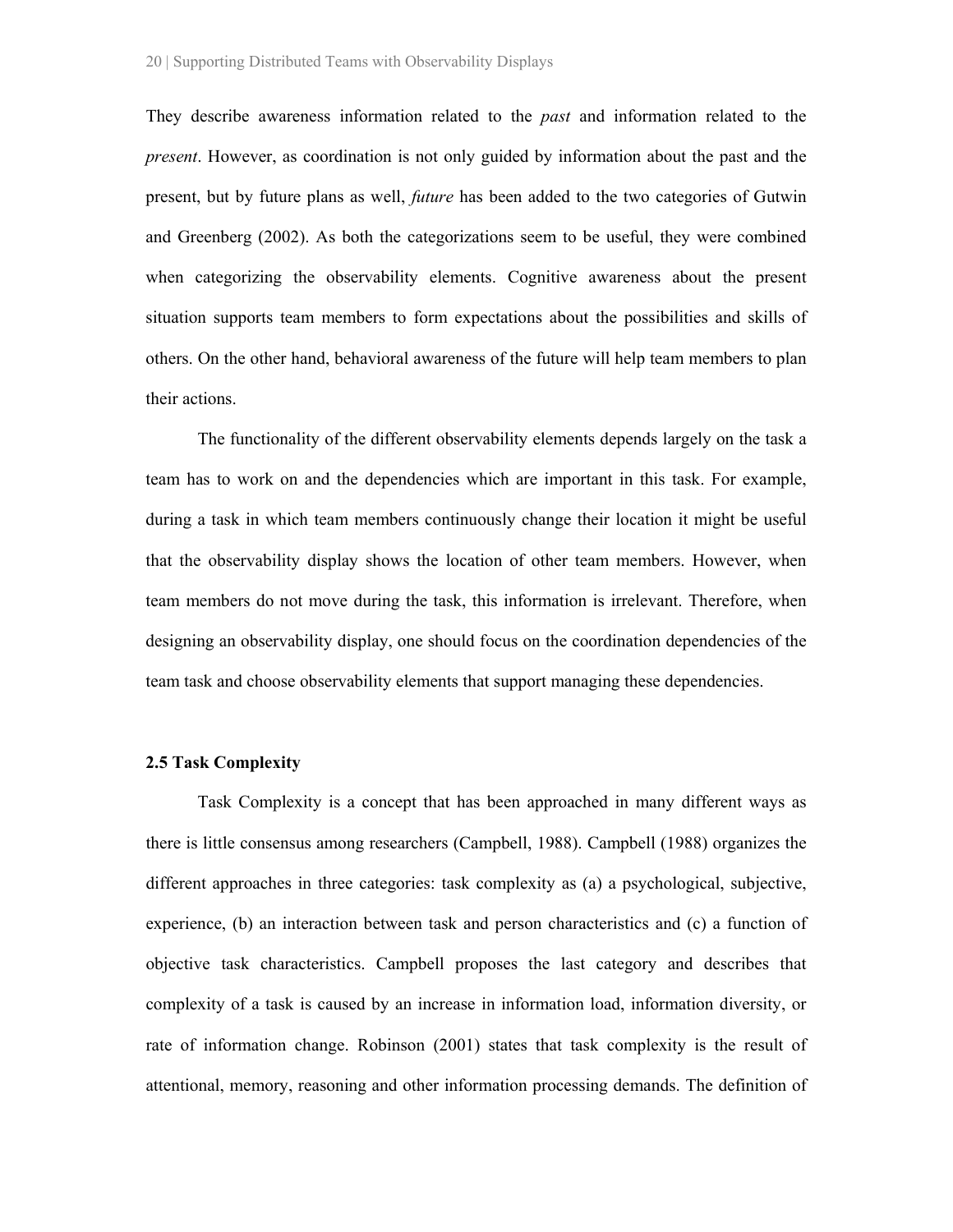They describe awareness information related to the *past* and information related to the *present*. However, as coordination is not only guided by information about the past and the present, but by future plans as well, *future* has been added to the two categories of Gutwin and Greenberg (2002). As both the categorizations seem to be useful, they were combined when categorizing the observability elements. Cognitive awareness about the present situation supports team members to form expectations about the possibilities and skills of others. On the other hand, behavioral awareness of the future will help team members to plan their actions.

The functionality of the different observability elements depends largely on the task a team has to work on and the dependencies which are important in this task. For example, during a task in which team members continuously change their location it might be useful that the observability display shows the location of other team members. However, when team members do not move during the task, this information is irrelevant. Therefore, when designing an observability display, one should focus on the coordination dependencies of the team task and choose observability elements that support managing these dependencies.

### 2.5 Task Complexity

Task Complexity is a concept that has been approached in many different ways as there is little consensus among researchers (Campbell, 1988). Campbell (1988) organizes the different approaches in three categories: task complexity as (a) a psychological, subjective, experience, (b) an interaction between task and person characteristics and (c) a function of objective task characteristics. Campbell proposes the last category and describes that complexity of a task is caused by an increase in information load, information diversity, or rate of information change. Robinson (2001) states that task complexity is the result of attentional, memory, reasoning and other information processing demands. The definition of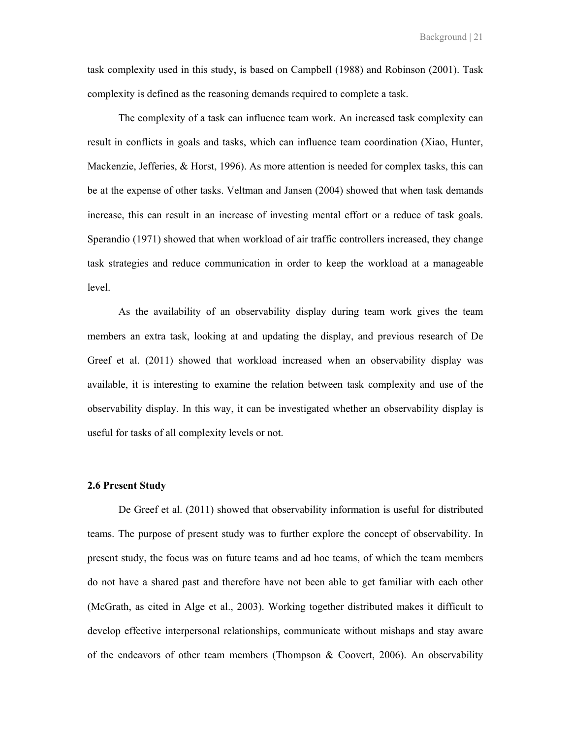task complexity used in this study, is based on Campbell (1988) and Robinson (2001). Task complexity is defined as the reasoning demands required to complete a task.

The complexity of a task can influence team work. An increased task complexity can result in conflicts in goals and tasks, which can influence team coordination (Xiao, Hunter, Mackenzie, Jefferies, & Horst, 1996). As more attention is needed for complex tasks, this can be at the expense of other tasks. Veltman and Jansen (2004) showed that when task demands increase, this can result in an increase of investing mental effort or a reduce of task goals. Sperandio (1971) showed that when workload of air traffic controllers increased, they change task strategies and reduce communication in order to keep the workload at a manageable level.

As the availability of an observability display during team work gives the team members an extra task, looking at and updating the display, and previous research of De Greef et al. (2011) showed that workload increased when an observability display was available, it is interesting to examine the relation between task complexity and use of the observability display. In this way, it can be investigated whether an observability display is useful for tasks of all complexity levels or not.

### 2.6 Present Study

De Greef et al. (2011) showed that observability information is useful for distributed teams. The purpose of present study was to further explore the concept of observability. In present study, the focus was on future teams and ad hoc teams, of which the team members do not have a shared past and therefore have not been able to get familiar with each other (McGrath, as cited in Alge et al., 2003). Working together distributed makes it difficult to develop effective interpersonal relationships, communicate without mishaps and stay aware of the endeavors of other team members (Thompson & Coovert, 2006). An observability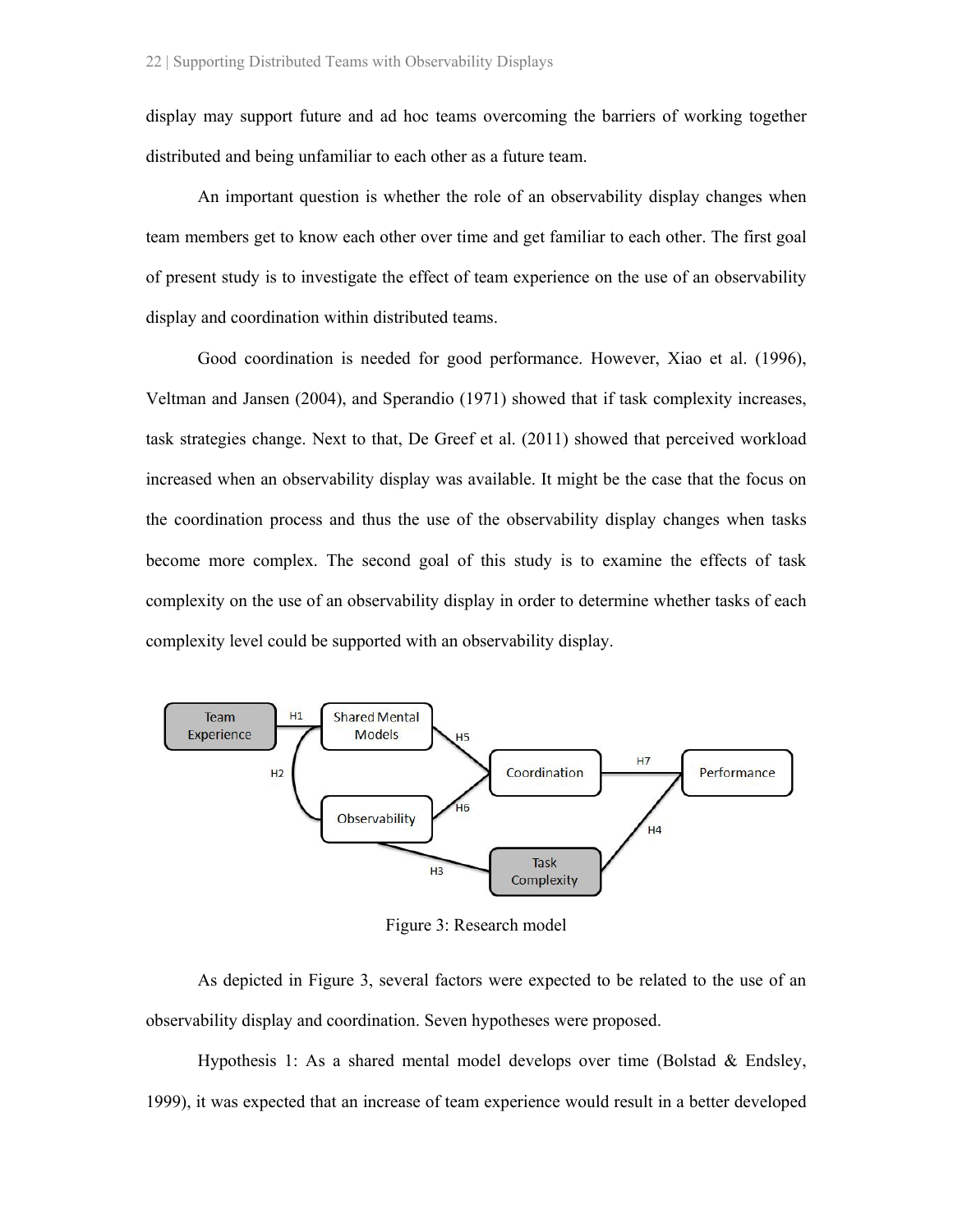display may support future and ad hoc teams overcoming the barriers of working together distributed and being unfamiliar to each other as a future team.

An important question is whether the role of an observability display changes when team members get to know each other over time and get familiar to each other. The first goal of present study is to investigate the effect of team experience on the use of an observability display and coordination within distributed teams.

Good coordination is needed for good performance. However, Xiao et al. (1996), Veltman and Jansen (2004), and Sperandio (1971) showed that if task complexity increases, task strategies change. Next to that, De Greef et al. (2011) showed that perceived workload increased when an observability display was available. It might be the case that the focus on the coordination process and thus the use of the observability display changes when tasks become more complex. The second goal of this study is to examine the effects of task complexity on the use of an observability display in order to determine whether tasks of each complexity level could be supported with an observability display.

Figure 3: Research model

As depicted in Figure 3, several factors were expected to be related to the use of an observability display and coordination. Seven hypotheses were proposed.

Hypothesis 1: As a shared mental model develops over time (Bolstad & Endsley, 1999), it was expected that an increase of team experience would result in a better developed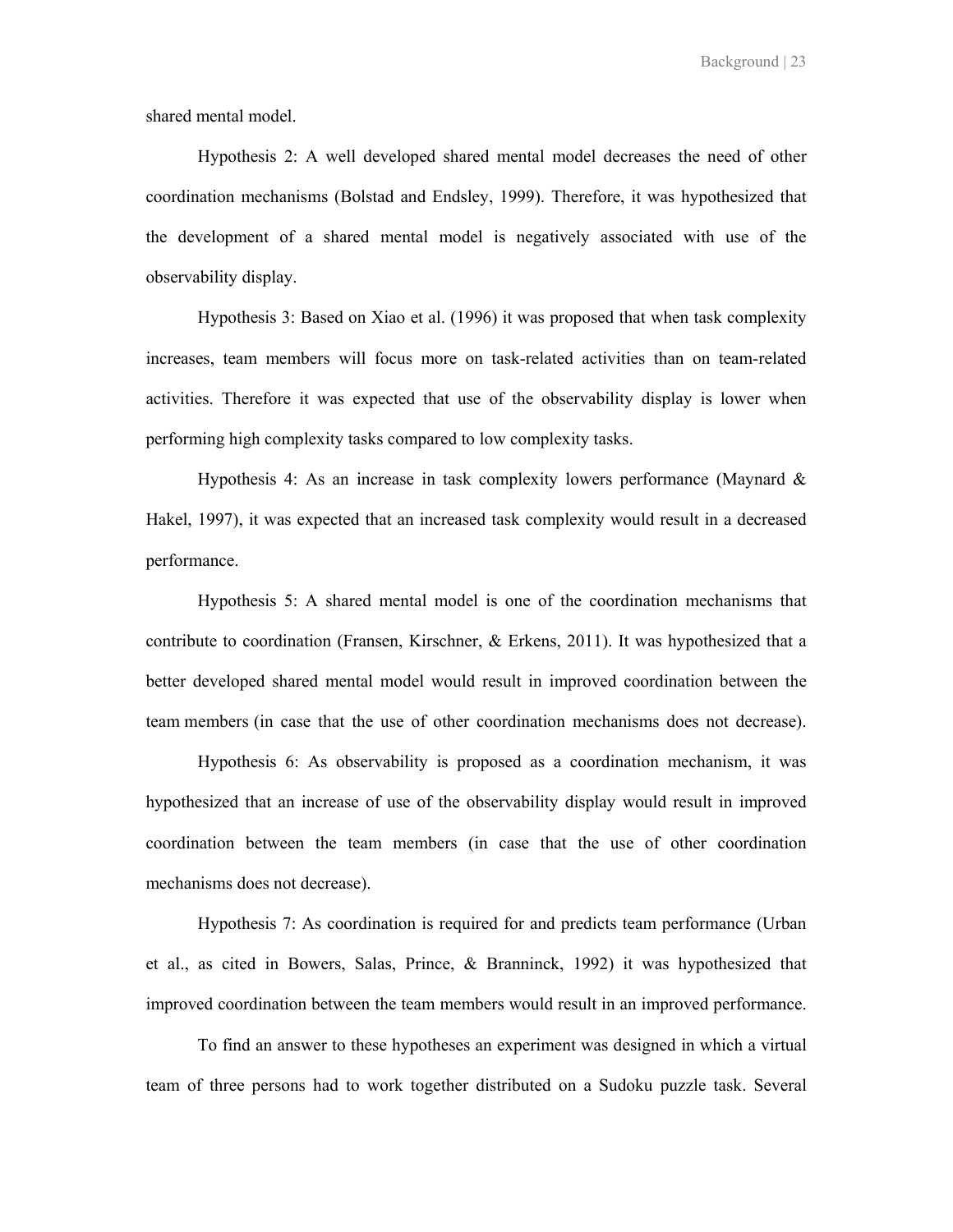shared mental model.

Hypothesis 2: A well developed shared mental model decreases the need of other coordination mechanisms (Bolstad and Endsley, 1999). Therefore, it was hypothesized that the development of a shared mental model is negatively associated with use of the observability display.

Hypothesis 3: Based on Xiao et al. (1996) it was proposed that when task complexity increases, team members will focus more on task-related activities than on team-related activities. Therefore it was expected that use of the observability display is lower when performing high complexity tasks compared to low complexity tasks.

Hypothesis 4: As an increase in task complexity lowers performance (Maynard & Hakel, 1997), it was expected that an increased task complexity would result in a decreased performance.

Hypothesis 5: A shared mental model is one of the coordination mechanisms that contribute to coordination (Fransen, Kirschner, & Erkens, 2011). It was hypothesized that a better developed shared mental model would result in improved coordination between the team members (in case that the use of other coordination mechanisms does not decrease).

Hypothesis 6: As observability is proposed as a coordination mechanism, it was hypothesized that an increase of use of the observability display would result in improved coordination between the team members (in case that the use of other coordination mechanisms does not decrease).

Hypothesis 7: As coordination is required for and predicts team performance (Urban et al., as cited in Bowers, Salas, Prince, & Branninck, 1992) it was hypothesized that improved coordination between the team members would result in an improved performance.

To find an answer to these hypotheses an experiment was designed in which a virtual team of three persons had to work together distributed on a Sudoku puzzle task. Several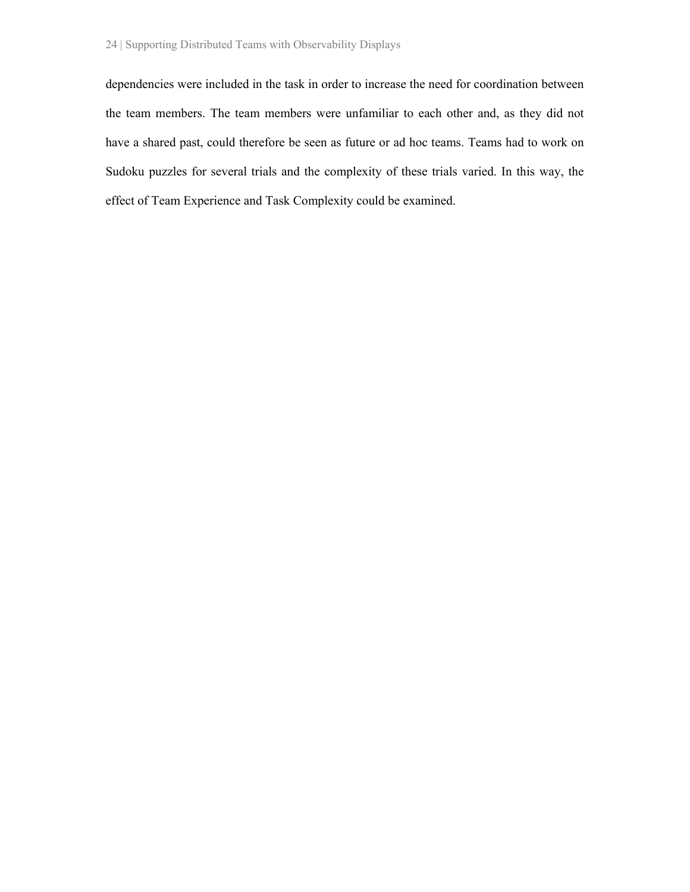dependencies were included in the task in order to increase the need for coordination between the team members. The team members were unfamiliar to each other and, as they did not have a shared past, could therefore be seen as future or ad hoc teams. Teams had to work on Sudoku puzzles for several trials and the complexity of these trials varied. In this way, the effect of Team Experience and Task Complexity could be examined.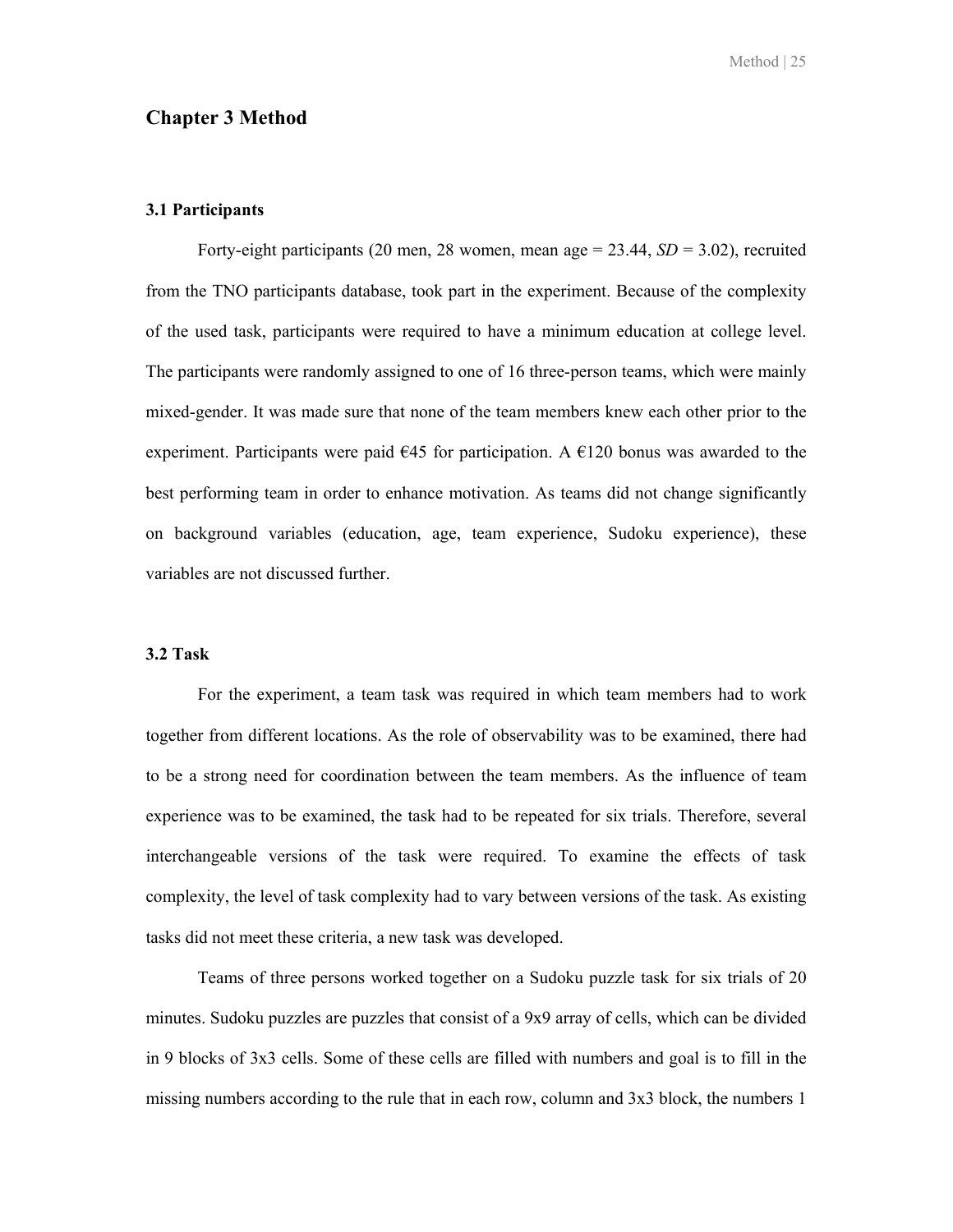# Chapter 3 Method

### 3.1 Participants

Forty-eight participants (20 men, 28 women, mean age = 23.44, *SD* = 3.02), recruited from the TNO participants database, took part in the experiment. Because of the complexity of the used task, participants were required to have a minimum education at college level. The participants were randomly assigned to one of 16 three-person teams, which were mainly mixed-gender. It was made sure that none of the team members knew each other prior to the experiment. Participants were paid €45 for participation. A €120 bonus was awarded to the best performing team in order to enhance motivation. As teams did not change significantly on background variables (education, age, team experience, Sudoku experience), these variables are not discussed further.

### 3.2 Task

For the experiment, a team task was required in which team members had to work together from different locations. As the role of observability was to be examined, there had to be a strong need for coordination between the team members. As the influence of team experience was to be examined, the task had to be repeated for six trials. Therefore, several interchangeable versions of the task were required. To examine the effects of task complexity, the level of task complexity had to vary between versions of the task. As existing tasks did not meet these criteria, a new task was developed.

Teams of three persons worked together on a Sudoku puzzle task for six trials of 20 minutes. Sudoku puzzles are puzzles that consist of a 9x9 array of cells, which can be divided in 9 blocks of 3x3 cells. Some of these cells are filled with numbers and goal is to fill in the missing numbers according to the rule that in each row, column and 3x3 block, the numbers 1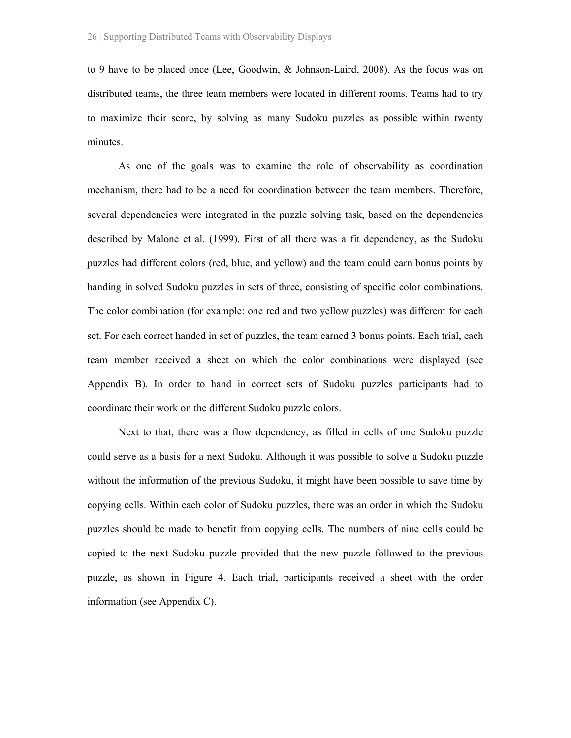to 9 have to be placed once (Lee, Goodwin, & Johnson-Laird, 2008). As the focus was on distributed teams, the three team members were located in different rooms. Teams had to try to maximize their score, by solving as many Sudoku puzzles as possible within twenty minutes.

As one of the goals was to examine the role of observability as coordination mechanism, there had to be a need for coordination between the team members. Therefore, several dependencies were integrated in the puzzle solving task, based on the dependencies described by Malone et al. (1999). First of all there was a fit dependency, as the Sudoku puzzles had different colors (red, blue, and yellow) and the team could earn bonus points by handing in solved Sudoku puzzles in sets of three, consisting of specific color combinations. The color combination (for example: one red and two yellow puzzles) was different for each set. For each correct handed in set of puzzles, the team earned 3 bonus points. Each trial, each team member received a sheet on which the color combinations were displayed (see Appendix B). In order to hand in correct sets of Sudoku puzzles participants had to coordinate their work on the different Sudoku puzzle colors.

Next to that, there was a flow dependency, as filled in cells of one Sudoku puzzle could serve as a basis for a next Sudoku. Although it was possible to solve a Sudoku puzzle without the information of the previous Sudoku, it might have been possible to save time by copying cells. Within each color of Sudoku puzzles, there was an order in which the Sudoku puzzles should be made to benefit from copying cells. The numbers of nine cells could be copied to the next Sudoku puzzle provided that the new puzzle followed to the previous puzzle, as shown in Figure 4. Each trial, participants received a sheet with the order information (see Appendix C).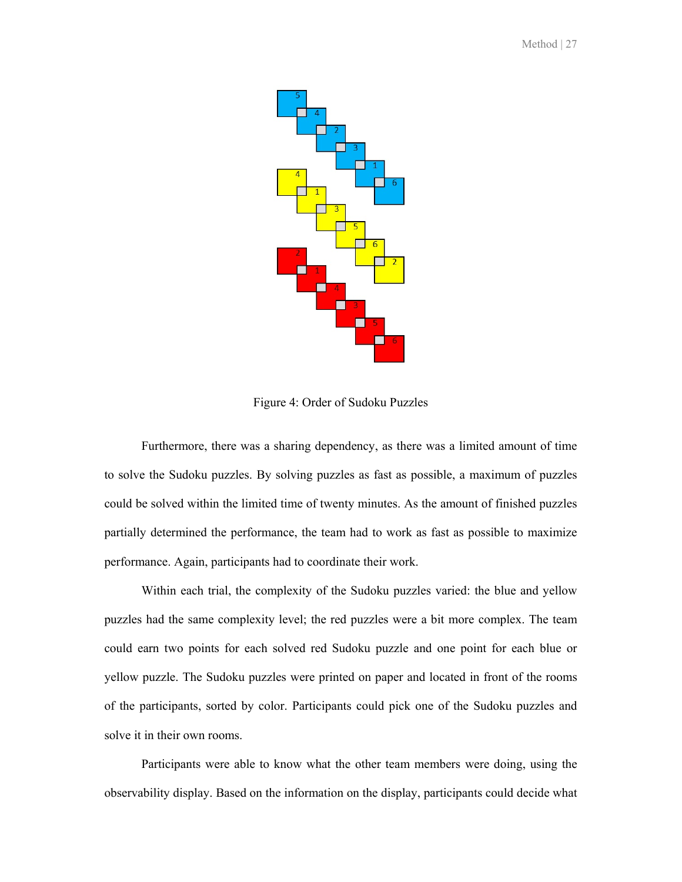Figure 4: Order of Sudoku Puzzles

Furthermore, there was a sharing dependency, as there was a limited amount of time to solve the Sudoku puzzles. By solving puzzles as fast as possible, a maximum of puzzles could be solved within the limited time of twenty minutes. As the amount of finished puzzles partially determined the performance, the team had to work as fast as possible to maximize performance. Again, participants had to coordinate their work.

Within each trial, the complexity of the Sudoku puzzles varied: the blue and yellow puzzles had the same complexity level; the red puzzles were a bit more complex. The team could earn two points for each solved red Sudoku puzzle and one point for each blue or yellow puzzle. The Sudoku puzzles were printed on paper and located in front of the rooms of the participants, sorted by color. Participants could pick one of the Sudoku puzzles and solve it in their own rooms.

Participants were able to know what the other team members were doing, using the observability display. Based on the information on the display, participants could decide what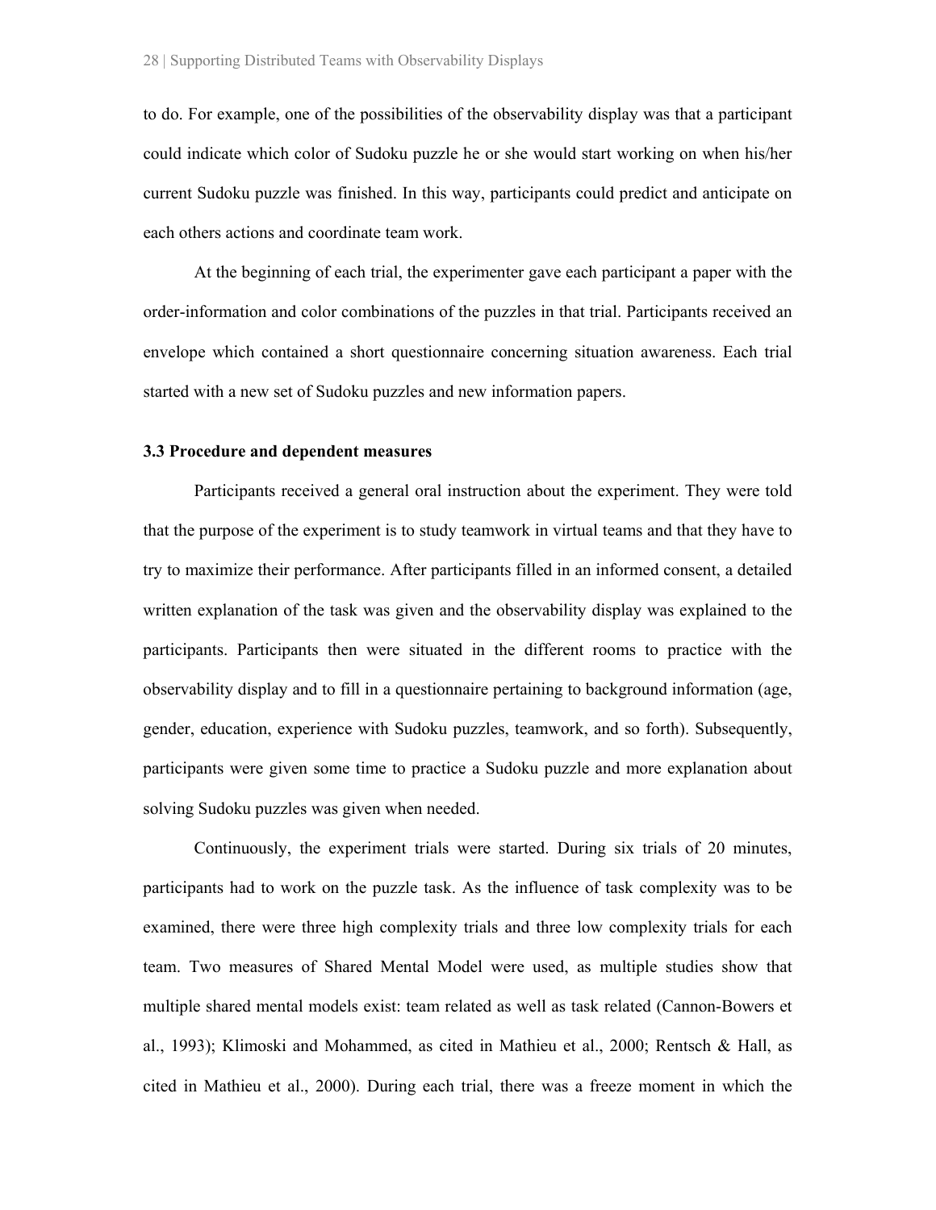to do. For example, one of the possibilities of the observability display was that a participant could indicate which color of Sudoku puzzle he or she would start working on when his/her current Sudoku puzzle was finished. In this way, participants could predict and anticipate on each others actions and coordinate team work.

At the beginning of each trial, the experimenter gave each participant a paper with the order-information and color combinations of the puzzles in that trial. Participants received an envelope which contained a short questionnaire concerning situation awareness. Each trial started with a new set of Sudoku puzzles and new information papers.

### 3.3 Procedure and dependent measures

Participants received a general oral instruction about the experiment. They were told that the purpose of the experiment is to study teamwork in virtual teams and that they have to try to maximize their performance. After participants filled in an informed consent, a detailed written explanation of the task was given and the observability display was explained to the participants. Participants then were situated in the different rooms to practice with the observability display and to fill in a questionnaire pertaining to background information (age, gender, education, experience with Sudoku puzzles, teamwork, and so forth). Subsequently, participants were given some time to practice a Sudoku puzzle and more explanation about solving Sudoku puzzles was given when needed.

Continuously, the experiment trials were started. During six trials of 20 minutes, participants had to work on the puzzle task. As the influence of task complexity was to be examined, there were three high complexity trials and three low complexity trials for each team. Two measures of Shared Mental Model were used, as multiple studies show that multiple shared mental models exist: team related as well as task related (Cannon-Bowers et al., 1993); Klimoski and Mohammed, as cited in Mathieu et al., 2000; Rentsch & Hall, as cited in Mathieu et al., 2000). During each trial, there was a freeze moment in which the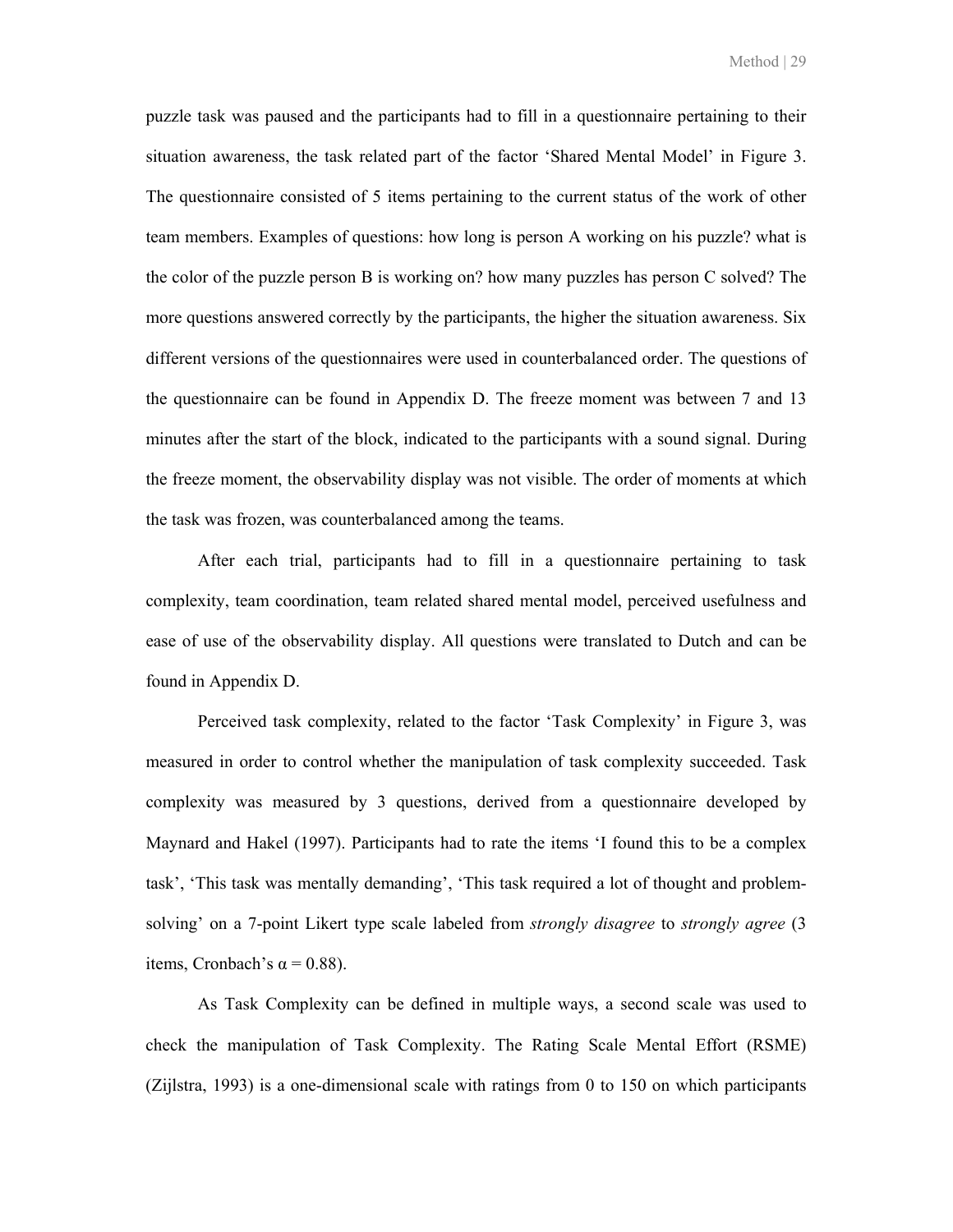puzzle task was paused and the participants had to fill in a questionnaire pertaining to their situation awareness, the task related part of the factor 'Shared Mental Model' in Figure 3. The questionnaire consisted of 5 items pertaining to the current status of the work of other team members. Examples of questions: how long is person A working on his puzzle? what is the color of the puzzle person B is working on? how many puzzles has person C solved? The more questions answered correctly by the participants, the higher the situation awareness. Six different versions of the questionnaires were used in counterbalanced order. The questions of the questionnaire can be found in Appendix D. The freeze moment was between 7 and 13 minutes after the start of the block, indicated to the participants with a sound signal. During the freeze moment, the observability display was not visible. The order of moments at which the task was frozen, was counterbalanced among the teams.

After each trial, participants had to fill in a questionnaire pertaining to task complexity, team coordination, team related shared mental model, perceived usefulness and ease of use of the observability display. All questions were translated to Dutch and can be found in Appendix D.

Perceived task complexity, related to the factor 'Task Complexity' in Figure 3, was measured in order to control whether the manipulation of task complexity succeeded. Task complexity was measured by 3 questions, derived from a questionnaire developed by Maynard and Hakel (1997). Participants had to rate the items 'I found this to be a complex task', 'This task was mentally demanding', 'This task required a lot of thought and problem-solving' on a 7-point Likert type scale labeled from *strongly disagree* to *strongly agree* (3 items, Cronbach's $\alpha = 0.88$).

As Task Complexity can be defined in multiple ways, a second scale was used to check the manipulation of Task Complexity. The Rating Scale Mental Effort (RSME) (Zijlstra, 1993) is a one-dimensional scale with ratings from 0 to 150 on which participants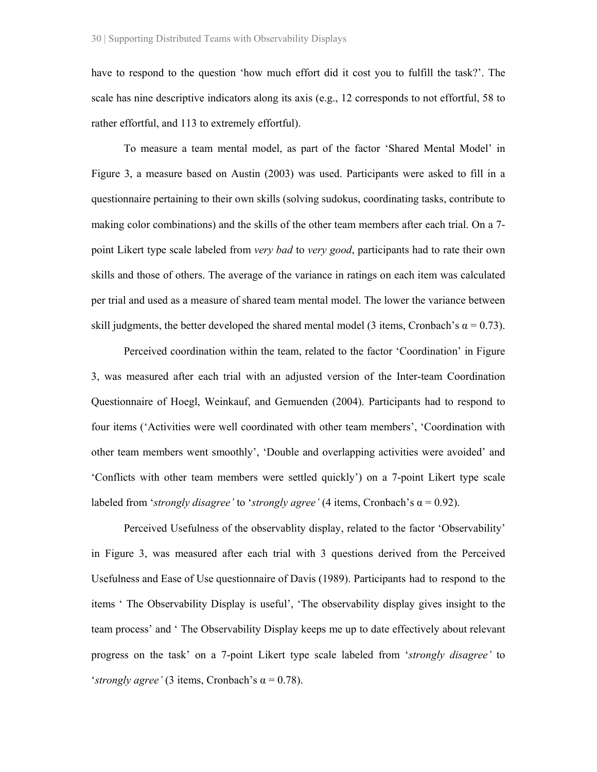have to respond to the question 'how much effort did it cost you to fulfill the task?'. The scale has nine descriptive indicators along its axis (e.g., 12 corresponds to not effortful, 58 to rather effortful, and 113 to extremely effortful).

To measure a team mental model, as part of the factor 'Shared Mental Model' in Figure 3, a measure based on Austin (2003) was used. Participants were asked to fill in a questionnaire pertaining to their own skills (solving sudokus, coordinating tasks, contribute to making color combinations) and the skills of the other team members after each trial. On a 7-point Likert type scale labeled from *very bad* to *very good*, participants had to rate their own skills and those of others. The average of the variance in ratings on each item was calculated per trial and used as a measure of shared team mental model. The lower the variance between skill judgments, the better developed the shared mental model (3 items, Cronbach's $\alpha = 0.73$).

Perceived coordination within the team, related to the factor 'Coordination' in Figure 3, was measured after each trial with an adjusted version of the Inter-team Coordination Questionnaire of Hoegl, Weinkauf, and Gemuenden (2004). Participants had to respond to four items ('Activities were well coordinated with other team members', 'Coordination with other team members went smoothly', 'Double and overlapping activities were avoided' and 'Conflicts with other team members were settled quickly') on a 7-point Likert type scale labeled from '*strongly disagree'* to '*strongly agree'* (4 items, Cronbach's $\alpha = 0.92$).

Perceived Usefulness of the observablity display, related to the factor 'Observability' in Figure 3, was measured after each trial with 3 questions derived from the Perceived Usefulness and Ease of Use questionnaire of Davis (1989). Participants had to respond to the items ' The Observability Display is useful', 'The observability display gives insight to the team process' and ' The Observability Display keeps me up to date effectively about relevant progress on the task' on a 7-point Likert type scale labeled from '*strongly disagree'* to '*strongly agree'* (3 items, Cronbach's $\alpha = 0.78$).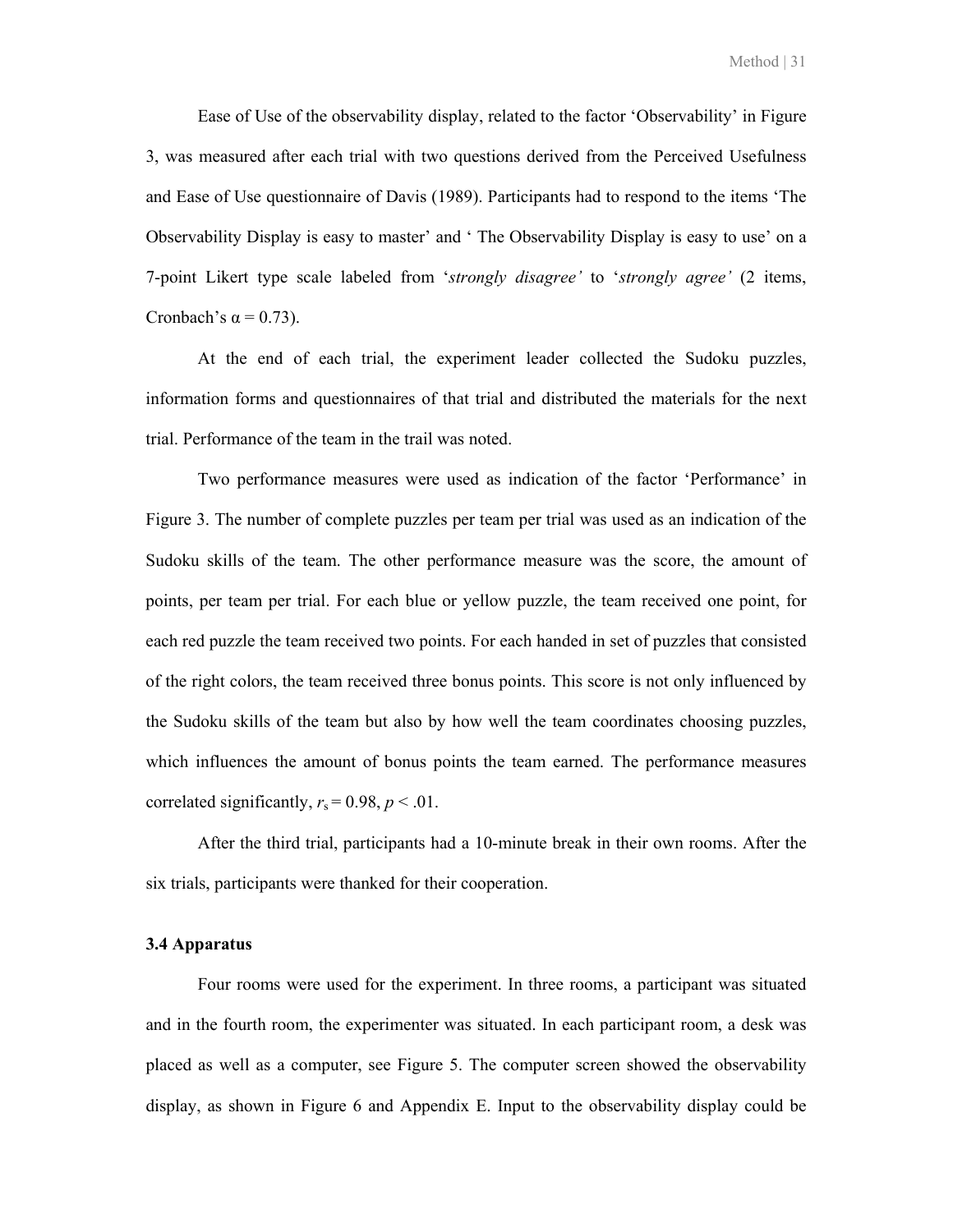Ease of Use of the observability display, related to the factor ‘Observability’ in Figure 3, was measured after each trial with two questions derived from the Perceived Usefulness and Ease of Use questionnaire of Davis (1989). Participants had to respond to the items ‘The Observability Display is easy to master’ and ‘ The Observability Display is easy to use’ on a 7-point Likert type scale labeled from ‘*strongly disagree’* to ‘*strongly agree’* (2 items, Cronbach’s $\alpha = 0.73$).

At the end of each trial, the experiment leader collected the Sudoku puzzles, information forms and questionnaires of that trial and distributed the materials for the next trial. Performance of the team in the trail was noted.

Two performance measures were used as indication of the factor ‘Performance’ in Figure 3. The number of complete puzzles per team per trial was used as an indication of the Sudoku skills of the team. The other performance measure was the score, the amount of points, per team per trial. For each blue or yellow puzzle, the team received one point, for each red puzzle the team received two points. For each handed in set of puzzles that consisted of the right colors, the team received three bonus points. This score is not only influenced by the Sudoku skills of the team but also by how well the team coordinates choosing puzzles, which influences the amount of bonus points the team earned. The performance measures correlated significantly, $r_s = 0.98$, $p < .01$.

After the third trial, participants had a 10-minute break in their own rooms. After the six trials, participants were thanked for their cooperation.

### 3.4 Apparatus

Four rooms were used for the experiment. In three rooms, a participant was situated and in the fourth room, the experimenter was situated. In each participant room, a desk was placed as well as a computer, see Figure 5. The computer screen showed the observability display, as shown in Figure 6 and Appendix E. Input to the observability display could be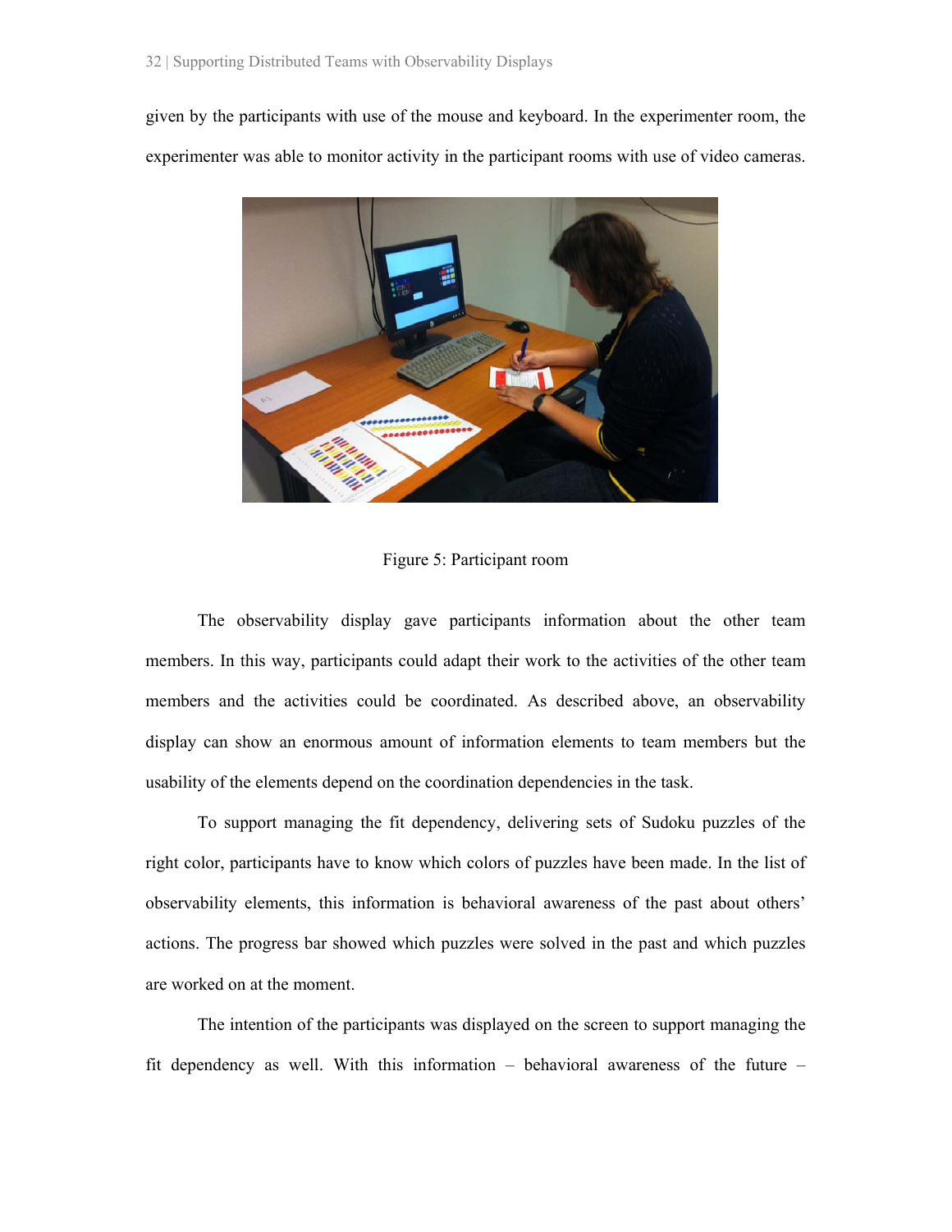given by the participants with use of the mouse and keyboard. In the experimenter room, the experimenter was able to monitor activity in the participant rooms with use of video cameras.

Figure 5: Participant room

The observability display gave participants information about the other team members. In this way, participants could adapt their work to the activities of the other team members and the activities could be coordinated. As described above, an observability display can show an enormous amount of information elements to team members but the usability of the elements depend on the coordination dependencies in the task.

To support managing the fit dependency, delivering sets of Sudoku puzzles of the right color, participants have to know which colors of puzzles have been made. In the list of observability elements, this information is behavioral awareness of the past about others' actions. The progress bar showed which puzzles were solved in the past and which puzzles are worked on at the moment.

The intention of the participants was displayed on the screen to support managing the fit dependency as well. With this information – behavioral awareness of the future –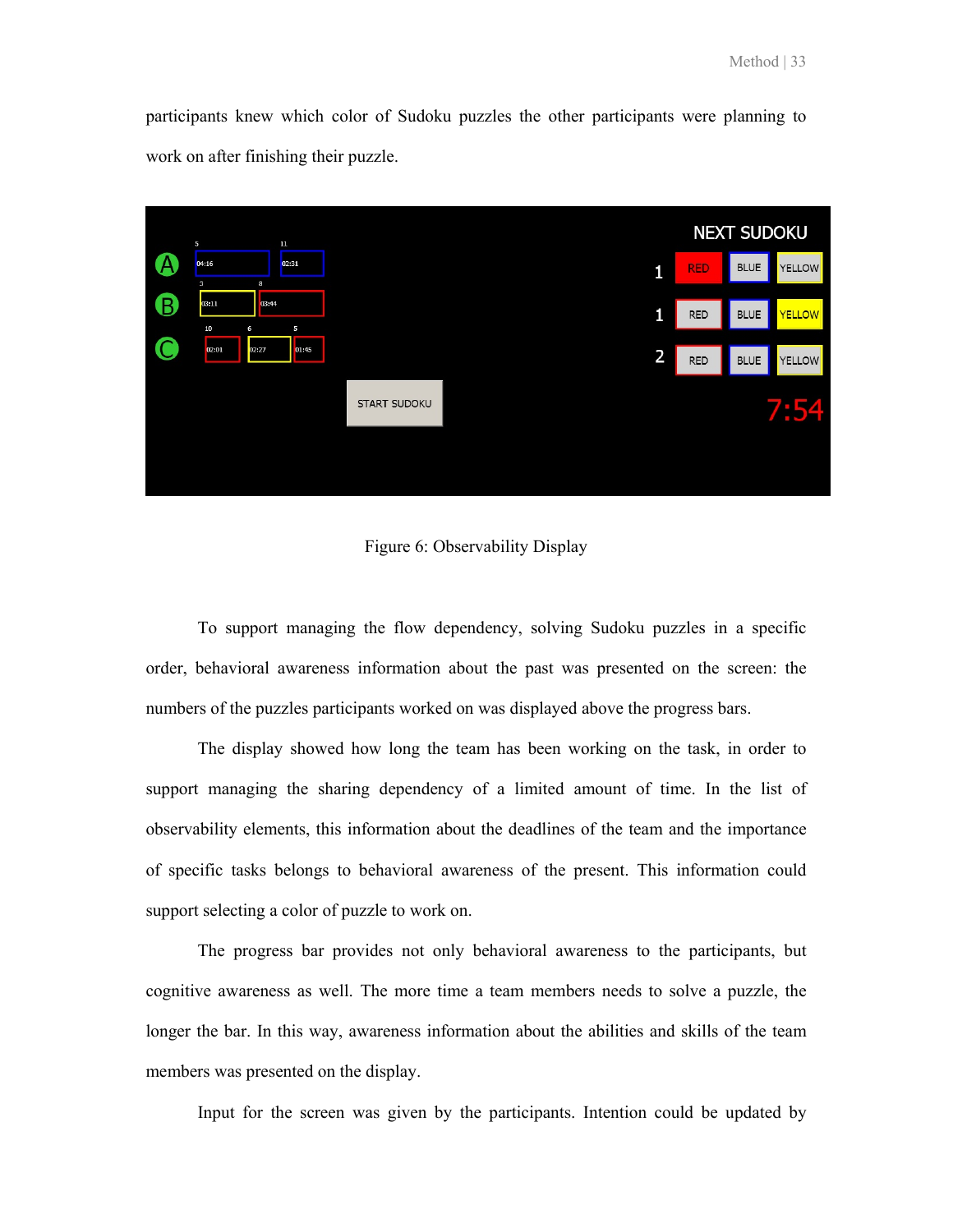participants knew which color of Sudoku puzzles the other participants were planning to work on after finishing their puzzle.

Figure 6: Observability Display

To support managing the flow dependency, solving Sudoku puzzles in a specific order, behavioral awareness information about the past was presented on the screen: the numbers of the puzzles participants worked on was displayed above the progress bars.

The display showed how long the team has been working on the task, in order to support managing the sharing dependency of a limited amount of time. In the list of observability elements, this information about the deadlines of the team and the importance of specific tasks belongs to behavioral awareness of the present. This information could support selecting a color of puzzle to work on.

The progress bar provides not only behavioral awareness to the participants, but cognitive awareness as well. The more time a team members needs to solve a puzzle, the longer the bar. In this way, awareness information about the abilities and skills of the team members was presented on the display.

Input for the screen was given by the participants. Intention could be updated by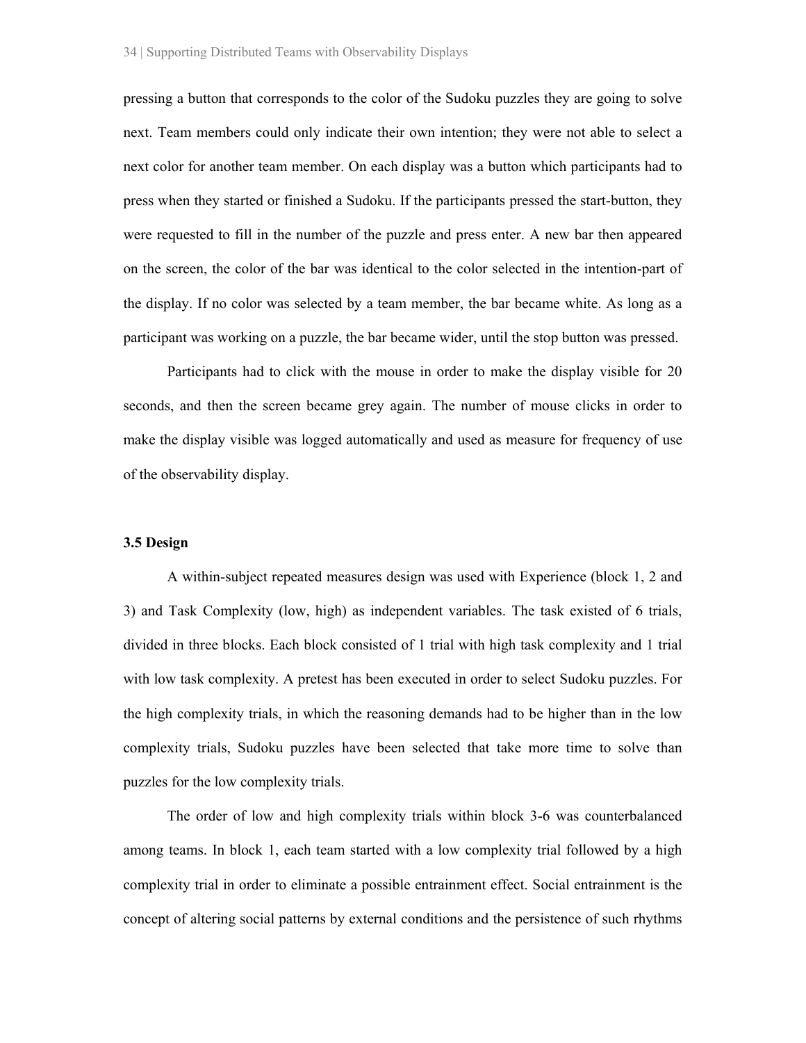pressing a button that corresponds to the color of the Sudoku puzzles they are going to solve next. Team members could only indicate their own intention; they were not able to select a next color for another team member. On each display was a button which participants had to press when they started or finished a Sudoku. If the participants pressed the start-button, they were requested to fill in the number of the puzzle and press enter. A new bar then appeared on the screen, the color of the bar was identical to the color selected in the intention-part of the display. If no color was selected by a team member, the bar became white. As long as a participant was working on a puzzle, the bar became wider, until the stop button was pressed.

Participants had to click with the mouse in order to make the display visible for 20 seconds, and then the screen became grey again. The number of mouse clicks in order to make the display visible was logged automatically and used as measure for frequency of use of the observability display.

**3.5 Design**

A within-subject repeated measures design was used with Experience (block 1, 2 and 3) and Task Complexity (low, high) as independent variables. The task existed of 6 trials, divided in three blocks. Each block consisted of 1 trial with high task complexity and 1 trial with low task complexity. A pretest has been executed in order to select Sudoku puzzles. For the high complexity trials, in which the reasoning demands had to be higher than in the low complexity trials, Sudoku puzzles have been selected that take more time to solve than puzzles for the low complexity trials.

The order of low and high complexity trials within block 3-6 was counterbalanced among teams. In block 1, each team started with a low complexity trial followed by a high complexity trial in order to eliminate a possible entrainment effect. Social entrainment is the concept of altering social patterns by external conditions and the persistence of such rhythms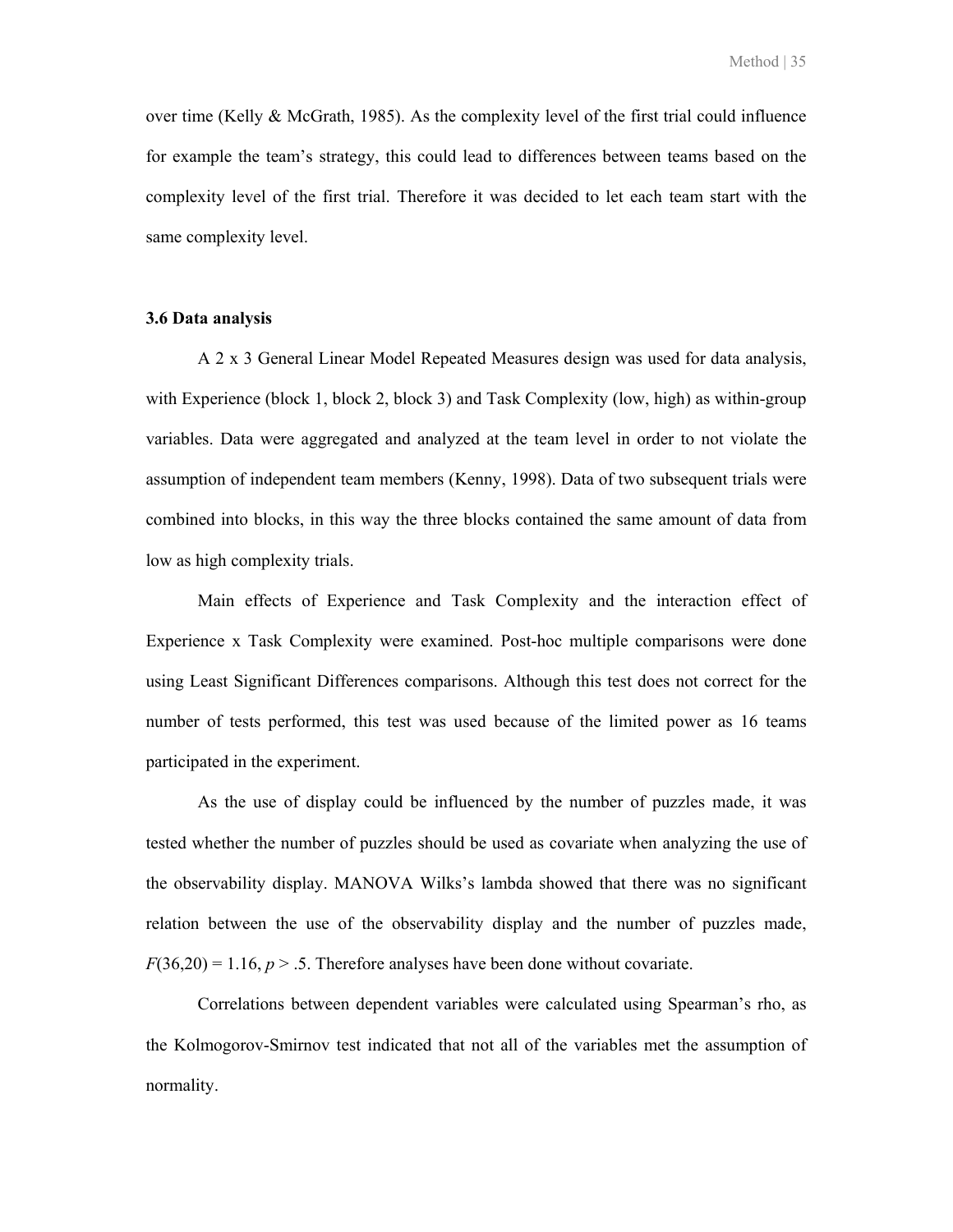over time (Kelly & McGrath, 1985). As the complexity level of the first trial could influence for example the team's strategy, this could lead to differences between teams based on the complexity level of the first trial. Therefore it was decided to let each team start with the same complexity level.

### 3.6 Data analysis

A 2 x 3 General Linear Model Repeated Measures design was used for data analysis, with Experience (block 1, block 2, block 3) and Task Complexity (low, high) as within-group variables. Data were aggregated and analyzed at the team level in order to not violate the assumption of independent team members (Kenny, 1998). Data of two subsequent trials were combined into blocks, in this way the three blocks contained the same amount of data from low as high complexity trials.

Main effects of Experience and Task Complexity and the interaction effect of Experience x Task Complexity were examined. Post-hoc multiple comparisons were done using Least Significant Differences comparisons. Although this test does not correct for the number of tests performed, this test was used because of the limited power as 16 teams participated in the experiment.

As the use of display could be influenced by the number of puzzles made, it was tested whether the number of puzzles should be used as covariate when analyzing the use of the observability display. MANOVA Wilks's lambda showed that there was no significant relation between the use of the observability display and the number of puzzles made, $F(36,20) = 1.16$, $p > .5$. Therefore analyses have been done without covariate.

Correlations between dependent variables were calculated using Spearman's rho, as the Kolmogorov-Smirnov test indicated that not all of the variables met the assumption of normality.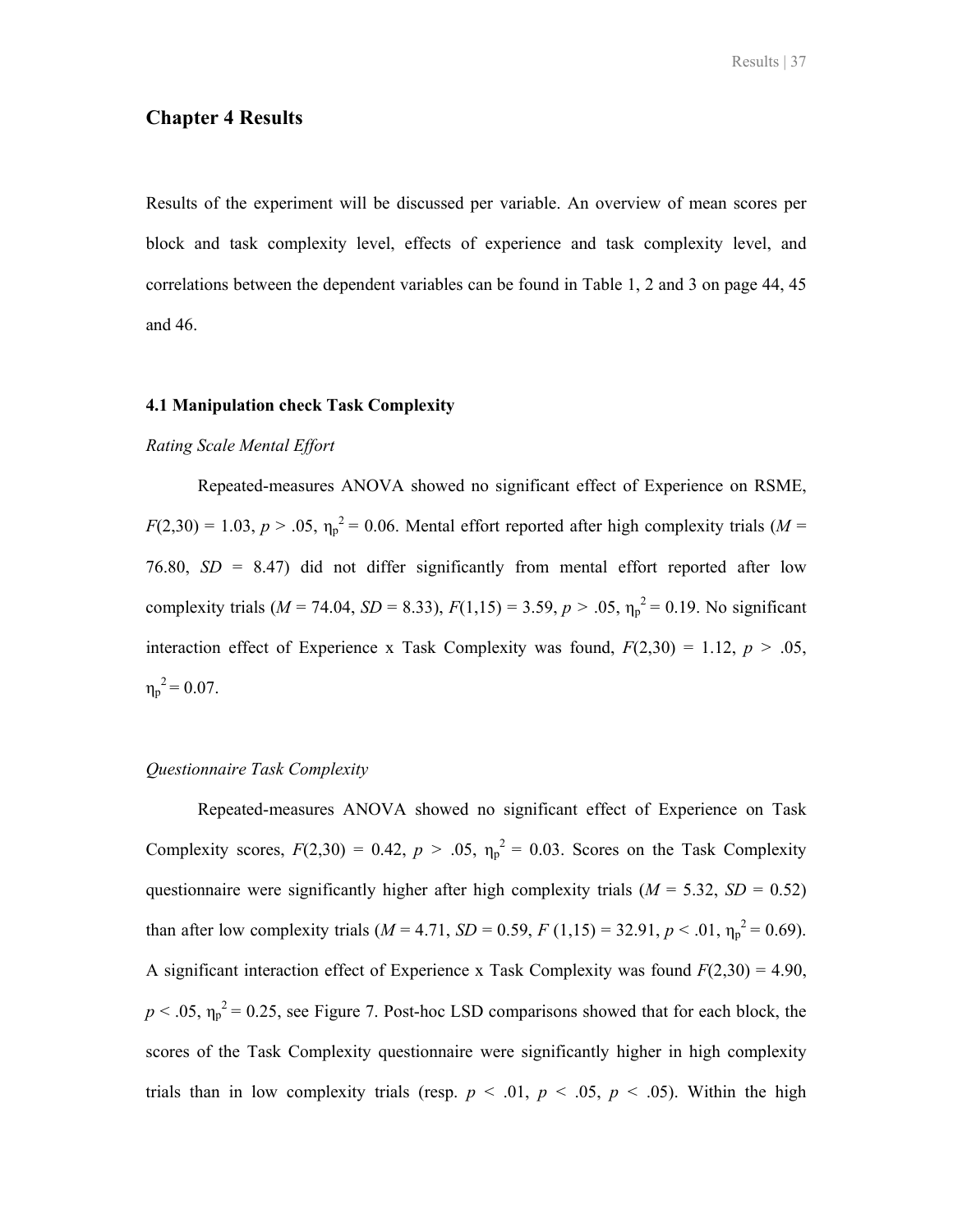# Chapter 4 Results

Results of the experiment will be discussed per variable. An overview of mean scores per block and task complexity level, effects of experience and task complexity level, and correlations between the dependent variables can be found in Table 1, 2 and 3 on page 44, 45 and 46.

### 4.1 Manipulation check Task Complexity

*Rating Scale Mental Effort*

Repeated-measures ANOVA showed no significant effect of Experience on RSME, $F(2,30) = 1.03$, $p > .05$, $\eta_p^2 = 0.06$. Mental effort reported after high complexity trials ($M$ = 76.80, $SD$ = 8.47) did not differ significantly from mental effort reported after low complexity trials ($M$ = 74.04, $SD$ = 8.33), $F(1,15) = 3.59$, $p > .05$, $\eta_p^2 = 0.19$. No significant interaction effect of Experience x Task Complexity was found, $F(2,30) = 1.12$, $p > .05$, $\eta_p^2 = 0.07$.

*Questionnaire Task Complexity*

Repeated-measures ANOVA showed no significant effect of Experience on Task Complexity scores, $F(2,30) = 0.42$, $p > .05$, $\eta_p^2 = 0.03$. Scores on the Task Complexity questionnaire were significantly higher after high complexity trials ($M$ = 5.32, $SD$ = 0.52) than after low complexity trials ($M$ = 4.71, $SD$ = 0.59, $F(1,15) = 32.91$, $p < .01$, $\eta_p^2 = 0.69$). A significant interaction effect of Experience x Task Complexity was found $F(2,30) = 4.90$, $p < .05$, $\eta_p^2 = 0.25$, see Figure 7. Post-hoc LSD comparisons showed that for each block, the scores of the Task Complexity questionnaire were significantly higher in high complexity trials than in low complexity trials (resp. $p < .01$, $p < .05$, $p < .05$). Within the high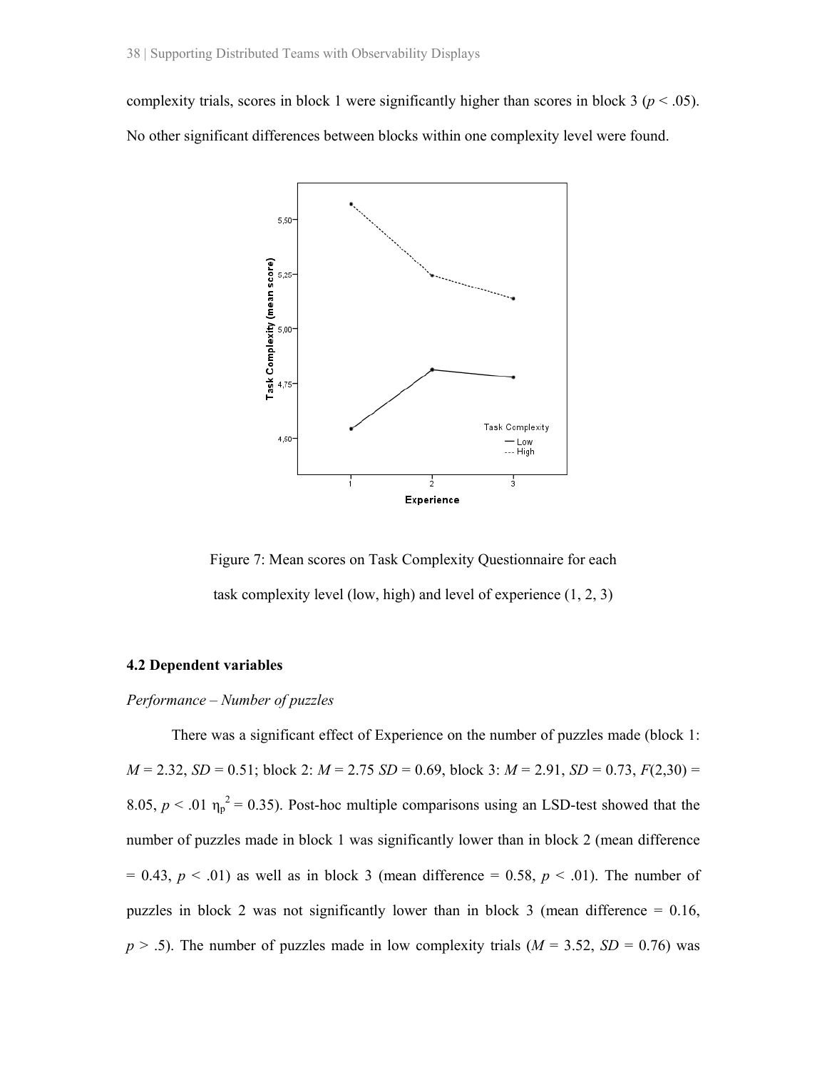complexity trials, scores in block 1 were significantly higher than scores in block 3 ($p < .05$). No other significant differences between blocks within one complexity level were found.

Figure 7: Mean scores on Task Complexity Questionnaire for each task complexity level (low, high) and level of experience (1, 2, 3)

### 4.2 Dependent variables

*Performance – Number of puzzles*

There was a significant effect of Experience on the number of puzzles made (block 1: $M = 2.32$, $SD = 0.51$; block 2: $M = 2.75$ $SD = 0.69$, block 3: $M = 2.91$, $SD = 0.73$, $F(2,30) = 8.05$, $p < .01$ $\eta_p^2 = 0.35$). Post-hoc multiple comparisons using an LSD-test showed that the number of puzzles made in block 1 was significantly lower than in block 2 (mean difference = 0.43, $p < .01$) as well as in block 3 (mean difference = 0.58, $p < .01$). The number of puzzles in block 2 was not significantly lower than in block 3 (mean difference = 0.16, $p > .5$). The number of puzzles made in low complexity trials ($M = 3.52$, $SD = 0.76$) was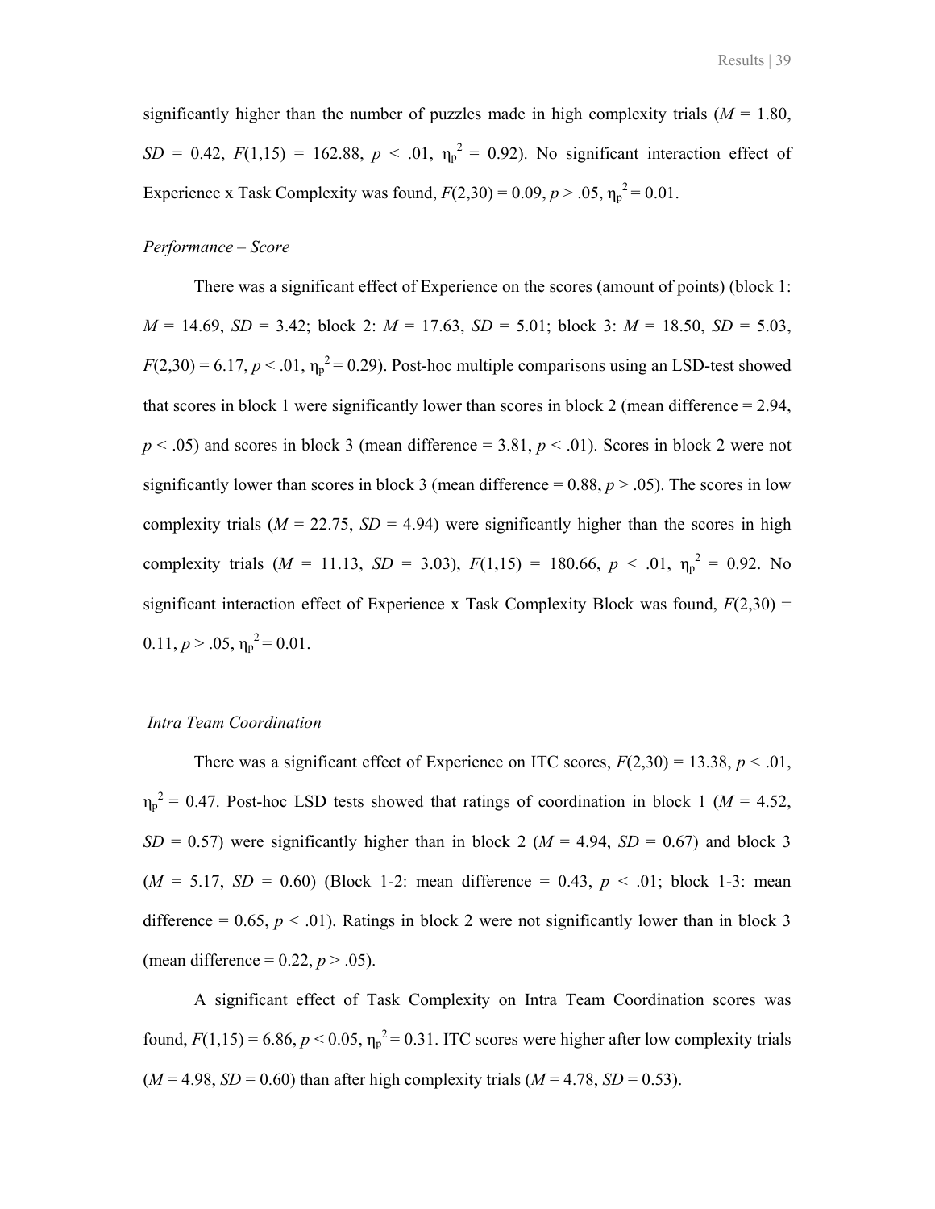significantly higher than the number of puzzles made in high complexity trials (*M* = 1.80, *SD* = 0.42, $F(1,15) = 162.88$, $p < .01$, $\eta_p^2 = 0.92$). No significant interaction effect of Experience x Task Complexity was found, $F(2,30) = 0.09$, $p > .05$, $\eta_p^2 = 0.01$.

*Performance – Score*

There was a significant effect of Experience on the scores (amount of points) (block 1: *M* = 14.69, *SD* = 3.42; block 2: *M* = 17.63, *SD* = 5.01; block 3: *M* = 18.50, *SD* = 5.03, $F(2,30) = 6.17$, $p < .01$, $\eta_p^2 = 0.29$). Post-hoc multiple comparisons using an LSD-test showed that scores in block 1 were significantly lower than scores in block 2 (mean difference = 2.94, $p < .05$) and scores in block 3 (mean difference = 3.81, $p < .01$). Scores in block 2 were not significantly lower than scores in block 3 (mean difference = 0.88, $p > .05$). The scores in low complexity trials (*M* = 22.75, *SD* = 4.94) were significantly higher than the scores in high complexity trials (*M* = 11.13, *SD* = 3.03), $F(1,15) = 180.66$, $p < .01$, $\eta_p^2 = 0.92$. No significant interaction effect of Experience x Task Complexity Block was found, $F(2,30) = 0.11$, $p > .05$, $\eta_p^2 = 0.01$.

*Intra Team Coordination*

There was a significant effect of Experience on ITC scores, $F(2,30) = 13.38$, $p < .01$, $\eta_p^2 = 0.47$. Post-hoc LSD tests showed that ratings of coordination in block 1 (*M* = 4.52, *SD* = 0.57) were significantly higher than in block 2 (*M* = 4.94, *SD* = 0.67) and block 3 (*M* = 5.17, *SD* = 0.60) (Block 1-2: mean difference = 0.43, $p < .01$; block 1-3: mean difference = 0.65, $p < .01$). Ratings in block 2 were not significantly lower than in block 3 (mean difference = 0.22, $p > .05$).

A significant effect of Task Complexity on Intra Team Coordination scores was found, $F(1,15) = 6.86$, $p < 0.05$, $\eta_p^2 = 0.31$. ITC scores were higher after low complexity trials (*M* = 4.98, *SD* = 0.60) than after high complexity trials (*M* = 4.78, *SD* = 0.53).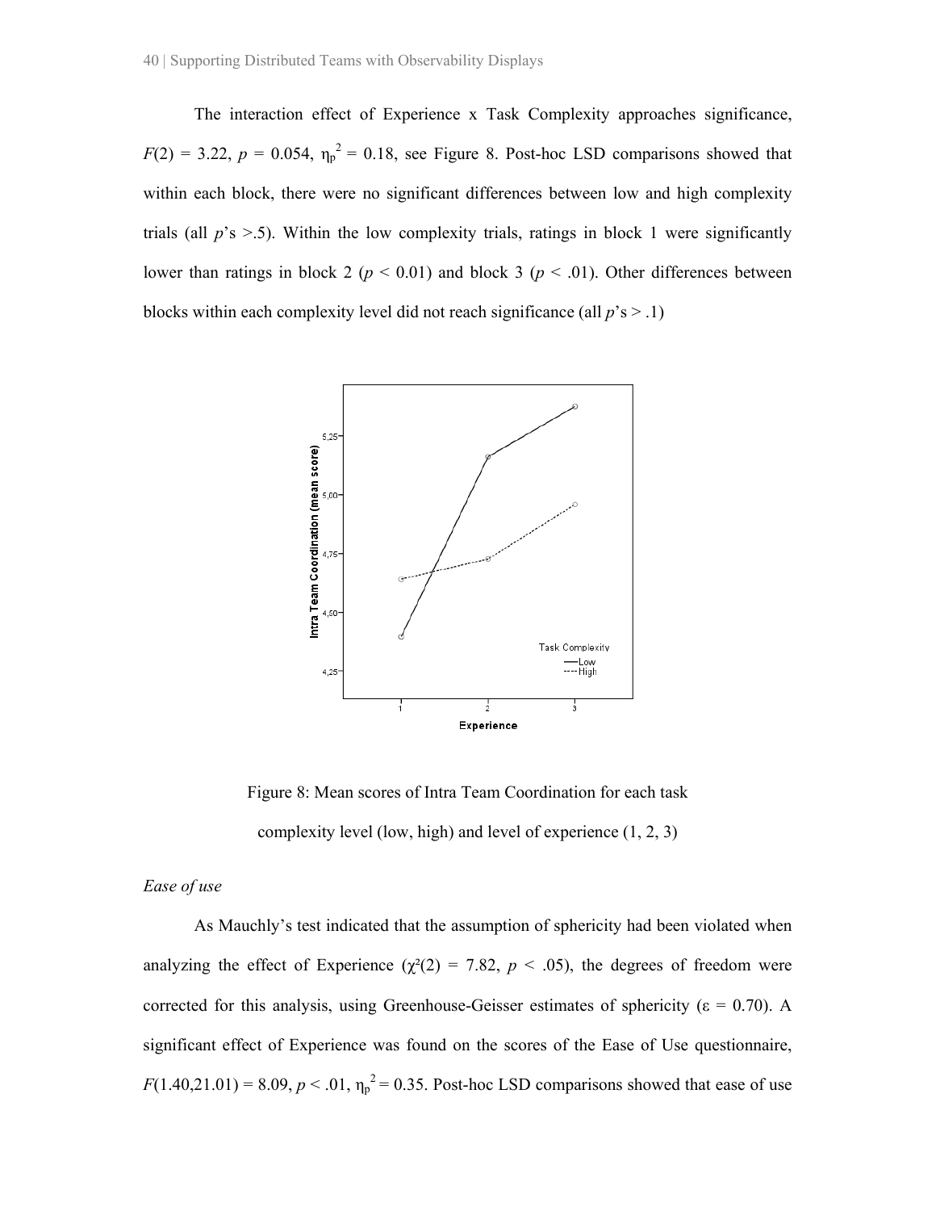The interaction effect of Experience x Task Complexity approaches significance, $F(2) = 3.22$, $p = 0.054$, $\eta_p^2 = 0.18$, see Figure 8. Post-hoc LSD comparisons showed that within each block, there were no significant differences between low and high complexity trials (all $p$'s >.5). Within the low complexity trials, ratings in block 1 were significantly lower than ratings in block 2 ($p < 0.01$) and block 3 ($p < .01$). Other differences between blocks within each complexity level did not reach significance (all $p$'s > .1)

Figure 8: Mean scores of Intra Team Coordination for each task complexity level (low, high) and level of experience (1, 2, 3)

*Ease of use*

As Mauchly's test indicated that the assumption of sphericity had been violated when analyzing the effect of Experience ($\chi^2(2) = 7.82$, $p < .05$), the degrees of freedom were corrected for this analysis, using Greenhouse-Geisser estimates of sphericity ($\varepsilon = 0.70$). A significant effect of Experience was found on the scores of the Ease of Use questionnaire, $F(1.40,21.01) = 8.09$, $p < .01$, $\eta_p^2 = 0.35$. Post-hoc LSD comparisons showed that ease of use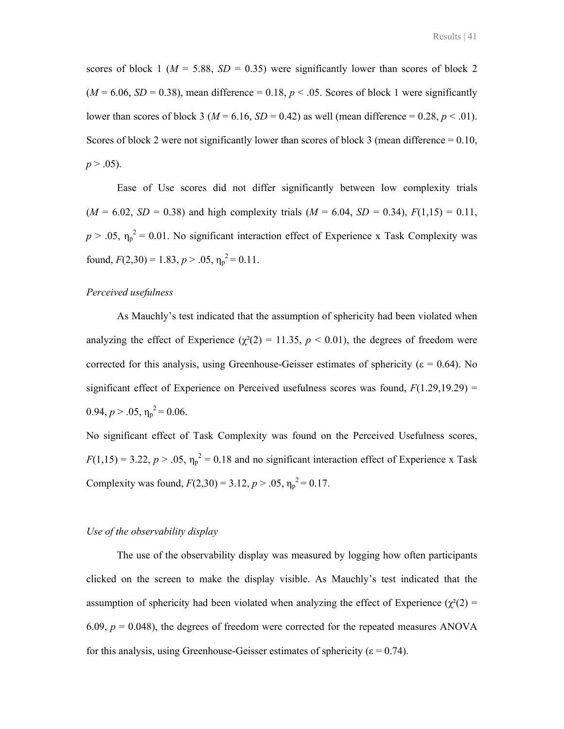scores of block 1 ($M$ = 5.88, $SD$ = 0.35) were significantly lower than scores of block 2 ($M$ = 6.06, $SD$ = 0.38), mean difference = 0.18, $p < .05$. Scores of block 1 were significantly lower than scores of block 3 ($M$ = 6.16, $SD$ = 0.42) as well (mean difference = 0.28, $p < .01$). Scores of block 2 were not significantly lower than scores of block 3 (mean difference = 0.10, $p > .05$).

Ease of Use scores did not differ significantly between low complexity trials ($M$ = 6.02, $SD$ = 0.38) and high complexity trials ($M$ = 6.04, $SD$ = 0.34), $F(1,15) = 0.11$, $p > .05$, $\eta_p^2 = 0.01$. No significant interaction effect of Experience x Task Complexity was found, $F(2,30) = 1.83$, $p > .05$, $\eta_p^2 = 0.11$.

*Perceived usefulness*

As Mauchly's test indicated that the assumption of sphericity had been violated when analyzing the effect of Experience ($\chi^2(2) = 11.35$, $p < 0.01$), the degrees of freedom were corrected for this analysis, using Greenhouse-Geisser estimates of sphericity ($\varepsilon = 0.64$). No significant effect of Experience on Perceived usefulness scores was found, $F(1.29,19.29) = 0.94$, $p > .05$, $\eta_p^2 = 0.06$.

No significant effect of Task Complexity was found on the Perceived Usefulness scores, $F(1,15) = 3.22$, $p > .05$, $\eta_p^2 = 0.18$ and no significant interaction effect of Experience x Task Complexity was found, $F(2,30) = 3.12$, $p > .05$, $\eta_p^2 = 0.17$.

*Use of the observability display*

The use of the observability display was measured by logging how often participants clicked on the screen to make the display visible. As Mauchly's test indicated that the assumption of sphericity had been violated when analyzing the effect of Experience ($\chi^2(2) = 6.09$, $p = 0.048$), the degrees of freedom were corrected for the repeated measures ANOVA for this analysis, using Greenhouse-Geisser estimates of sphericity ($\varepsilon = 0.74$).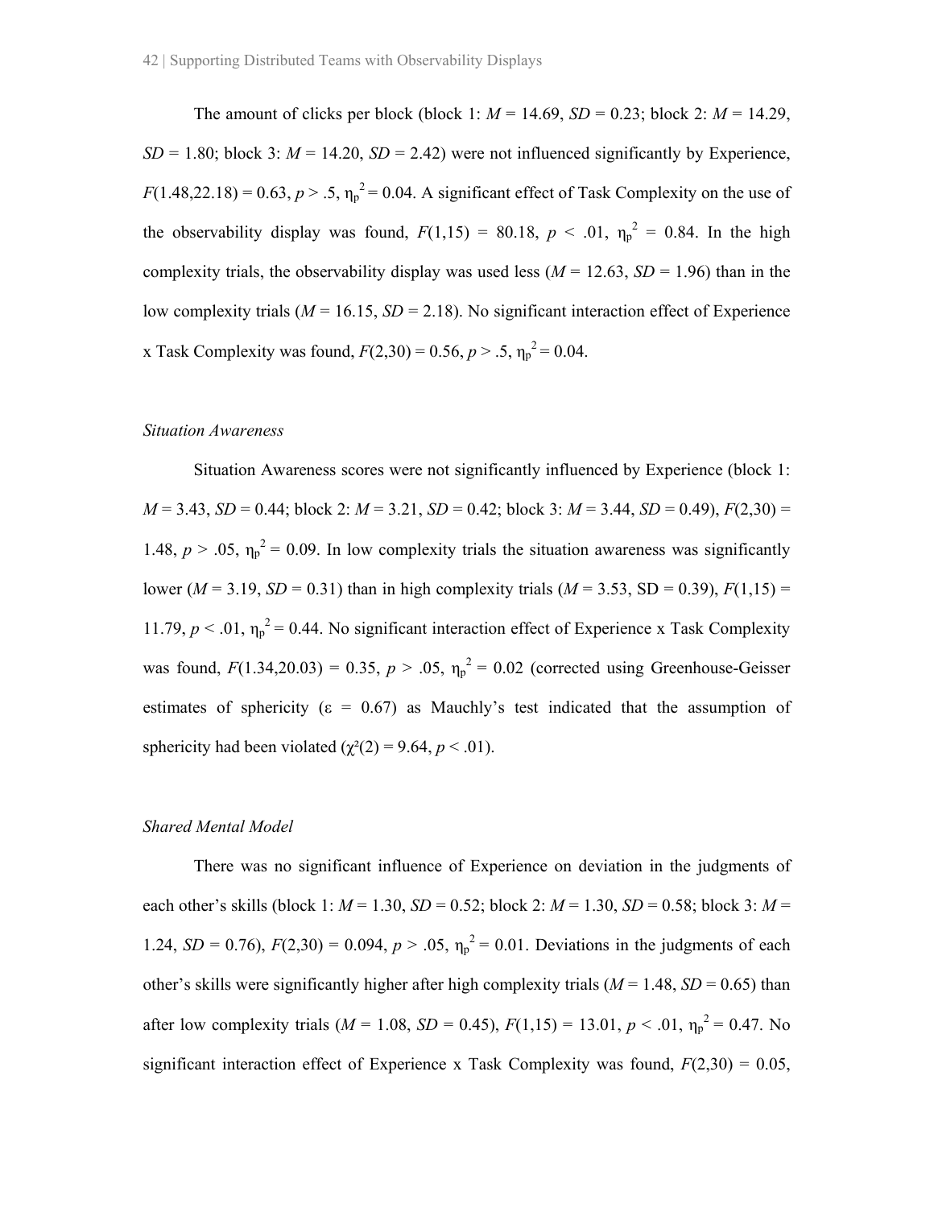The amount of clicks per block (block 1: $M = 14.69$, $SD = 0.23$; block 2: $M = 14.29$, $SD = 1.80$; block 3: $M = 14.20$, $SD = 2.42$) were not influenced significantly by Experience, $F(1.48,22.18) = 0.63$, $p > .5$, $\eta_p^2 = 0.04$. A significant effect of Task Complexity on the use of the observability display was found, $F(1,15) = 80.18$, $p < .01$, $\eta_p^2 = 0.84$. In the high complexity trials, the observability display was used less ($M = 12.63$, $SD = 1.96$) than in the low complexity trials ($M = 16.15$, $SD = 2.18$). No significant interaction effect of Experience x Task Complexity was found, $F(2,30) = 0.56$, $p > .5$, $\eta_p^2 = 0.04$.

*Situation Awareness*

Situation Awareness scores were not significantly influenced by Experience (block 1: $M = 3.43$, $SD = 0.44$; block 2: $M = 3.21$, $SD = 0.42$; block 3: $M = 3.44$, $SD = 0.49$), $F(2,30) = 1.48$, $p > .05$, $\eta_p^2 = 0.09$. In low complexity trials the situation awareness was significantly lower ($M = 3.19$, $SD = 0.31$) than in high complexity trials ($M = 3.53$, SD = 0.39), $F(1,15) = 11.79$, $p < .01$, $\eta_p^2 = 0.44$. No significant interaction effect of Experience x Task Complexity was found, $F(1.34,20.03) = 0.35$, $p > .05$, $\eta_p^2 = 0.02$ (corrected using Greenhouse-Geisser estimates of sphericity ($\varepsilon = 0.67$) as Mauchly's test indicated that the assumption of sphericity had been violated ($\chi^2(2) = 9.64$, $p < .01$).

*Shared Mental Model*

There was no significant influence of Experience on deviation in the judgments of each other's skills (block 1: $M = 1.30$, $SD = 0.52$; block 2: $M = 1.30$, $SD = 0.58$; block 3: $M = 1.24$, $SD = 0.76$), $F(2,30) = 0.094$, $p > .05$, $\eta_p^2 = 0.01$. Deviations in the judgments of each other's skills were significantly higher after high complexity trials ($M = 1.48$, $SD = 0.65$) than after low complexity trials ($M = 1.08$, $SD = 0.45$), $F(1,15) = 13.01$, $p < .01$, $\eta_p^2 = 0.47$. No significant interaction effect of Experience x Task Complexity was found, $F(2,30) = 0.05$,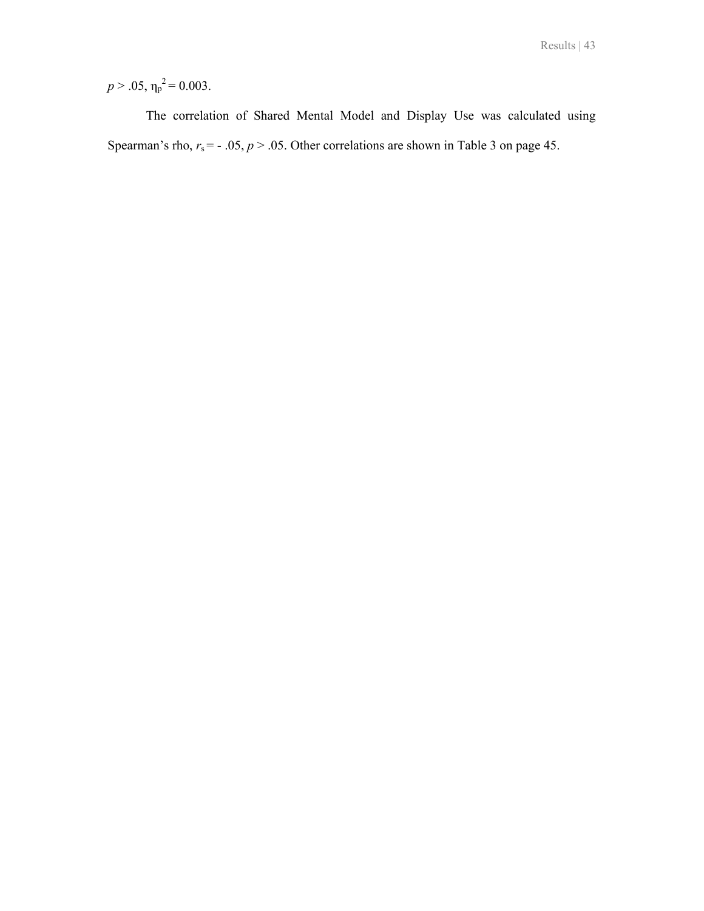$p > .05$, $\eta_p^2 = 0.003$.

The correlation of Shared Mental Model and Display Use was calculated using Spearman's rho, $r_s = -.05$, $p > .05$. Other correlations are shown in Table 3 on page 45.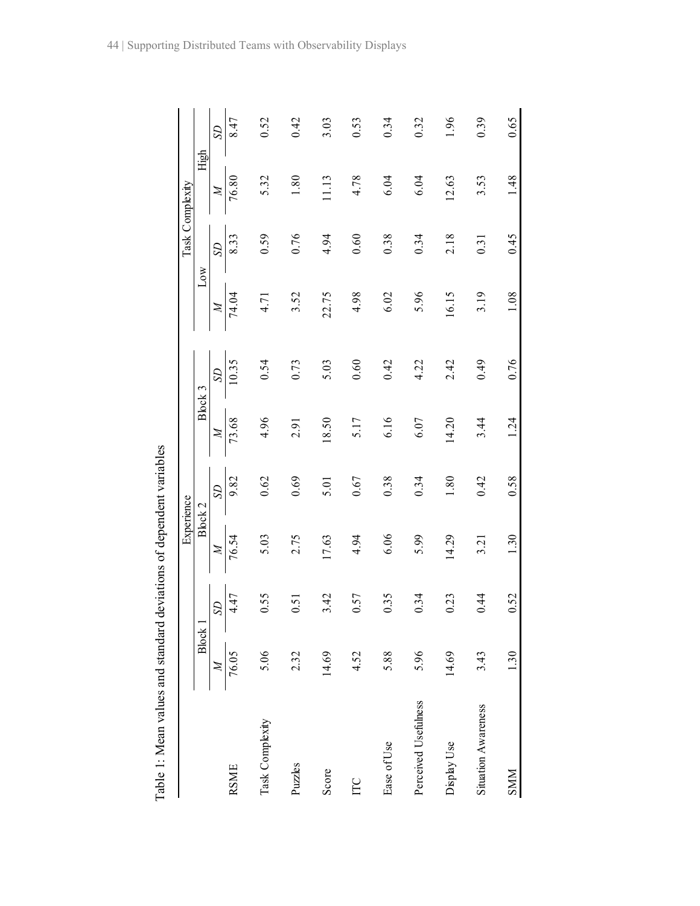Table 1: Mean values and standard deviations of dependent variables

| | Experience | | | | | | Task Complexity | | | |
|---|---|---|---|---|---|---|---|---|---|---|
| | Block 1 | | Block 2 | | Block 3 | | Low | | High | |
| | *M* | *SD* | *M* | *SD* | *M* | *SD* | *M* | *SD* | *M* | *SD* |
| RSME | 76.05 | 4.47 | 76.54 | 9.82 | 73.68 | 10.35 | 74.04 | 8.33 | 76.80 | 8.47 |
| Task Complexity | 5.06 | 0.55 | 5.03 | 0.62 | 4.96 | 0.54 | 4.71 | 0.59 | 5.32 | 0.52 |
| Puzzles | 2.32 | 0.51 | 2.75 | 0.69 | 2.91 | 0.73 | 3.52 | 0.76 | 1.80 | 0.42 |
| Score | 14.69 | 3.42 | 17.63 | 5.01 | 18.50 | 5.03 | 22.75 | 4.94 | 11.13 | 3.03 |
| ITC | 4.52 | 0.57 | 4.94 | 0.67 | 5.17 | 0.60 | 4.98 | 0.60 | 4.78 | 0.53 |
| Ease of Use | 5.88 | 0.35 | 6.06 | 0.38 | 6.16 | 0.42 | 6.02 | 0.38 | 6.04 | 0.34 |
| Perceived Usefulness | 5.96 | 0.34 | 5.99 | 0.34 | 6.07 | 4.22 | 5.96 | 0.34 | 6.04 | 0.32 |
| Display Use | 14.69 | 0.23 | 14.29 | 1.80 | 14.20 | 2.42 | 16.15 | 2.18 | 12.63 | 1.96 |
| Situation Awareness | 3.43 | 0.44 | 3.21 | 0.42 | 3.44 | 0.49 | 3.19 | 0.31 | 3.53 | 0.39 |
| SMM | 1.30 | 0.52 | 1.30 | 0.58 | 1.24 | 0.76 | 1.08 | 0.45 | 1.48 | 0.65 |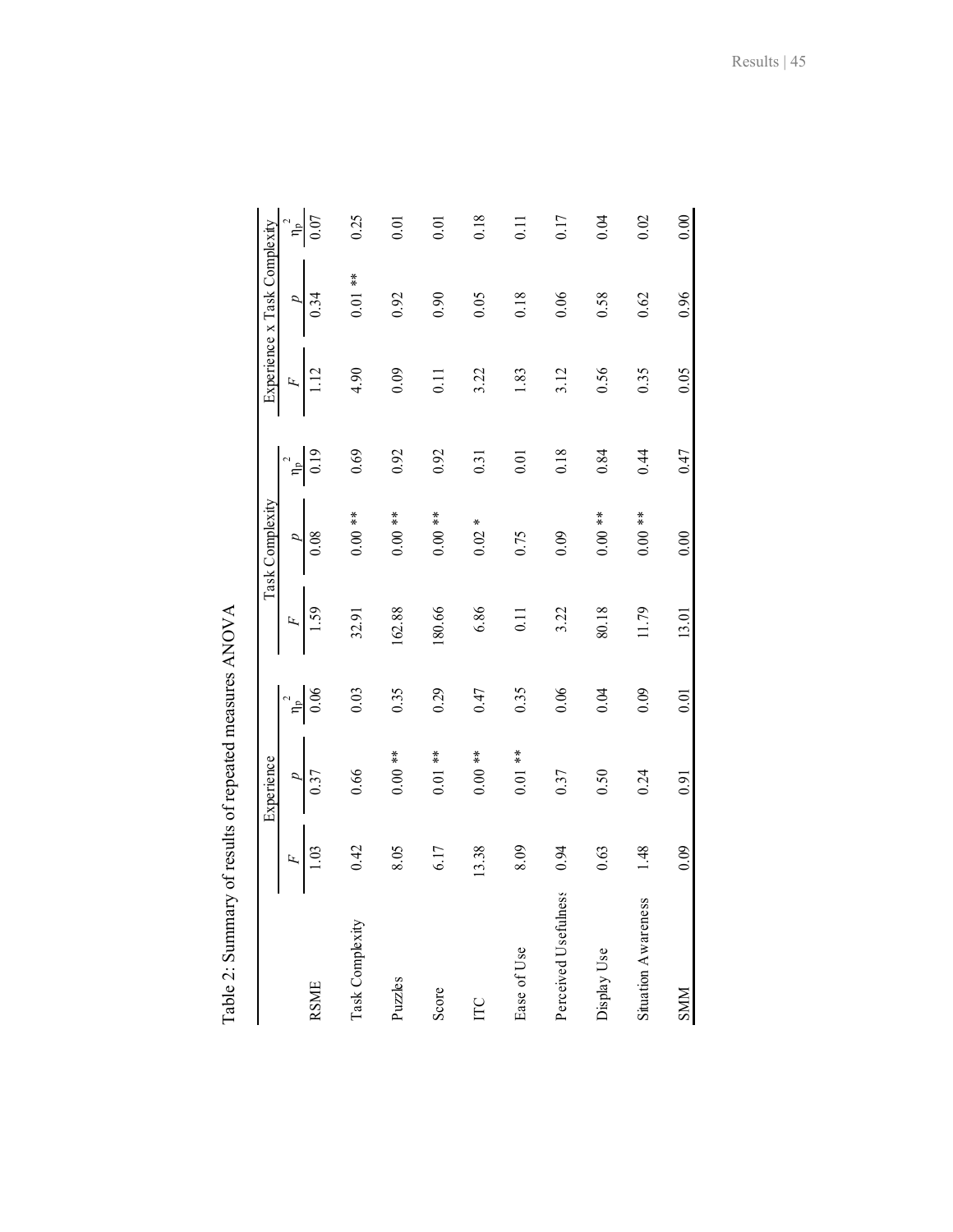Table 2: Summary of results of repeated measures ANOVA

| | Experience | | | Task Complexity | | | Experience x Task Complexity | | |
|---|---|---|---|---|---|---|---|---|---|
| | $F$ | $p$ | $\eta_p^2$ | $F$ | $p$ | $\eta_p^2$ | $F$ | $p$ | $\eta_p^2$ |
| RSME | 1.03 | 0.37 | 0.06 | 1.59 | 0.08 | 0.19 | 1.12 | 0.34 | 0.07 |
| Task Complexity | 0.42 | 0.66 | 0.03 | 32.91 | 0.00 ** | 0.69 | 4.90 | 0.01 ** | 0.25 |
| Puzzles | 8.05 | 0.00 ** | 0.35 | 162.88 | 0.00 ** | 0.92 | 0.09 | 0.92 | 0.01 |
| Score | 6.17 | 0.01 ** | 0.29 | 180.66 | 0.00 ** | 0.92 | 0.11 | 0.90 | 0.01 |
| ITC | 13.38 | 0.00 ** | 0.47 | 6.86 | 0.02 * | 0.31 | 3.22 | 0.05 | 0.18 |
| Ease of Use | 8.09 | 0.01 ** | 0.35 | 0.11 | 0.75 | 0.01 | 1.83 | 0.18 | 0.11 |
| Perceived Usefulness | 0.94 | 0.37 | 0.06 | 3.22 | 0.09 | 0.18 | 3.12 | 0.06 | 0.17 |
| Display Use | 0.63 | 0.50 | 0.04 | 80.18 | 0.00 ** | 0.84 | 0.56 | 0.58 | 0.04 |
| Situation Awareness | 1.48 | 0.24 | 0.09 | 11.79 | 0.00 ** | 0.44 | 0.35 | 0.62 | 0.02 |
| SMM | 0.09 | 0.91 | 0.01 | 13.01 | 0.00 | 0.47 | 0.05 | 0.96 | 0.00 |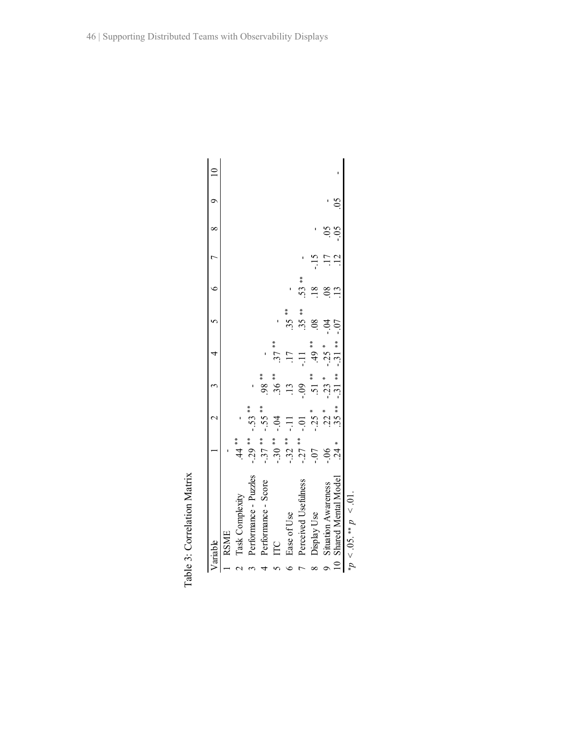Table 3: Correlation Matrix

| | Variable | 1 | 2 | 3 | 4 | 5 | 6 | 7 | 8 | 9 | 10 |
|---|---|---|---|---|---|---|---|---|---|---|---|
| 1 | RSME | - | | | | | | | | | |
| 2 | Task Complexity | .44 ** | - | | | | | | | | |
| 3 | Performance - Puzzles | -.29 ** | -.53 ** | - | | | | | | | |
| 4 | Performance - Score | -.37 ** | -.55 ** | .98 ** | - | | | | | | |
| 5 | ITC | -.30 ** | -.04 | .36 ** | .37 ** | - | | | | | |
| 6 | Ease of Use | -.32 ** | -.11 | .13 | .17 | .35 ** | - | | | | |
| 7 | Perceived Usefulness | -.27 ** | -.01 | -.09 | -.11 | .35 ** | .53 ** | - | | | |
| 8 | Display Use | -.07 | -.25 * | .51 ** | .49 ** | .08 | .18 | -.15 | - | | |
| 9 | Situation Awareness | -.06 | .22 * | -.23 * | -.25 * | -.04 | .08 | .17 | .05 | - | |
| 10 | Shared Mental Model | .24 * | .35 ** | -.31 ** | -.31 ** | -.07 | .13 | .12 | -.05 | .05 | - |

\*$p < .05$. \*\* $p < .01$.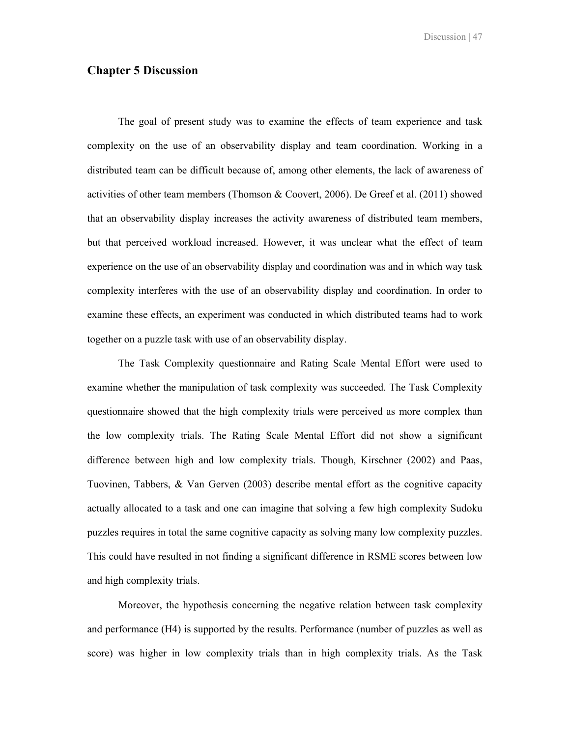# Chapter 5 Discussion

The goal of present study was to examine the effects of team experience and task complexity on the use of an observability display and team coordination. Working in a distributed team can be difficult because of, among other elements, the lack of awareness of activities of other team members (Thomson & Coovert, 2006). De Greef et al. (2011) showed that an observability display increases the activity awareness of distributed team members, but that perceived workload increased. However, it was unclear what the effect of team experience on the use of an observability display and coordination was and in which way task complexity interferes with the use of an observability display and coordination. In order to examine these effects, an experiment was conducted in which distributed teams had to work together on a puzzle task with use of an observability display.

The Task Complexity questionnaire and Rating Scale Mental Effort were used to examine whether the manipulation of task complexity was succeeded. The Task Complexity questionnaire showed that the high complexity trials were perceived as more complex than the low complexity trials. The Rating Scale Mental Effort did not show a significant difference between high and low complexity trials. Though, Kirschner (2002) and Paas, Tuovinen, Tabbers, & Van Gerven (2003) describe mental effort as the cognitive capacity actually allocated to a task and one can imagine that solving a few high complexity Sudoku puzzles requires in total the same cognitive capacity as solving many low complexity puzzles. This could have resulted in not finding a significant difference in RSME scores between low and high complexity trials.

Moreover, the hypothesis concerning the negative relation between task complexity and performance (H4) is supported by the results. Performance (number of puzzles as well as score) was higher in low complexity trials than in high complexity trials. As the Task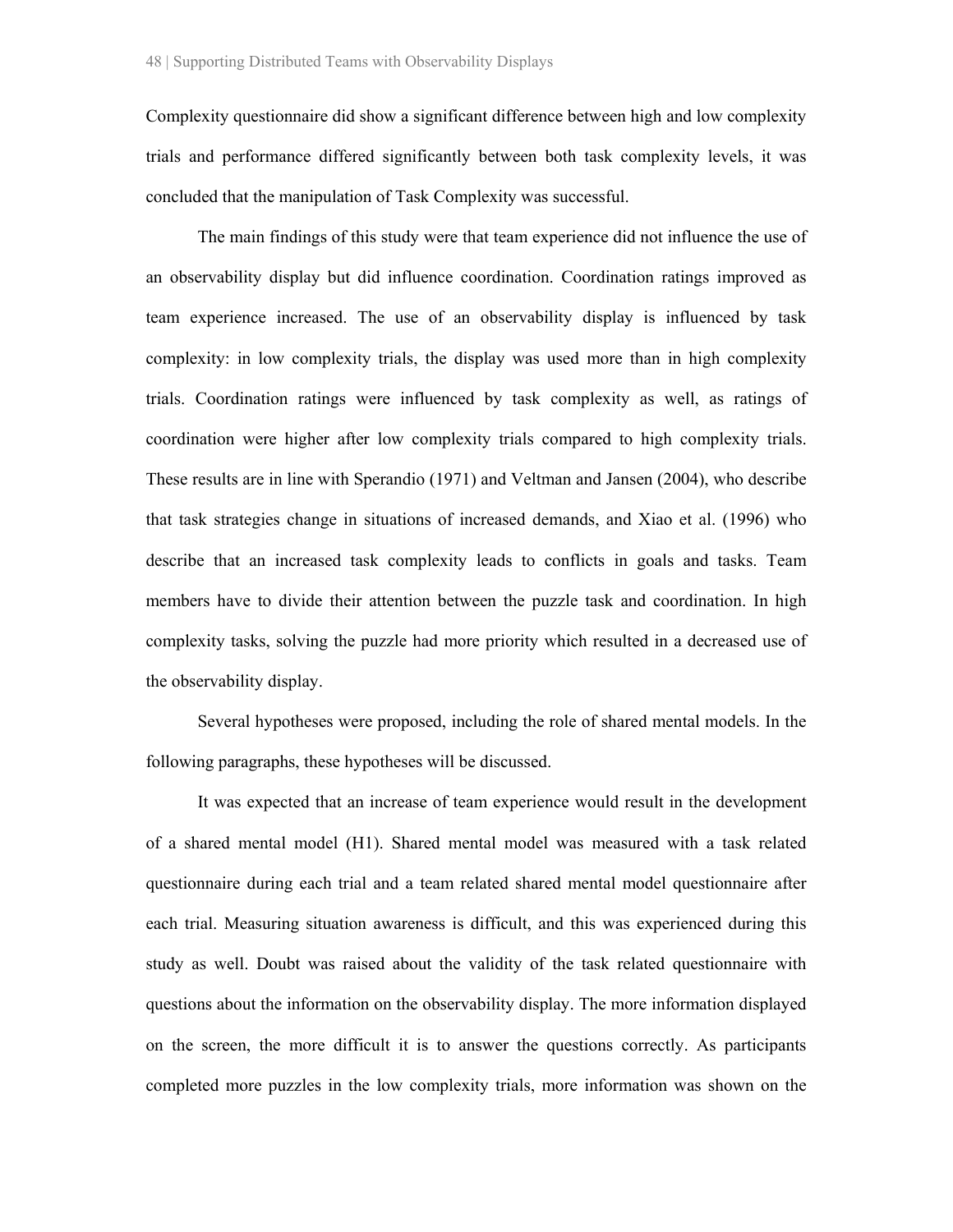Complexity questionnaire did show a significant difference between high and low complexity trials and performance differed significantly between both task complexity levels, it was concluded that the manipulation of Task Complexity was successful.

The main findings of this study were that team experience did not influence the use of an observability display but did influence coordination. Coordination ratings improved as team experience increased. The use of an observability display is influenced by task complexity: in low complexity trials, the display was used more than in high complexity trials. Coordination ratings were influenced by task complexity as well, as ratings of coordination were higher after low complexity trials compared to high complexity trials. These results are in line with Sperandio (1971) and Veltman and Jansen (2004), who describe that task strategies change in situations of increased demands, and Xiao et al. (1996) who describe that an increased task complexity leads to conflicts in goals and tasks. Team members have to divide their attention between the puzzle task and coordination. In high complexity tasks, solving the puzzle had more priority which resulted in a decreased use of the observability display.

Several hypotheses were proposed, including the role of shared mental models. In the following paragraphs, these hypotheses will be discussed.

It was expected that an increase of team experience would result in the development of a shared mental model (H1). Shared mental model was measured with a task related questionnaire during each trial and a team related shared mental model questionnaire after each trial. Measuring situation awareness is difficult, and this was experienced during this study as well. Doubt was raised about the validity of the task related questionnaire with questions about the information on the observability display. The more information displayed on the screen, the more difficult it is to answer the questions correctly. As participants completed more puzzles in the low complexity trials, more information was shown on the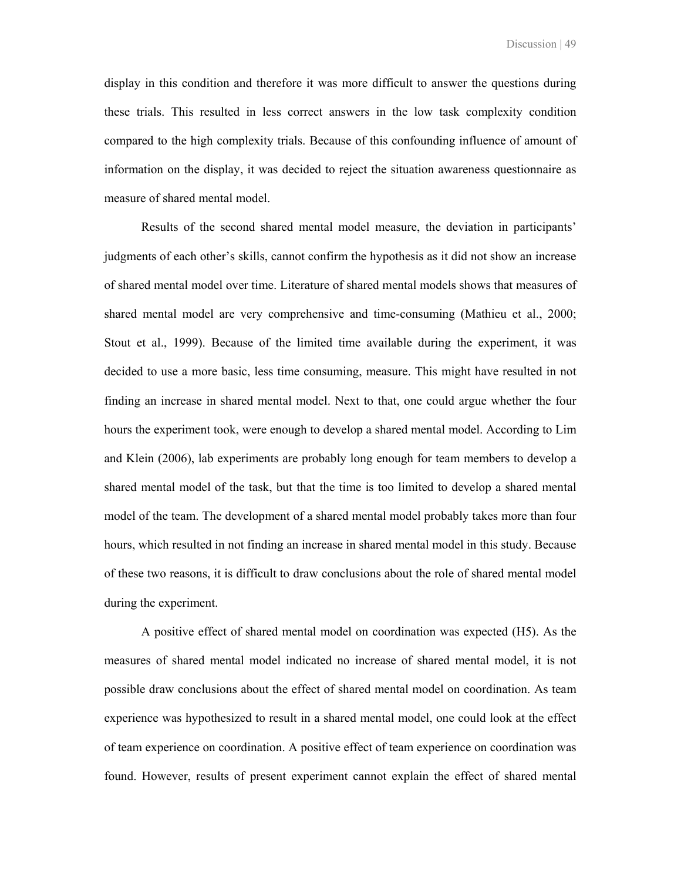display in this condition and therefore it was more difficult to answer the questions during these trials. This resulted in less correct answers in the low task complexity condition compared to the high complexity trials. Because of this confounding influence of amount of information on the display, it was decided to reject the situation awareness questionnaire as measure of shared mental model.

Results of the second shared mental model measure, the deviation in participants' judgments of each other's skills, cannot confirm the hypothesis as it did not show an increase of shared mental model over time. Literature of shared mental models shows that measures of shared mental model are very comprehensive and time-consuming (Mathieu et al., 2000; Stout et al., 1999). Because of the limited time available during the experiment, it was decided to use a more basic, less time consuming, measure. This might have resulted in not finding an increase in shared mental model. Next to that, one could argue whether the four hours the experiment took, were enough to develop a shared mental model. According to Lim and Klein (2006), lab experiments are probably long enough for team members to develop a shared mental model of the task, but that the time is too limited to develop a shared mental model of the team. The development of a shared mental model probably takes more than four hours, which resulted in not finding an increase in shared mental model in this study. Because of these two reasons, it is difficult to draw conclusions about the role of shared mental model during the experiment.

A positive effect of shared mental model on coordination was expected (H5). As the measures of shared mental model indicated no increase of shared mental model, it is not possible draw conclusions about the effect of shared mental model on coordination. As team experience was hypothesized to result in a shared mental model, one could look at the effect of team experience on coordination. A positive effect of team experience on coordination was found. However, results of present experiment cannot explain the effect of shared mental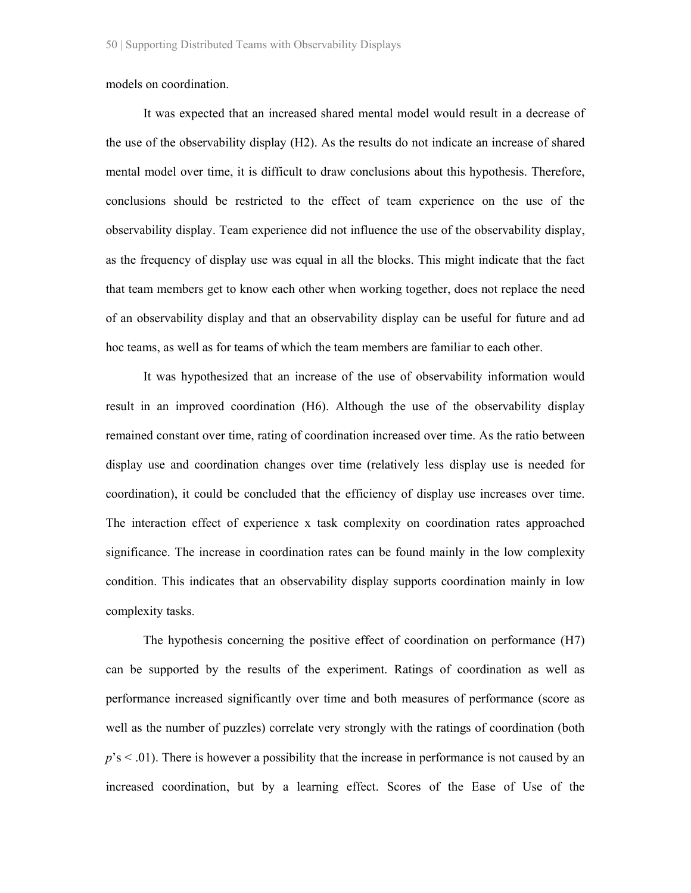models on coordination.

It was expected that an increased shared mental model would result in a decrease of the use of the observability display (H2). As the results do not indicate an increase of shared mental model over time, it is difficult to draw conclusions about this hypothesis. Therefore, conclusions should be restricted to the effect of team experience on the use of the observability display. Team experience did not influence the use of the observability display, as the frequency of display use was equal in all the blocks. This might indicate that the fact that team members get to know each other when working together, does not replace the need of an observability display and that an observability display can be useful for future and ad hoc teams, as well as for teams of which the team members are familiar to each other.

It was hypothesized that an increase of the use of observability information would result in an improved coordination (H6). Although the use of the observability display remained constant over time, rating of coordination increased over time. As the ratio between display use and coordination changes over time (relatively less display use is needed for coordination), it could be concluded that the efficiency of display use increases over time. The interaction effect of experience x task complexity on coordination rates approached significance. The increase in coordination rates can be found mainly in the low complexity condition. This indicates that an observability display supports coordination mainly in low complexity tasks.

The hypothesis concerning the positive effect of coordination on performance (H7) can be supported by the results of the experiment. Ratings of coordination as well as performance increased significantly over time and both measures of performance (score as well as the number of puzzles) correlate very strongly with the ratings of coordination (both *p*'s $< .01$). There is however a possibility that the increase in performance is not caused by an increased coordination, but by a learning effect. Scores of the Ease of Use of the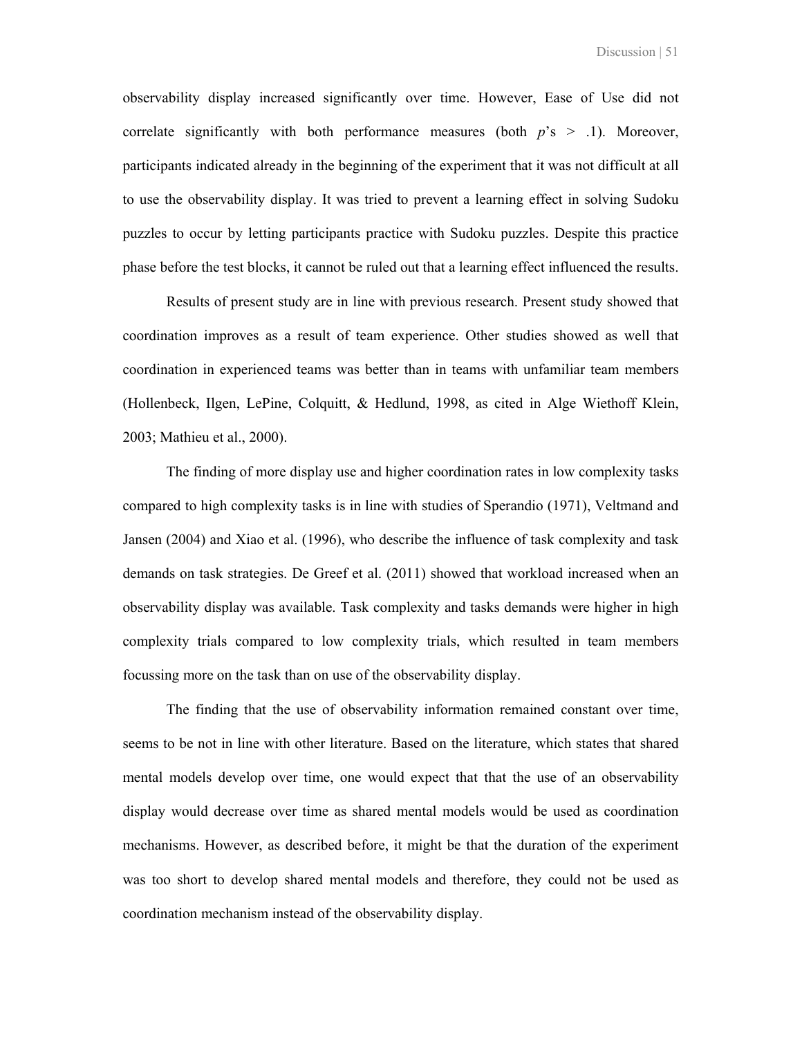observability display increased significantly over time. However, Ease of Use did not correlate significantly with both performance measures (both $p$'s $> .1$). Moreover, participants indicated already in the beginning of the experiment that it was not difficult at all to use the observability display. It was tried to prevent a learning effect in solving Sudoku puzzles to occur by letting participants practice with Sudoku puzzles. Despite this practice phase before the test blocks, it cannot be ruled out that a learning effect influenced the results.

Results of present study are in line with previous research. Present study showed that coordination improves as a result of team experience. Other studies showed as well that coordination in experienced teams was better than in teams with unfamiliar team members (Hollenbeck, Ilgen, LePine, Colquitt, & Hedlund, 1998, as cited in Alge Wiethoff Klein, 2003; Mathieu et al., 2000).

The finding of more display use and higher coordination rates in low complexity tasks compared to high complexity tasks is in line with studies of Sperandio (1971), Veltmand and Jansen (2004) and Xiao et al. (1996), who describe the influence of task complexity and task demands on task strategies. De Greef et al. (2011) showed that workload increased when an observability display was available. Task complexity and tasks demands were higher in high complexity trials compared to low complexity trials, which resulted in team members focussing more on the task than on use of the observability display.

The finding that the use of observability information remained constant over time, seems to be not in line with other literature. Based on the literature, which states that shared mental models develop over time, one would expect that that the use of an observability display would decrease over time as shared mental models would be used as coordination mechanisms. However, as described before, it might be that the duration of the experiment was too short to develop shared mental models and therefore, they could not be used as coordination mechanism instead of the observability display.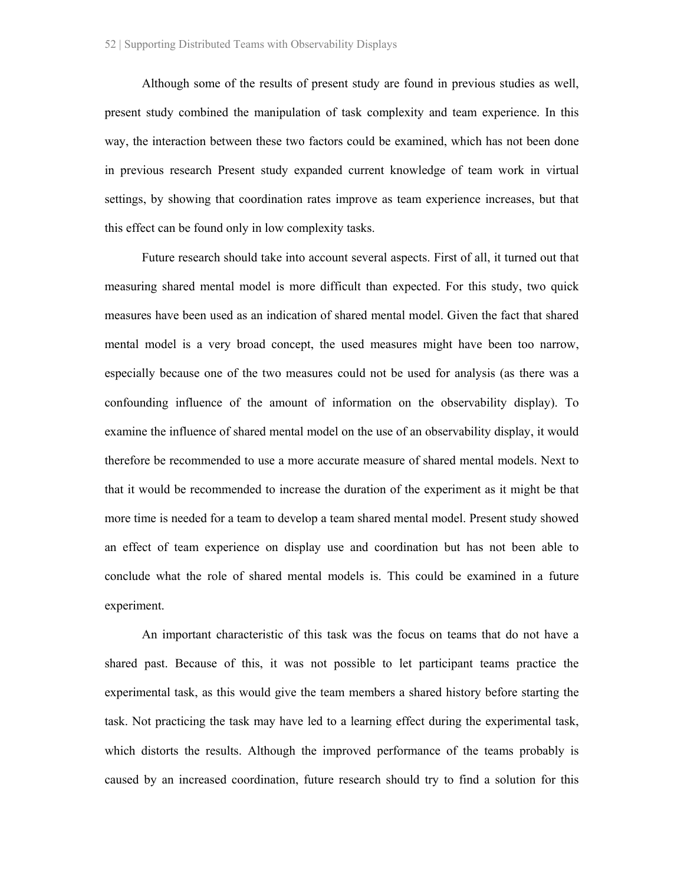Although some of the results of present study are found in previous studies as well, present study combined the manipulation of task complexity and team experience. In this way, the interaction between these two factors could be examined, which has not been done in previous research Present study expanded current knowledge of team work in virtual settings, by showing that coordination rates improve as team experience increases, but that this effect can be found only in low complexity tasks.

Future research should take into account several aspects. First of all, it turned out that measuring shared mental model is more difficult than expected. For this study, two quick measures have been used as an indication of shared mental model. Given the fact that shared mental model is a very broad concept, the used measures might have been too narrow, especially because one of the two measures could not be used for analysis (as there was a confounding influence of the amount of information on the observability display). To examine the influence of shared mental model on the use of an observability display, it would therefore be recommended to use a more accurate measure of shared mental models. Next to that it would be recommended to increase the duration of the experiment as it might be that more time is needed for a team to develop a team shared mental model. Present study showed an effect of team experience on display use and coordination but has not been able to conclude what the role of shared mental models is. This could be examined in a future experiment.

An important characteristic of this task was the focus on teams that do not have a shared past. Because of this, it was not possible to let participant teams practice the experimental task, as this would give the team members a shared history before starting the task. Not practicing the task may have led to a learning effect during the experimental task, which distorts the results. Although the improved performance of the teams probably is caused by an increased coordination, future research should try to find a solution for this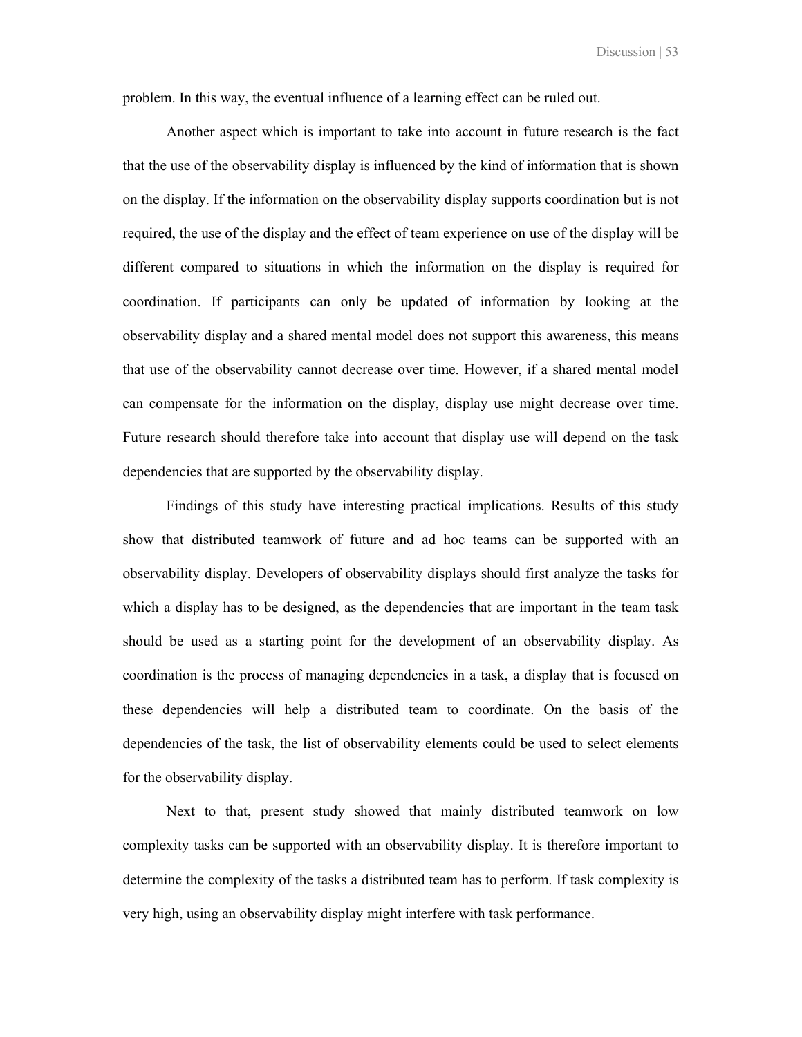problem. In this way, the eventual influence of a learning effect can be ruled out.

Another aspect which is important to take into account in future research is the fact that the use of the observability display is influenced by the kind of information that is shown on the display. If the information on the observability display supports coordination but is not required, the use of the display and the effect of team experience on use of the display will be different compared to situations in which the information on the display is required for coordination. If participants can only be updated of information by looking at the observability display and a shared mental model does not support this awareness, this means that use of the observability cannot decrease over time. However, if a shared mental model can compensate for the information on the display, display use might decrease over time. Future research should therefore take into account that display use will depend on the task dependencies that are supported by the observability display.

Findings of this study have interesting practical implications. Results of this study show that distributed teamwork of future and ad hoc teams can be supported with an observability display. Developers of observability displays should first analyze the tasks for which a display has to be designed, as the dependencies that are important in the team task should be used as a starting point for the development of an observability display. As coordination is the process of managing dependencies in a task, a display that is focused on these dependencies will help a distributed team to coordinate. On the basis of the dependencies of the task, the list of observability elements could be used to select elements for the observability display.

Next to that, present study showed that mainly distributed teamwork on low complexity tasks can be supported with an observability display. It is therefore important to determine the complexity of the tasks a distributed team has to perform. If task complexity is very high, using an observability display might interfere with task performance.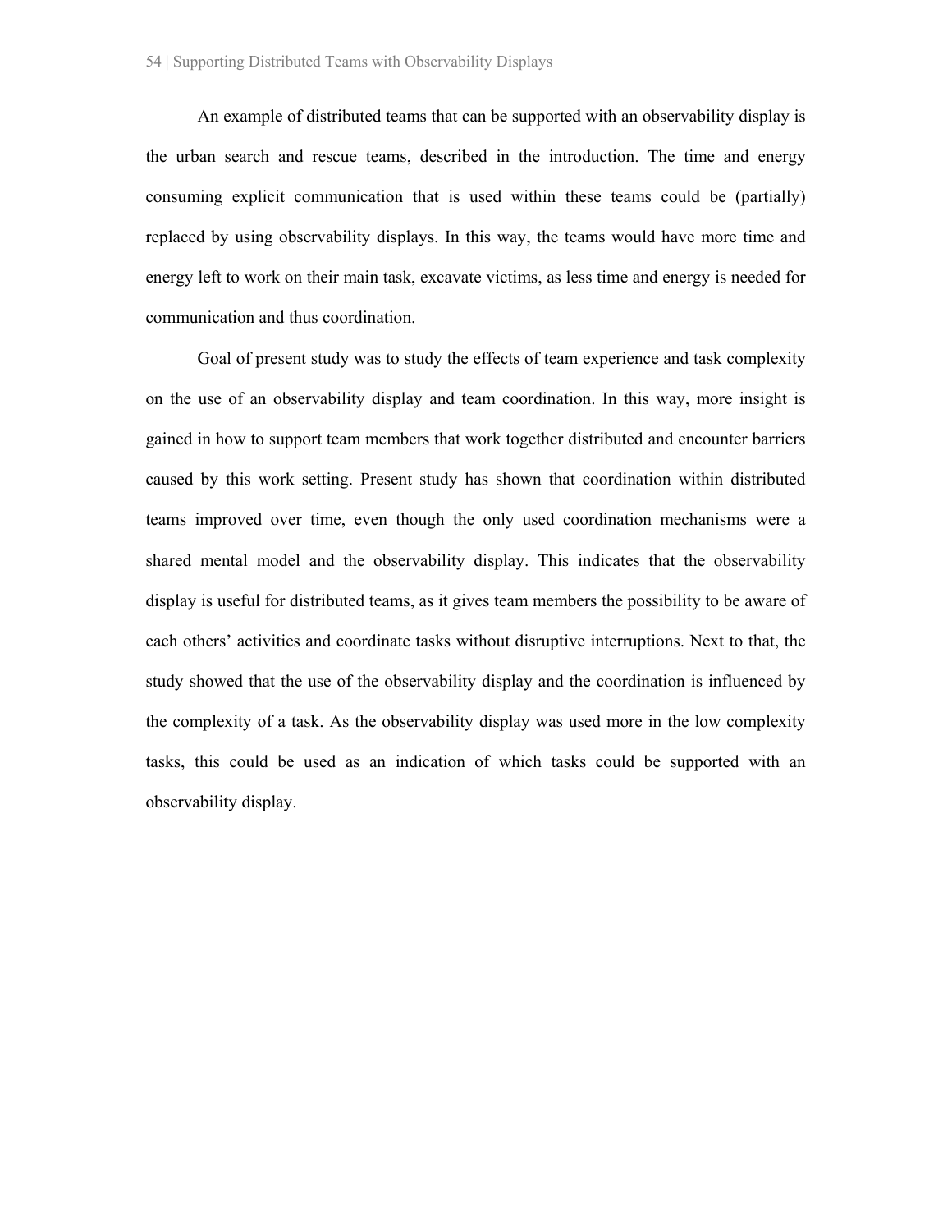An example of distributed teams that can be supported with an observability display is the urban search and rescue teams, described in the introduction. The time and energy consuming explicit communication that is used within these teams could be (partially) replaced by using observability displays. In this way, the teams would have more time and energy left to work on their main task, excavate victims, as less time and energy is needed for communication and thus coordination.

Goal of present study was to study the effects of team experience and task complexity on the use of an observability display and team coordination. In this way, more insight is gained in how to support team members that work together distributed and encounter barriers caused by this work setting. Present study has shown that coordination within distributed teams improved over time, even though the only used coordination mechanisms were a shared mental model and the observability display. This indicates that the observability display is useful for distributed teams, as it gives team members the possibility to be aware of each others' activities and coordinate tasks without disruptive interruptions. Next to that, the study showed that the use of the observability display and the coordination is influenced by the complexity of a task. As the observability display was used more in the low complexity tasks, this could be used as an indication of which tasks could be supported with an observability display.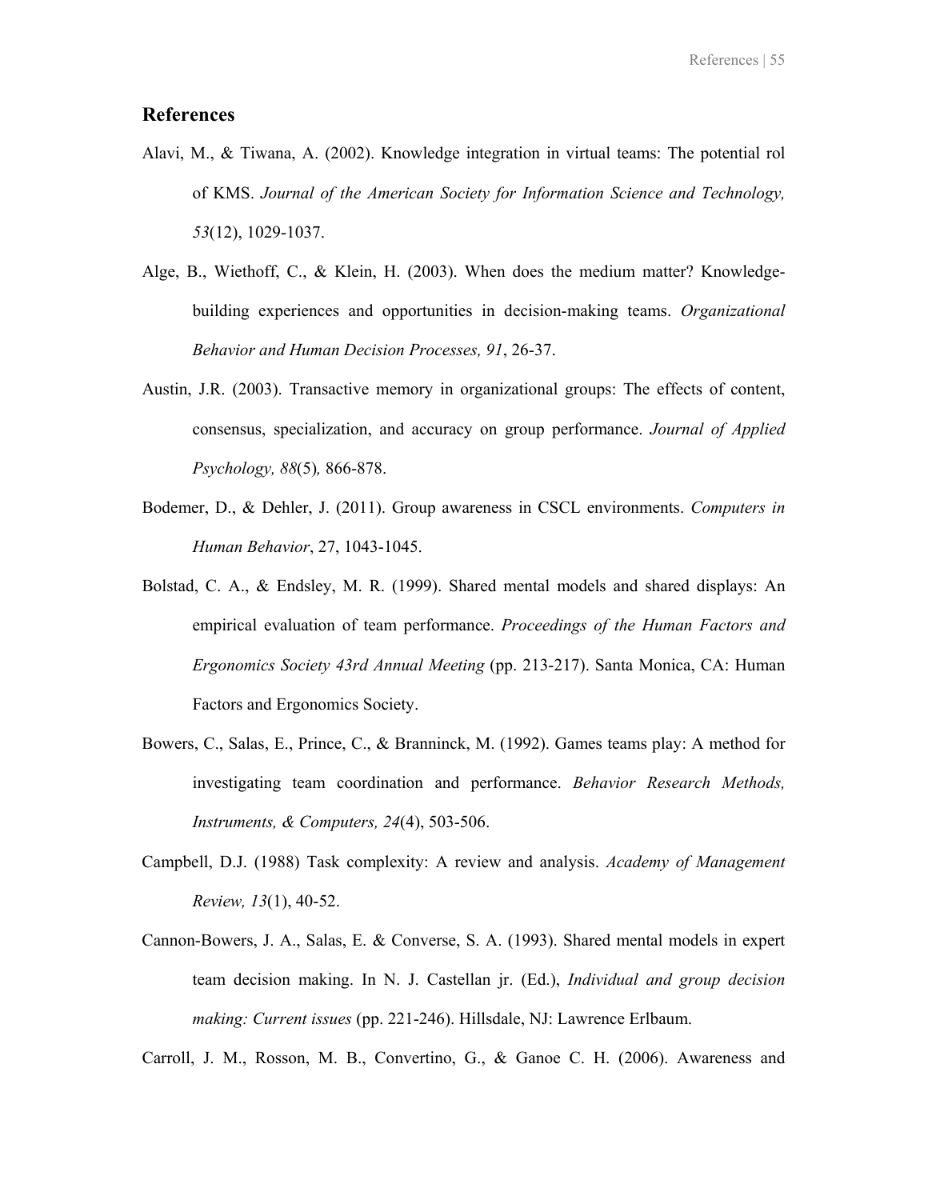## References

Alavi, M., & Tiwana, A. (2002). Knowledge integration in virtual teams: The potential rol of KMS. *Journal of the American Society for Information Science and Technology, 53*(12), 1029-1037.

Alge, B., Wiethoff, C., & Klein, H. (2003). When does the medium matter? Knowledge-building experiences and opportunities in decision-making teams. *Organizational Behavior and Human Decision Processes, 91*, 26-37.

Austin, J.R. (2003). Transactive memory in organizational groups: The effects of content, consensus, specialization, and accuracy on group performance. *Journal of Applied Psychology, 88*(5)*,* 866-878.

Bodemer, D., & Dehler, J. (2011). Group awareness in CSCL environments. *Computers in Human Behavior*, 27, 1043-1045.

Bolstad, C. A., & Endsley, M. R. (1999). Shared mental models and shared displays: An empirical evaluation of team performance. *Proceedings of the Human Factors and Ergonomics Society 43rd Annual Meeting* (pp. 213-217). Santa Monica, CA: Human Factors and Ergonomics Society.

Bowers, C., Salas, E., Prince, C., & Branninck, M. (1992). Games teams play: A method for investigating team coordination and performance. *Behavior Research Methods, Instruments, & Computers, 24*(4), 503-506.

Campbell, D.J. (1988) Task complexity: A review and analysis. *Academy of Management Review, 13*(1), 40-52.

Cannon-Bowers, J. A., Salas, E. & Converse, S. A. (1993). Shared mental models in expert team decision making. In N. J. Castellan jr. (Ed.), *Individual and group decision making: Current issues* (pp. 221-246). Hillsdale, NJ: Lawrence Erlbaum.

Carroll, J. M., Rosson, M. B., Convertino, G., & Ganoe C. H. (2006). Awareness and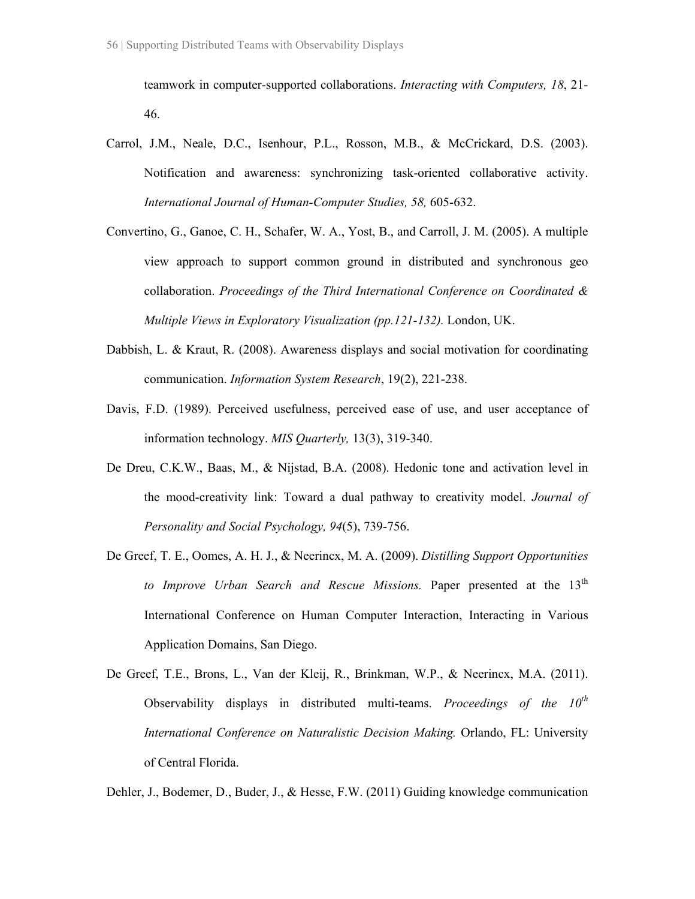teamwork in computer-supported collaborations. *Interacting with Computers, 18*, 21-46.

Carrol, J.M., Neale, D.C., Isenhour, P.L., Rosson, M.B., & McCrickard, D.S. (2003). Notification and awareness: synchronizing task-oriented collaborative activity. *International Journal of Human-Computer Studies, 58,* 605-632.

Convertino, G., Ganoe, C. H., Schafer, W. A., Yost, B., and Carroll, J. M. (2005). A multiple view approach to support common ground in distributed and synchronous geo collaboration. *Proceedings of the Third International Conference on Coordinated & Multiple Views in Exploratory Visualization (pp.121-132).* London, UK.

Dabbish, L. & Kraut, R. (2008). Awareness displays and social motivation for coordinating communication. *Information System Research*, 19(2), 221-238.

Davis, F.D. (1989). Perceived usefulness, perceived ease of use, and user acceptance of information technology. *MIS Quarterly,* 13(3), 319-340.

De Dreu, C.K.W., Baas, M., & Nijstad, B.A. (2008). Hedonic tone and activation level in the mood-creativity link: Toward a dual pathway to creativity model. *Journal of Personality and Social Psychology, 94*(5), 739-756.

De Greef, T. E., Oomes, A. H. J., & Neerincx, M. A. (2009). *Distilling Support Opportunities to Improve Urban Search and Rescue Missions.* Paper presented at the 13th International Conference on Human Computer Interaction, Interacting in Various Application Domains, San Diego.

De Greef, T.E., Brons, L., Van der Kleij, R., Brinkman, W.P., & Neerincx, M.A. (2011). Observability displays in distributed multi-teams. *Proceedings of the 10th International Conference on Naturalistic Decision Making.* Orlando, FL: University of Central Florida.

Dehler, J., Bodemer, D., Buder, J., & Hesse, F.W. (2011) Guiding knowledge communication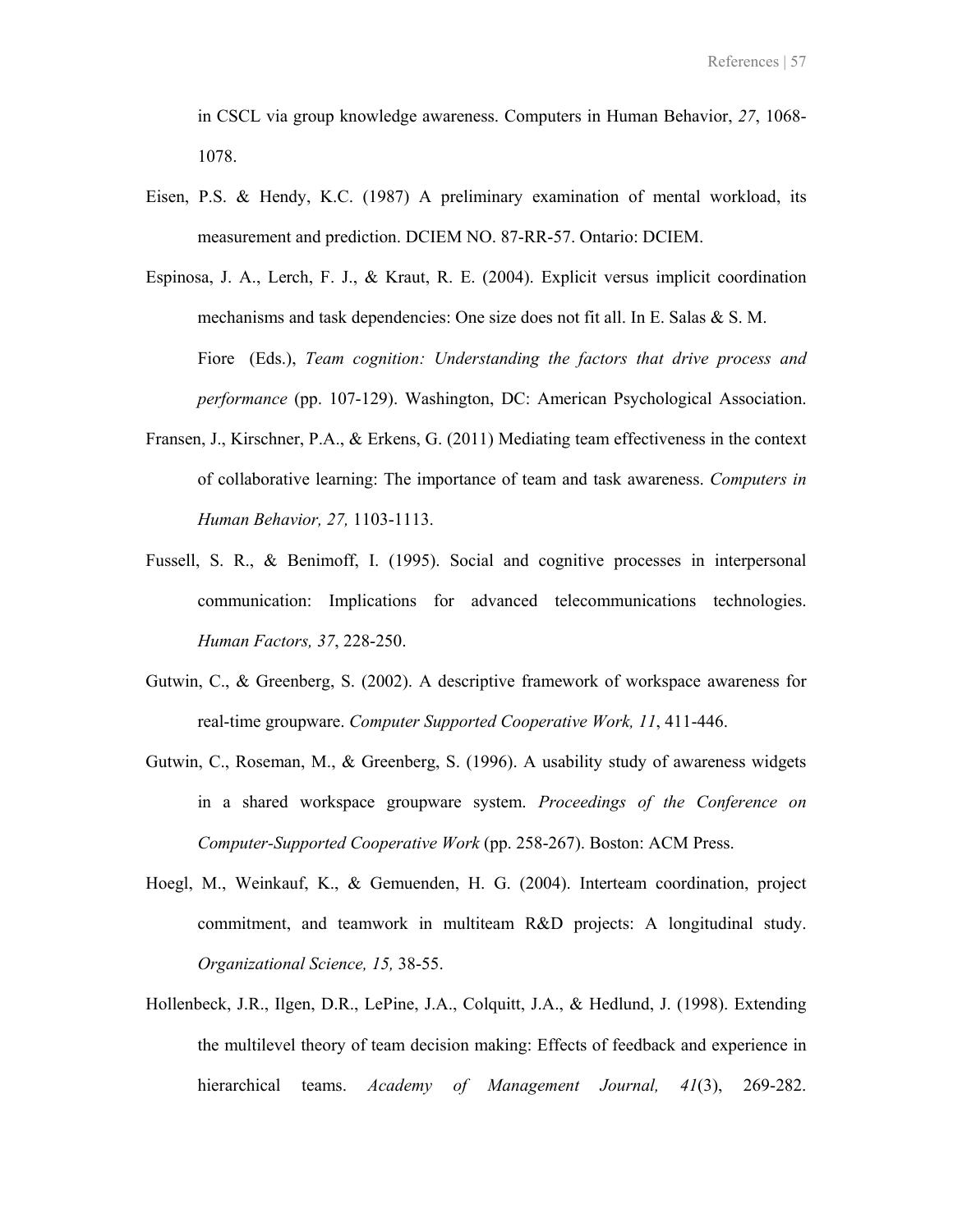in CSCL via group knowledge awareness. Computers in Human Behavior, *27*, 1068-1078.

Eisen, P.S. & Hendy, K.C. (1987) A preliminary examination of mental workload, its measurement and prediction. DCIEM NO. 87-RR-57. Ontario: DCIEM.

Espinosa, J. A., Lerch, F. J., & Kraut, R. E. (2004). Explicit versus implicit coordination mechanisms and task dependencies: One size does not fit all. In E. Salas & S. M. Fiore (Eds.), *Team cognition: Understanding the factors that drive process and performance* (pp. 107-129). Washington, DC: American Psychological Association.

Fransen, J., Kirschner, P.A., & Erkens, G. (2011) Mediating team effectiveness in the context of collaborative learning: The importance of team and task awareness. *Computers in Human Behavior, 27,* 1103-1113.

Fussell, S. R., & Benimoff, I. (1995). Social and cognitive processes in interpersonal communication: Implications for advanced telecommunications technologies. *Human Factors, 37*, 228-250.

Gutwin, C., & Greenberg, S. (2002). A descriptive framework of workspace awareness for real-time groupware. *Computer Supported Cooperative Work, 11*, 411-446.

Gutwin, C., Roseman, M., & Greenberg, S. (1996). A usability study of awareness widgets in a shared workspace groupware system. *Proceedings of the Conference on Computer-Supported Cooperative Work* (pp. 258-267). Boston: ACM Press.

Hoegl, M., Weinkauf, K., & Gemuenden, H. G. (2004). Interteam coordination, project commitment, and teamwork in multiteam R&D projects: A longitudinal study. *Organizational Science, 15,* 38-55.

Hollenbeck, J.R., Ilgen, D.R., LePine, J.A., Colquitt, J.A., & Hedlund, J. (1998). Extending the multilevel theory of team decision making: Effects of feedback and experience in hierarchical teams. *Academy of Management Journal, 41*(3), 269-282.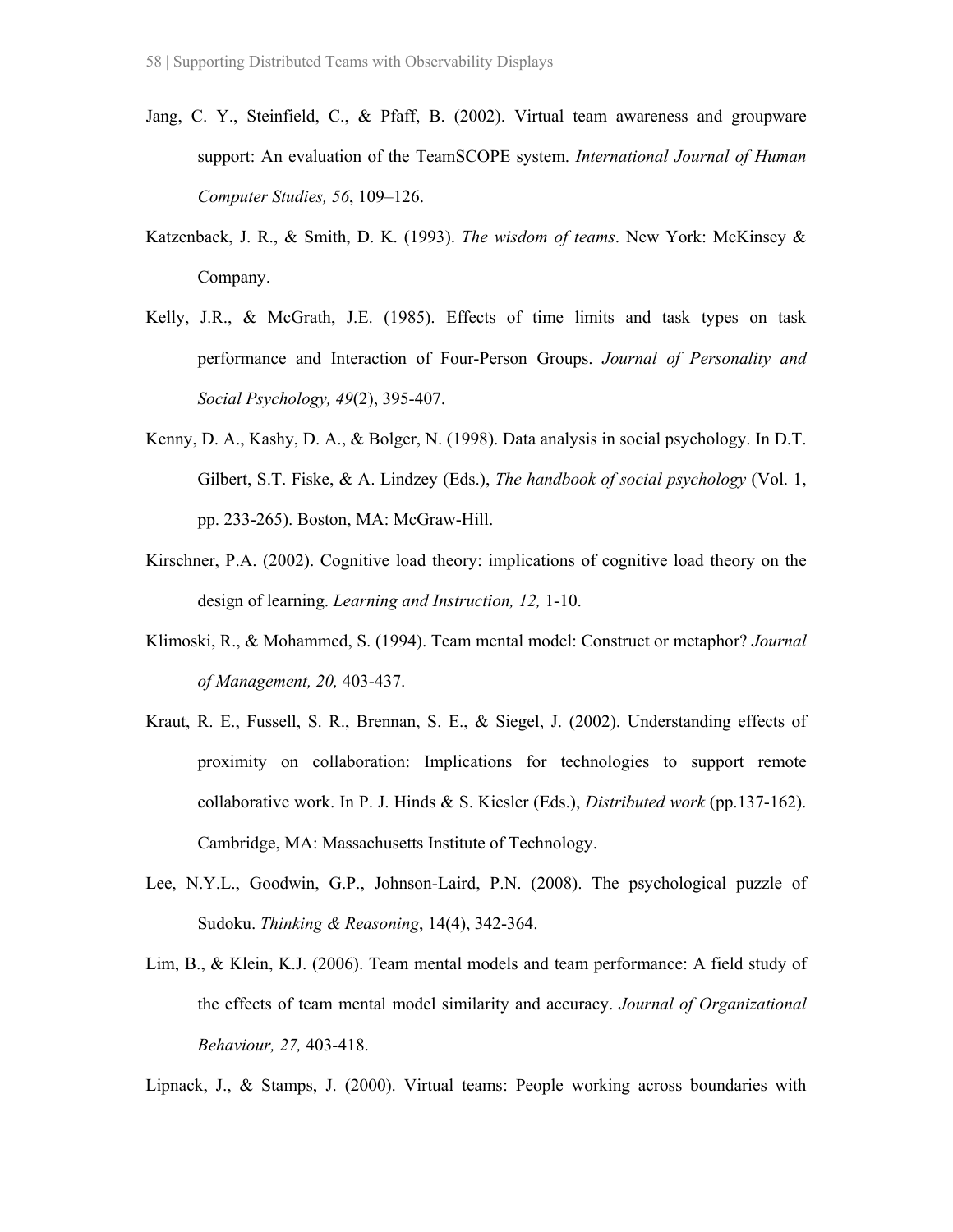Jang, C. Y., Steinfield, C., & Pfaff, B. (2002). Virtual team awareness and groupware support: An evaluation of the TeamSCOPE system. *International Journal of Human Computer Studies, 56*, 109–126.

Katzenback, J. R., & Smith, D. K. (1993). *The wisdom of teams*. New York: McKinsey & Company.

Kelly, J.R., & McGrath, J.E. (1985). Effects of time limits and task types on task performance and Interaction of Four-Person Groups. *Journal of Personality and Social Psychology, 49*(2), 395-407.

Kenny, D. A., Kashy, D. A., & Bolger, N. (1998). Data analysis in social psychology. In D.T. Gilbert, S.T. Fiske, & A. Lindzey (Eds.), *The handbook of social psychology* (Vol. 1, pp. 233-265). Boston, MA: McGraw-Hill.

Kirschner, P.A. (2002). Cognitive load theory: implications of cognitive load theory on the design of learning. *Learning and Instruction, 12,* 1-10.

Klimoski, R., & Mohammed, S. (1994). Team mental model: Construct or metaphor? *Journal of Management, 20,* 403-437.

Kraut, R. E., Fussell, S. R., Brennan, S. E., & Siegel, J. (2002). Understanding effects of proximity on collaboration: Implications for technologies to support remote collaborative work. In P. J. Hinds & S. Kiesler (Eds.), *Distributed work* (pp.137-162). Cambridge, MA: Massachusetts Institute of Technology.

Lee, N.Y.L., Goodwin, G.P., Johnson-Laird, P.N. (2008). The psychological puzzle of Sudoku. *Thinking & Reasoning*, 14(4), 342-364.

Lim, B., & Klein, K.J. (2006). Team mental models and team performance: A field study of the effects of team mental model similarity and accuracy. *Journal of Organizational Behaviour, 27,* 403-418.

Lipnack, J., & Stamps, J. (2000). Virtual teams: People working across boundaries with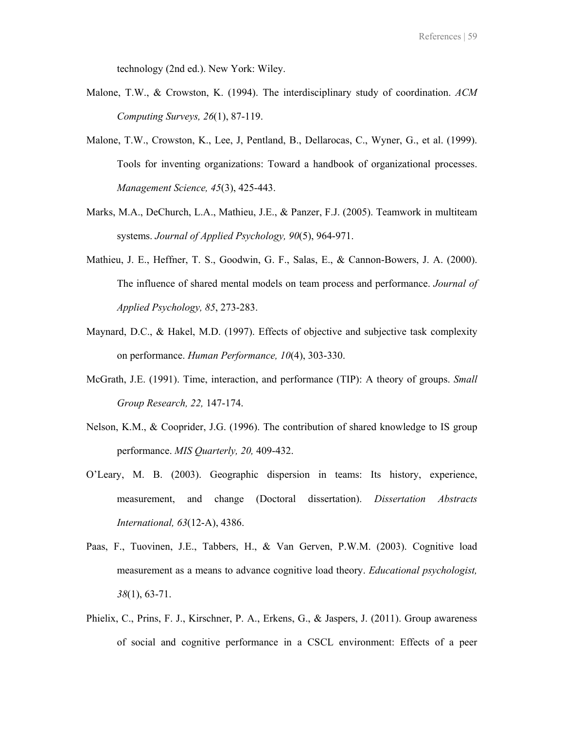technology (2nd ed.). New York: Wiley.

Malone, T.W., & Crowston, K. (1994). The interdisciplinary study of coordination. *ACM Computing Surveys, 26*(1), 87-119.

Malone, T.W., Crowston, K., Lee, J, Pentland, B., Dellarocas, C., Wyner, G., et al. (1999). Tools for inventing organizations: Toward a handbook of organizational processes. *Management Science, 45*(3), 425-443.

Marks, M.A., DeChurch, L.A., Mathieu, J.E., & Panzer, F.J. (2005). Teamwork in multiteam systems. *Journal of Applied Psychology, 90*(5), 964-971.

Mathieu, J. E., Heffner, T. S., Goodwin, G. F., Salas, E., & Cannon-Bowers, J. A. (2000). The influence of shared mental models on team process and performance. *Journal of Applied Psychology, 85*, 273-283.

Maynard, D.C., & Hakel, M.D. (1997). Effects of objective and subjective task complexity on performance. *Human Performance, 10*(4), 303-330.

McGrath, J.E. (1991). Time, interaction, and performance (TIP): A theory of groups. *Small Group Research, 22,* 147-174.

Nelson, K.M., & Cooprider, J.G. (1996). The contribution of shared knowledge to IS group performance. *MIS Quarterly, 20,* 409-432.

O'Leary, M. B. (2003). Geographic dispersion in teams: Its history, experience, measurement, and change (Doctoral dissertation). *Dissertation Abstracts International, 63*(12-A), 4386.

Paas, F., Tuovinen, J.E., Tabbers, H., & Van Gerven, P.W.M. (2003). Cognitive load measurement as a means to advance cognitive load theory. *Educational psychologist, 38*(1), 63-71.

Phielix, C., Prins, F. J., Kirschner, P. A., Erkens, G., & Jaspers, J. (2011). Group awareness of social and cognitive performance in a CSCL environment: Effects of a peer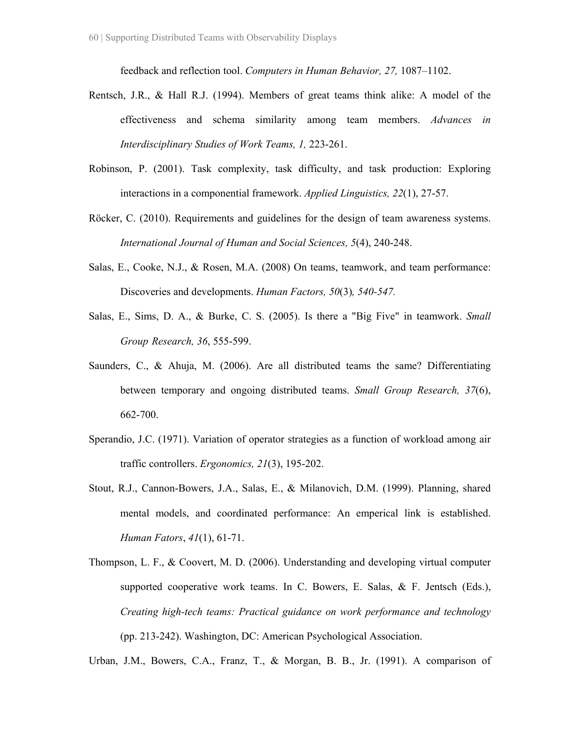feedback and reflection tool. *Computers in Human Behavior, 27,* 1087–1102.

Rentsch, J.R., & Hall R.J. (1994). Members of great teams think alike: A model of the effectiveness and schema similarity among team members. *Advances in Interdisciplinary Studies of Work Teams, 1,* 223-261.

Robinson, P. (2001). Task complexity, task difficulty, and task production: Exploring interactions in a componential framework. *Applied Linguistics, 22*(1), 27-57.

Röcker, C. (2010). Requirements and guidelines for the design of team awareness systems. *International Journal of Human and Social Sciences, 5*(4), 240-248.

Salas, E., Cooke, N.J., & Rosen, M.A. (2008) On teams, teamwork, and team performance: Discoveries and developments. *Human Factors, 50*(3)*, 540-547.*

Salas, E., Sims, D. A., & Burke, C. S. (2005). Is there a "Big Five" in teamwork. *Small Group Research, 36*, 555-599.

Saunders, C., & Ahuja, M. (2006). Are all distributed teams the same? Differentiating between temporary and ongoing distributed teams. *Small Group Research, 37*(6), 662-700.

Sperandio, J.C. (1971). Variation of operator strategies as a function of workload among air traffic controllers. *Ergonomics, 21*(3), 195-202.

Stout, R.J., Cannon-Bowers, J.A., Salas, E., & Milanovich, D.M. (1999). Planning, shared mental models, and coordinated performance: An emperical link is established. *Human Fators*, *41*(1), 61-71.

Thompson, L. F., & Coovert, M. D. (2006). Understanding and developing virtual computer supported cooperative work teams. In C. Bowers, E. Salas, & F. Jentsch (Eds.), *Creating high-tech teams: Practical guidance on work performance and technology* (pp. 213-242). Washington, DC: American Psychological Association.

Urban, J.M., Bowers, C.A., Franz, T., & Morgan, B. B., Jr. (1991). A comparison of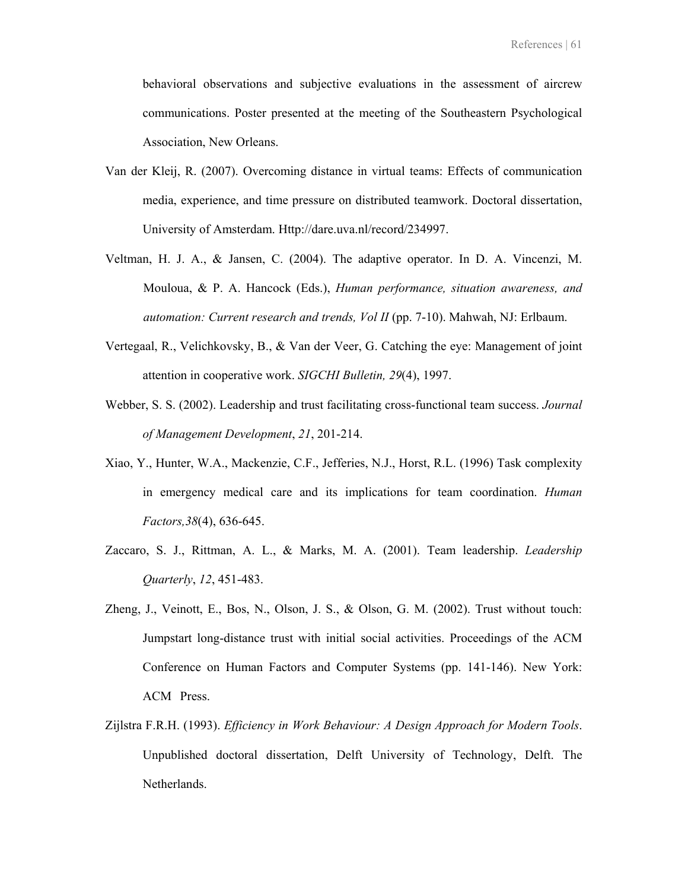behavioral observations and subjective evaluations in the assessment of aircrew communications. Poster presented at the meeting of the Southeastern Psychological Association, New Orleans.

Van der Kleij, R. (2007). Overcoming distance in virtual teams: Effects of communication media, experience, and time pressure on distributed teamwork. Doctoral dissertation, University of Amsterdam. Http://dare.uva.nl/record/234997.

Veltman, H. J. A., & Jansen, C. (2004). The adaptive operator. In D. A. Vincenzi, M. Mouloua, & P. A. Hancock (Eds.), *Human performance, situation awareness, and automation: Current research and trends, Vol II* (pp. 7-10). Mahwah, NJ: Erlbaum.

Vertegaal, R., Velichkovsky, B., & Van der Veer, G. Catching the eye: Management of joint attention in cooperative work. *SIGCHI Bulletin, 29*(4), 1997.

Webber, S. S. (2002). Leadership and trust facilitating cross-functional team success. *Journal of Management Development*, *21*, 201-214.

Xiao, Y., Hunter, W.A., Mackenzie, C.F., Jefferies, N.J., Horst, R.L. (1996) Task complexity in emergency medical care and its implications for team coordination. *Human Factors,38*(4), 636-645.

Zaccaro, S. J., Rittman, A. L., & Marks, M. A. (2001). Team leadership. *Leadership Quarterly*, *12*, 451-483.

Zheng, J., Veinott, E., Bos, N., Olson, J. S., & Olson, G. M. (2002). Trust without touch: Jumpstart long-distance trust with initial social activities. Proceedings of the ACM Conference on Human Factors and Computer Systems (pp. 141-146). New York: ACM Press.

Zijlstra F.R.H. (1993). *Efficiency in Work Behaviour: A Design Approach for Modern Tools*. Unpublished doctoral dissertation, Delft University of Technology, Delft. The Netherlands.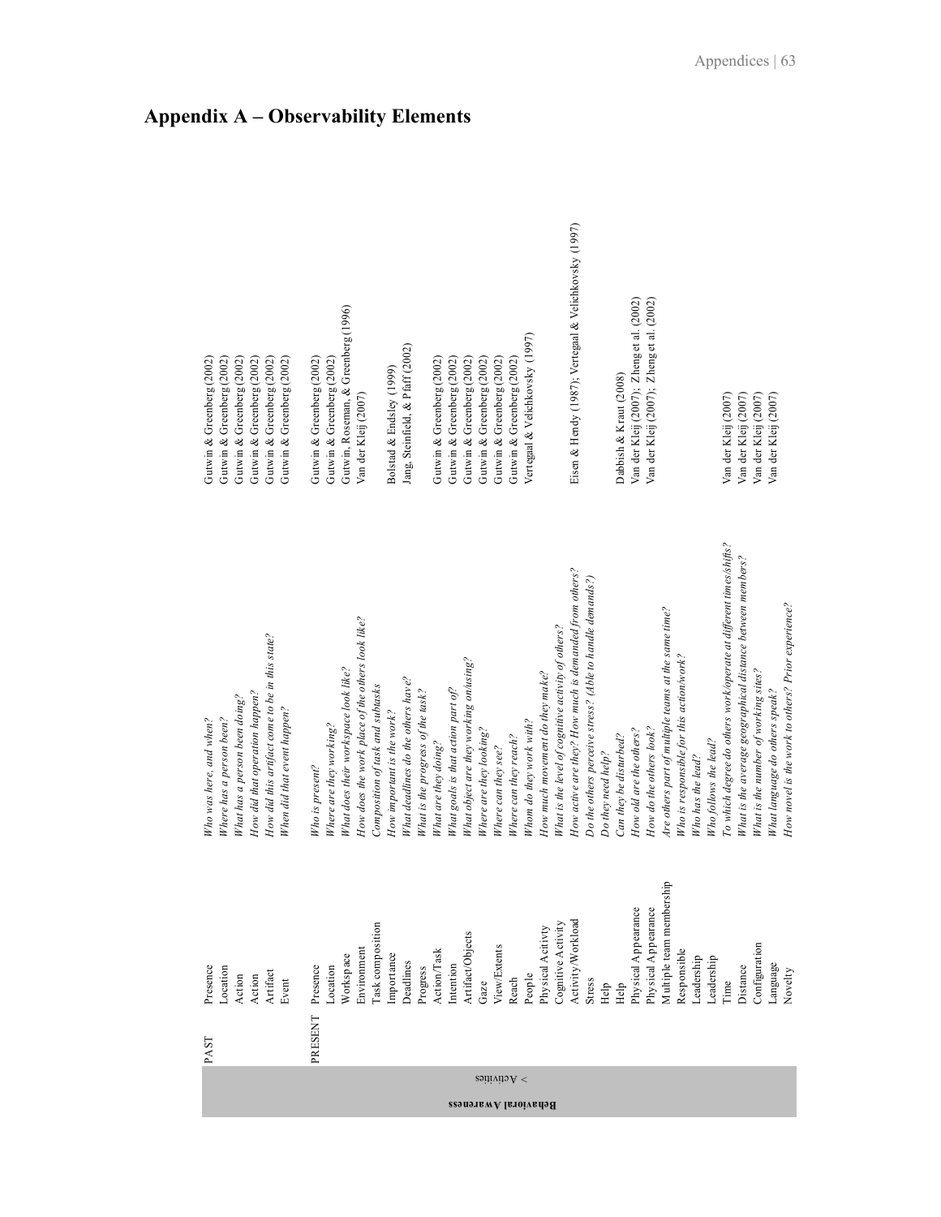## Appendix A – Observability Elements

| | | | | |
|---|---|---|---|---|
| Behavioral Awareness > Activities | PAST | Presence | *Who was here, and when?* | Gutwin & Greenberg (2002) |
| | | Location | *Where has a person been?* | Gutwin & Greenberg (2002) |
| | | Action | *What has a person been doing?* | Gutwin & Greenberg (2002) |
| | | Action | *How did that operation happen?* | Gutwin & Greenberg (2002) |
| | | Artifact | *How did this artifact come to be in this state?* | Gutwin & Greenberg (2002) |
| | | Event | *When did that event happen?* | Gutwin & Greenberg (2002) |
| | PRESENT | Presence | *Who is present?* | Gutwin & Greenberg (2002) |
| | | Location | *Where are they working?* | Gutwin & Greenberg (2002) |
| | | Workspace | *What does their workspace look like?* | Gutwin, Roseman, & Greenberg (1996) |
| | | Environment | *How does the work place of the others look like?* | Van der Kleij (2007) |
| | | Task composition | *Composition of task and subtasks* | |
| | | Importance | *How important is the work?* | Bolstad & Endsley (1999) |
| | | Deadlines | *What deadlines do the others have?* | Jang, Steinfield, & Pfaff (2002) |
| | | Progress | *What is the progress of the task?* | |
| | | Action/Task | *What are they doing?* | Gutwin & Greenberg (2002) |
| | | Intention | *What goals is that action part of?* | Gutwin & Greenberg (2002) |
| | | Artifact/Objects | *What object are they working on/using?* | Gutwin & Greenberg (2002) |
| | | Gaze | *Where are they looking?* | Gutwin & Greenberg (2002) |
| | | View/Extents | *Where can they see?* | Gutwin & Greenberg (2002) |
| | | Reach | *Where can they reach?* | Gutwin & Greenberg (2002) |
| | | People | *Whom do they work with?* | Vertegaal & Velichkovsky (1997) |
| | | Physical Acitivty | *How much movement do they make?* | |
| | | Cognitive Activity | *What is the level of cognitive activity of others?* | |
| | | Activity/Workload | *How active are they? How much is demanded from others?* | Eisen & Hendy (1987); Vertegaal & Velichkovsky (1997) |
| | | Stress | *Do the others perceive stress? (Able to handle demands?)* | |
| | | Help | *Do they need help?* | |
| | | Help | *Can they be disturbed?* | Dabbish & Kraut (2008) |
| | | Physical Appearance | *How old are the others?* | Van der Kleij (2007); Zheng et al. (2002) |
| | | Physical Appearance | *How do the others look?* | Van der Kleij (2007); Zheng et al. (2002) |
| | | Multiple team membership | *Are others part of multiple teams at the same time?* | |
| | | Responsible | *Who is responsible for this action/work?* | |
| | | Leadership | *Who has the lead?* | |
| | | Leadership | *Who follows the lead?* | |
| | | Time | *To which degree do others work/operate at different times/shifts?* | Van der Kleij (2007) |
| | | Distance | *What is the average geographical distance between members?* | Van der Kleij (2007) |
| | | Configuration | *What is the number of working sites?* | Van der Kleij (2007) |
| | | Language | *What language do others speak?* | Van der Kleij (2007) |
| | | Novelty | *How novel is the work to others? Prior experience?* | |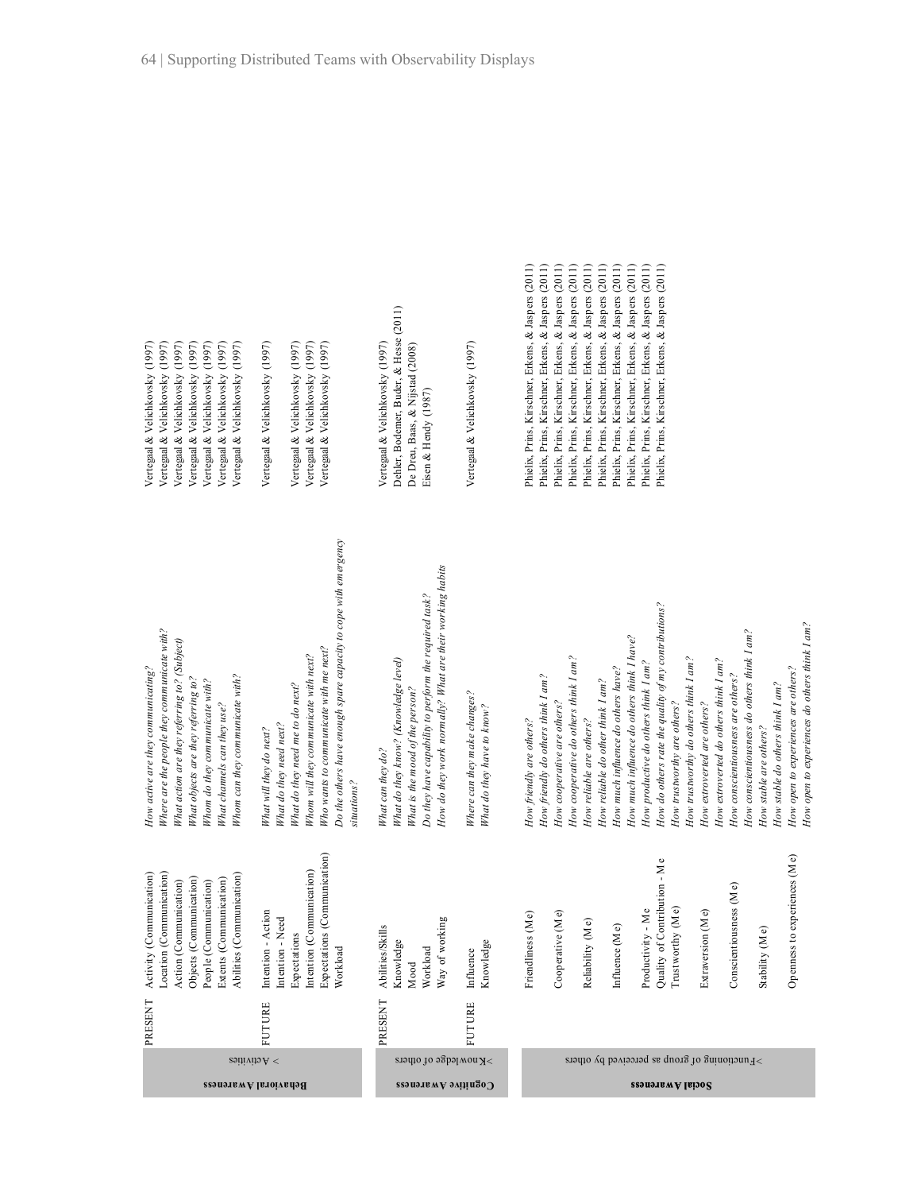| Awareness | | Time | Item | Question | Source |
|---|---|---|---|---|---|
| **Behavioral Awareness** | > Activities | PRESENT | Activity (Communication) | *How active are they communicating?* | Vertegaal & Velichkovsky (1997) |
| | | | Location (Communication) | *Where are the people they communicate with?* | Vertegaal & Velichkovsky (1997) |
| | | | Action (Communication) | *What action are they referring to? (Subject)* | Vertegaal & Velichkovsky (1997) |
| | | | Objects (Communication) | *What objects are they referring to?* | Vertegaal & Velichkovsky (1997) |
| | | | People (Communication) | *Whom do they communicate with?* | Vertegaal & Velichkovsky (1997) |
| | | | Extents (Communication) | *What channels can they use?* | Vertegaal & Velichkovsky (1997) |
| | | | Abilities (Communication) | *Whom can they communicate with?* | Vertegaal & Velichkovsky (1997) |
| | | FUTURE | Intention - Action | *What will they do next?* | Vertegaal & Velichkovsky (1997) |
| | | | Intention - Need | *What do they need next?* | |
| | | | Expectations | *What do they need me to do next?* | Vertegaal & Velichkovsky (1997) |
| | | | Intention (Communication) | *Whom will they communicate with next?* | Vertegaal & Velichkovsky (1997) |
| | | | Expectations (Communication) | *Who wants to communicate with me next?* | Vertegaal & Velichkovsky (1997) |
| | | | Workload | *Do the others have enough spare capacity to cope with emergency situations?* | |
| **Cognitive Awareness** | >Knowledge of others | PRESENT | Abilities/Skills | *What can they do?* | Vertegaal & Velichkovsky (1997) |
| | | | Knowledge | *What do they know? (Knowledge level)* | Dehler, Bodemer, Buder, & Hesse (2011) |
| | | | Mood | *What is the mood of the person?* | De Dreu, Baas, & Nijstad (2008) |
| | | | Workload | *Do they have capability to perform the required task?* | Eisen & Hendy (1987) |
| | | | Way of working | *How do they work normally? What are their working habits* | |
| | | FUTURE | Influence | *Where can they make changes?* | Vertegaal & Velichkovsky (1997) |
| | | | Knowledge | *What do they have to know?* | |
| **Social Awareness** | >Functioning of group as perceived by others | | Friendliness (Me) | *How friendly are others?* | Phielix, Prins, Kirschner, Erkens, & Jaspers (2011) |
| | | | | *How friendly do others think I am?* | Phielix, Prins, Kirschner, Erkens, & Jaspers (2011) |
| | | | Cooperative (Me) | *How cooperative are others?* | Phielix, Prins, Kirschner, Erkens, & Jaspers (2011) |
| | | | | *How cooperative do others think I am?* | Phielix, Prins, Kirschner, Erkens, & Jaspers (2011) |
| | | | Reliability (Me) | *How reliable are others?* | Phielix, Prins, Kirschner, Erkens, & Jaspers (2011) |
| | | | | *How reliable do other think I am?* | Phielix, Prins, Kirschner, Erkens, & Jaspers (2011) |
| | | | Influence (Me) | *How much influence do others have?* | Phielix, Prins, Kirschner, Erkens, & Jaspers (2011) |
| | | | | *How much influence do others think I have?* | Phielix, Prins, Kirschner, Erkens, & Jaspers (2011) |
| | | | Productivity - Me | *How productive do others think I am?* | Phielix, Prins, Kirschner, Erkens, & Jaspers (2011) |
| | | | Quality of Contribution - Me | *How do others rate the quality of my contributions?* | Phielix, Prins, Kirschner, Erkens, & Jaspers (2011) |
| | | | Trustworthy (Me) | *How trustworthy are others?* | |
| | | | | *How trustworthy do others think I am?* | |
| | | | Extraversion (Me) | *How extroverted are others?* | |
| | | | | *How extroverted do others think I am?* | |
| | | | Conscientiousness (Me) | *How conscientiousness are others?* | |
| | | | | *How conscientiousness do others think I am?* | |
| | | | Stability (Me) | *How stable are others?* | |
| | | | | *How stable do others think I am?* | |
| | | | Openness to experiences (Me) | *How open to experiences are others?* | |
| | | | | *How open to experiences do others think I am?* | |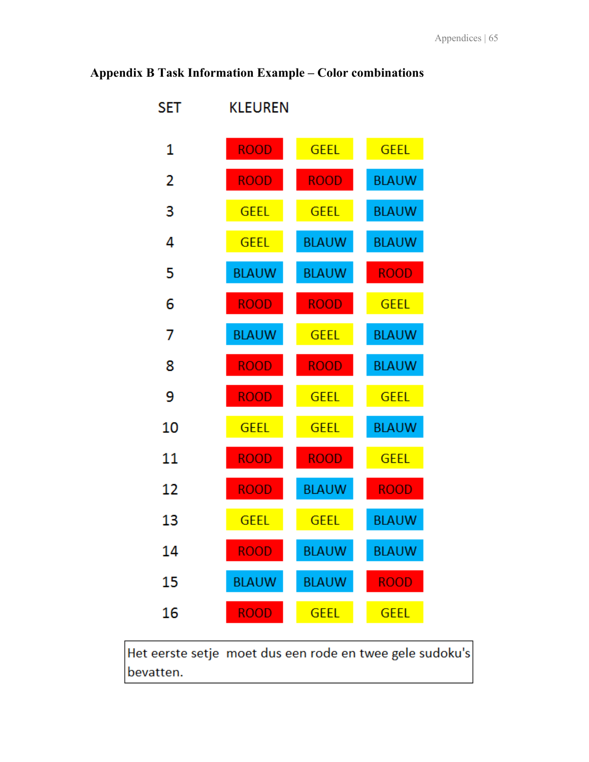**Appendix B Task Information Example – Color combinations**

| SET | KLEUREN | | |
|---|---|---|---|
| 1 | ROOD | GEEL | GEEL |
| 2 | ROOD | ROOD | BLAUW |
| 3 | GEEL | GEEL | BLAUW |
| 4 | GEEL | BLAUW | BLAUW |
| 5 | BLAUW | BLAUW | ROOD |
| 6 | ROOD | ROOD | GEEL |
| 7 | BLAUW | GEEL | BLAUW |
| 8 | ROOD | ROOD | BLAUW |
| 9 | ROOD | GEEL | GEEL |
| 10 | GEEL | GEEL | BLAUW |
| 11 | ROOD | ROOD | GEEL |
| 12 | ROOD | BLAUW | ROOD |
| 13 | GEEL | GEEL | BLAUW |
| 14 | ROOD | BLAUW | BLAUW |
| 15 | BLAUW | BLAUW | ROOD |
| 16 | ROOD | GEEL | GEEL |

Het eerste setje moet dus een rode en twee gele sudoku's bevatten.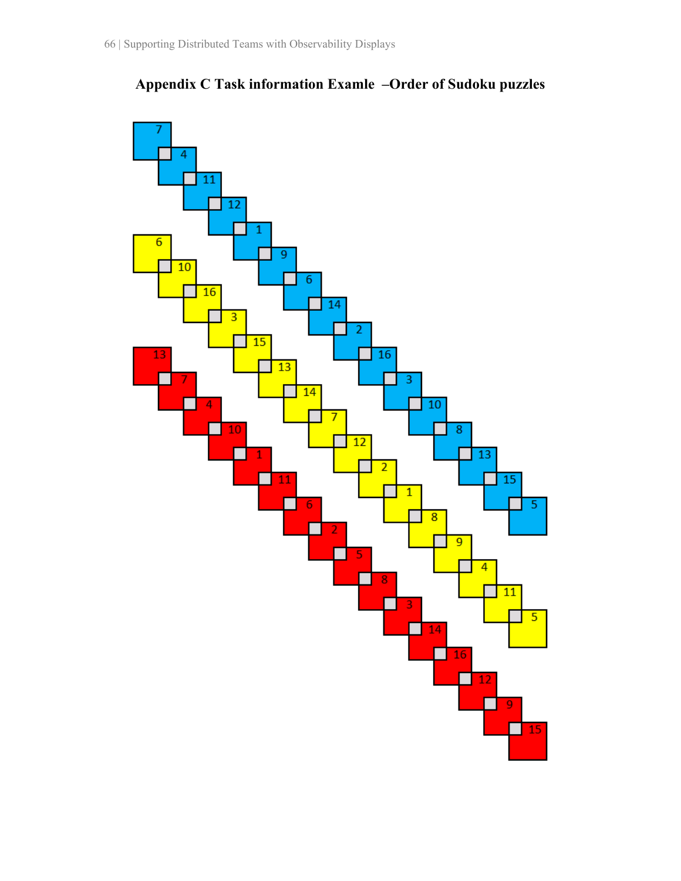# Appendix C Task information Examle –Order of Sudoku puzzles

7, 4, 11, 12, 1, 9, 6, 14, 2, 16, 3, 10, 8, 13, 15, 5

6, 10, 16, 3, 15, 13, 14, 7, 12, 2, 1, 8, 9, 4, 11, 5

13, 7, 4, 10, 1, 11, 6, 2, 5, 8, 3, 14, 16, 12, 9, 15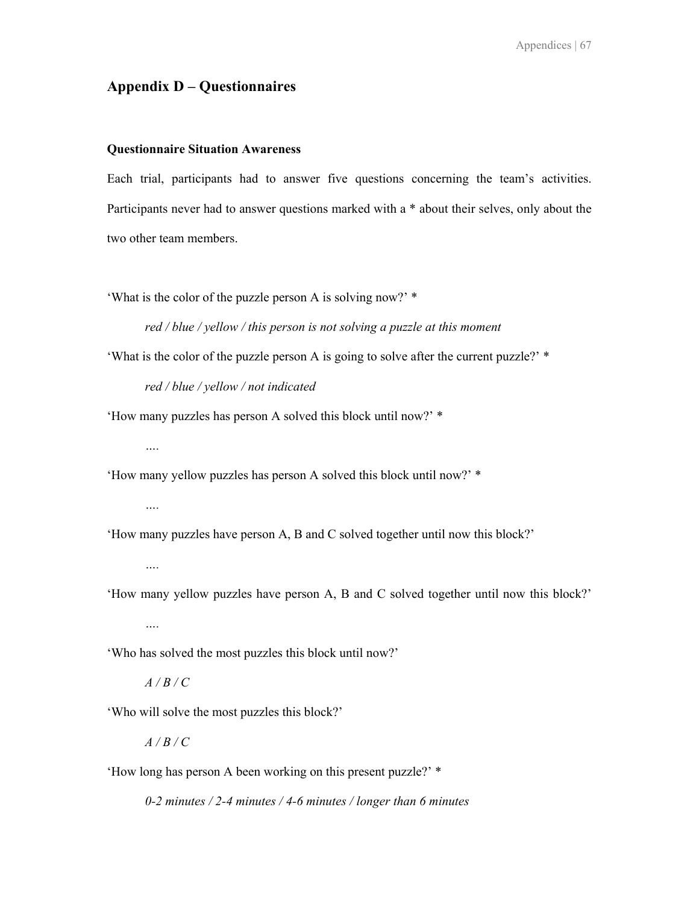## Appendix D – Questionnaires

### Questionnaire Situation Awareness

Each trial, participants had to answer five questions concerning the team's activities. Participants never had to answer questions marked with a * about their selves, only about the two other team members.

'What is the color of the puzzle person A is solving now?' *

> *red / blue / yellow / this person is not solving a puzzle at this moment*

'What is the color of the puzzle person A is going to solve after the current puzzle?' *

> *red / blue / yellow / not indicated*

'How many puzzles has person A solved this block until now?' *

> ....

'How many yellow puzzles has person A solved this block until now?' *

> ....

'How many puzzles have person A, B and C solved together until now this block?'

> ....

'How many yellow puzzles have person A, B and C solved together until now this block?'

> ....

'Who has solved the most puzzles this block until now?'

> *A / B / C*

'Who will solve the most puzzles this block?'

> *A / B / C*

'How long has person A been working on this present puzzle?' *

> *0-2 minutes / 2-4 minutes / 4-6 minutes / longer than 6 minutes*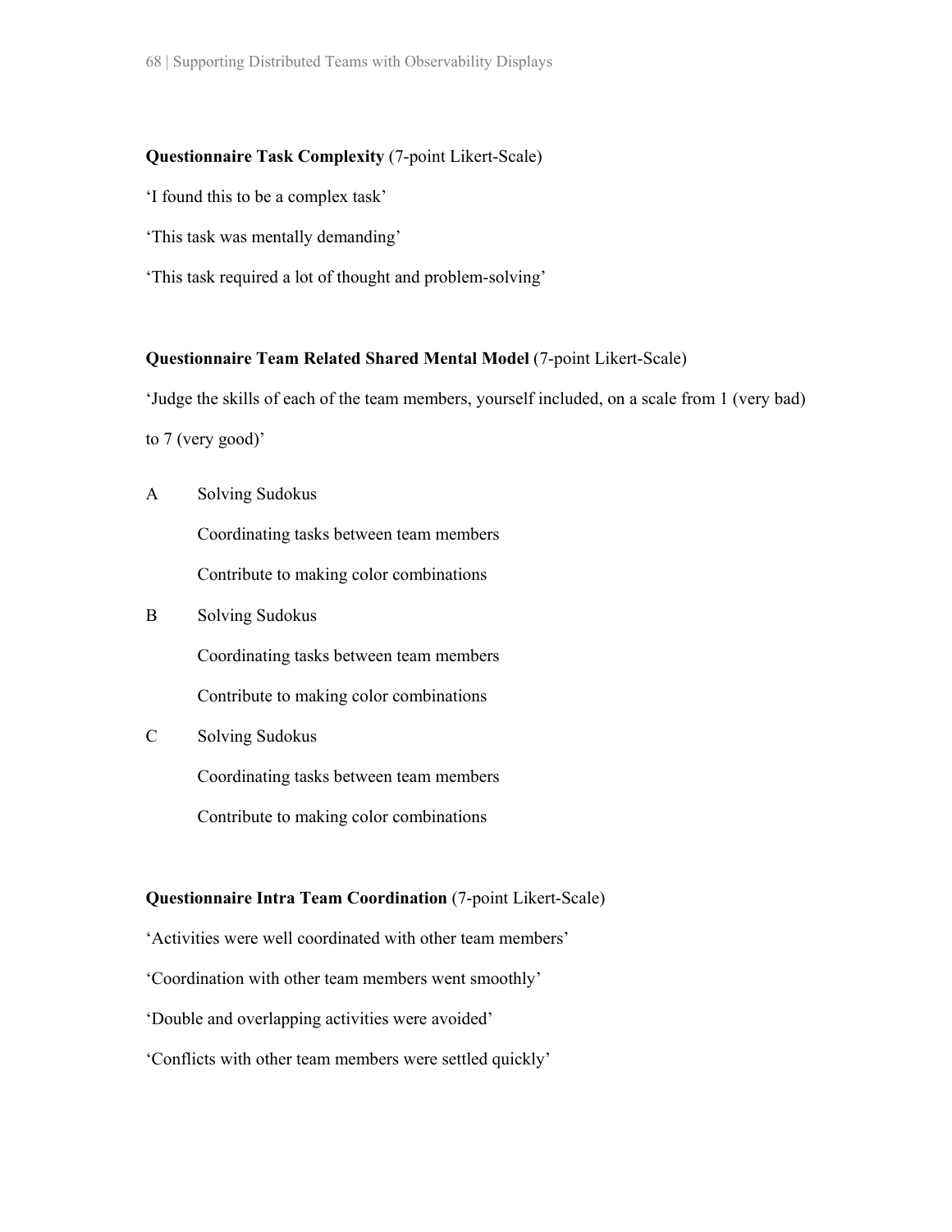**Questionnaire Task Complexity** (7-point Likert-Scale)

‘I found this to be a complex task’

‘This task was mentally demanding’

‘This task required a lot of thought and problem-solving’

**Questionnaire Team Related Shared Mental Model** (7-point Likert-Scale)

‘Judge the skills of each of the team members, yourself included, on a scale from 1 (very bad) to 7 (very good)’

A Solving Sudokus

  Coordinating tasks between team members

  Contribute to making color combinations

B Solving Sudokus

  Coordinating tasks between team members

  Contribute to making color combinations

C Solving Sudokus

  Coordinating tasks between team members

  Contribute to making color combinations

**Questionnaire Intra Team Coordination** (7-point Likert-Scale)

‘Activities were well coordinated with other team members’

‘Coordination with other team members went smoothly’

‘Double and overlapping activities were avoided’

‘Conflicts with other team members were settled quickly’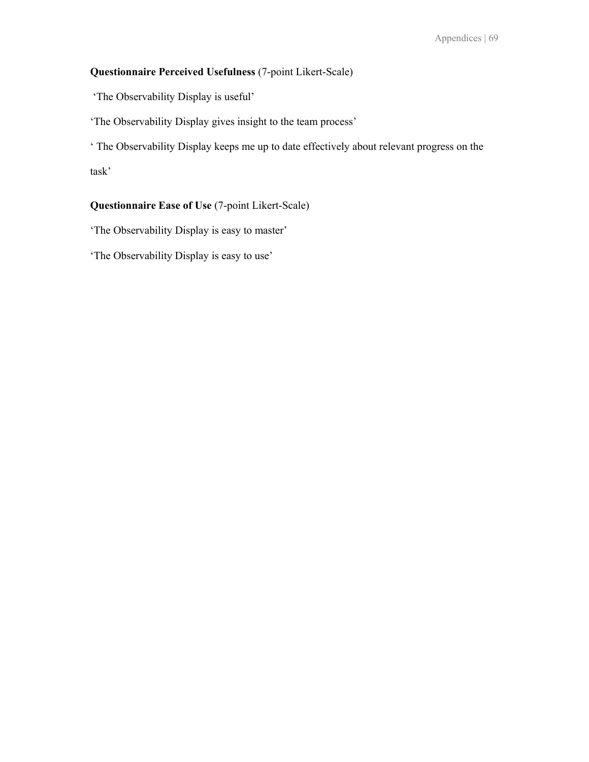**Questionnaire Perceived Usefulness** (7-point Likert-Scale)

'The Observability Display is useful'

'The Observability Display gives insight to the team process'

' The Observability Display keeps me up to date effectively about relevant progress on the task'

**Questionnaire Ease of Use** (7-point Likert-Scale)

'The Observability Display is easy to master'

'The Observability Display is easy to use'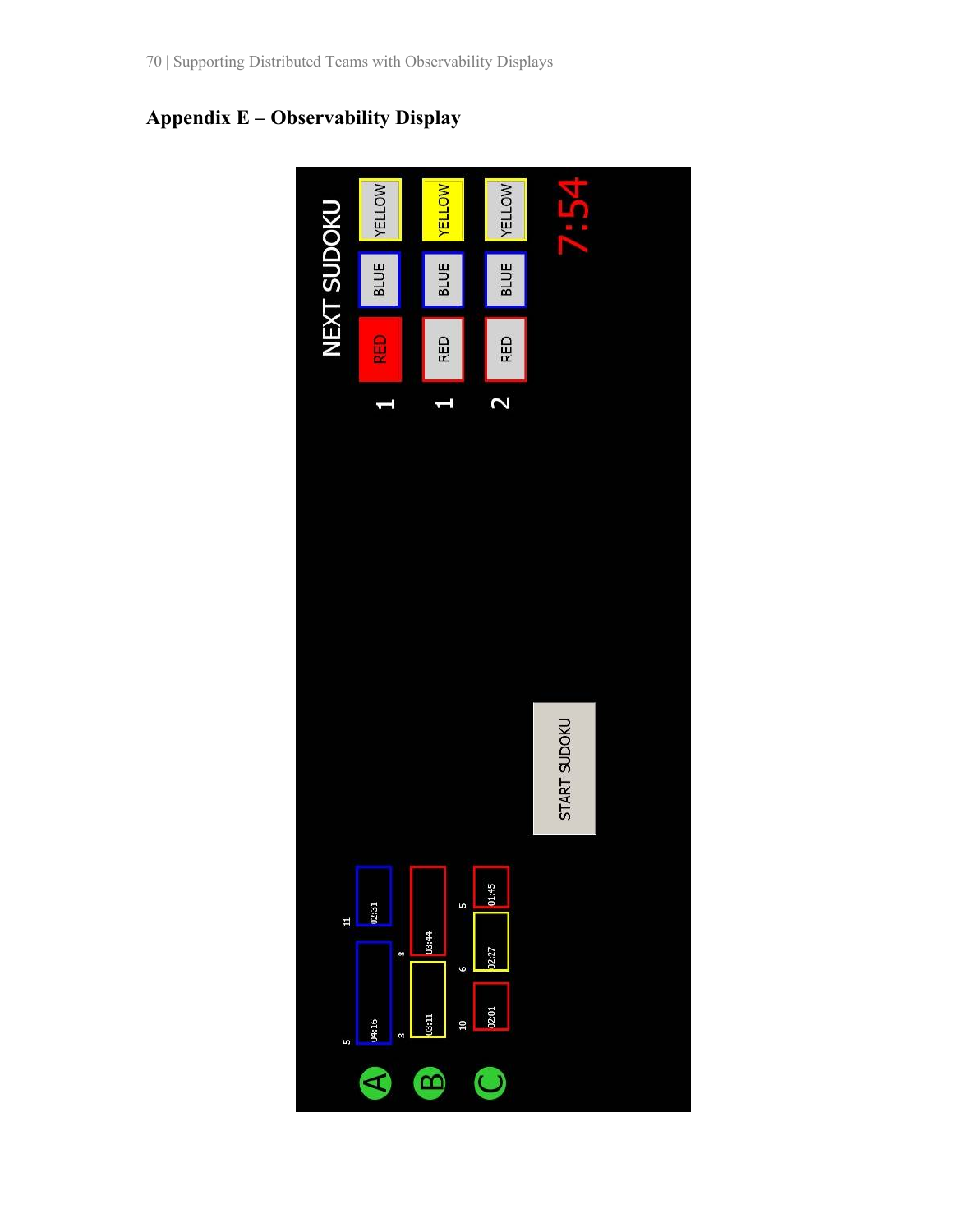# Appendix E – Observability Display

NEXT SUDOKU

1 RED BLUE YELLOW

1 RED BLUE YELLOW

2 RED BLUE YELLOW

7:54

START SUDOKU

A 5 04:16 11 02:31

B 3 03:11 8 03:44

C 10 02:01 6 02:27 5 01:45